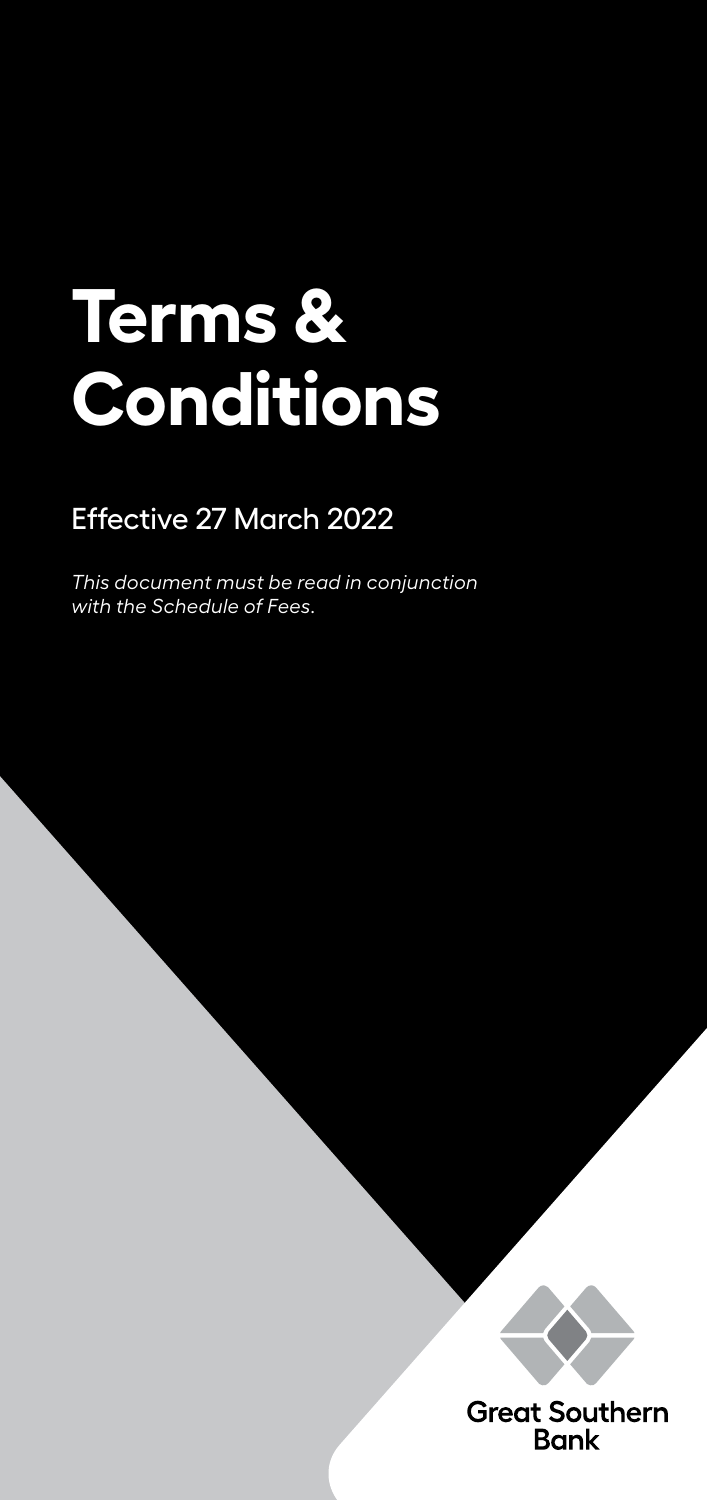# Terms & Conditions

Effective 27 March 2022

*This document must be read in conjunction with the Schedule of Fees.*

Great Southern Bank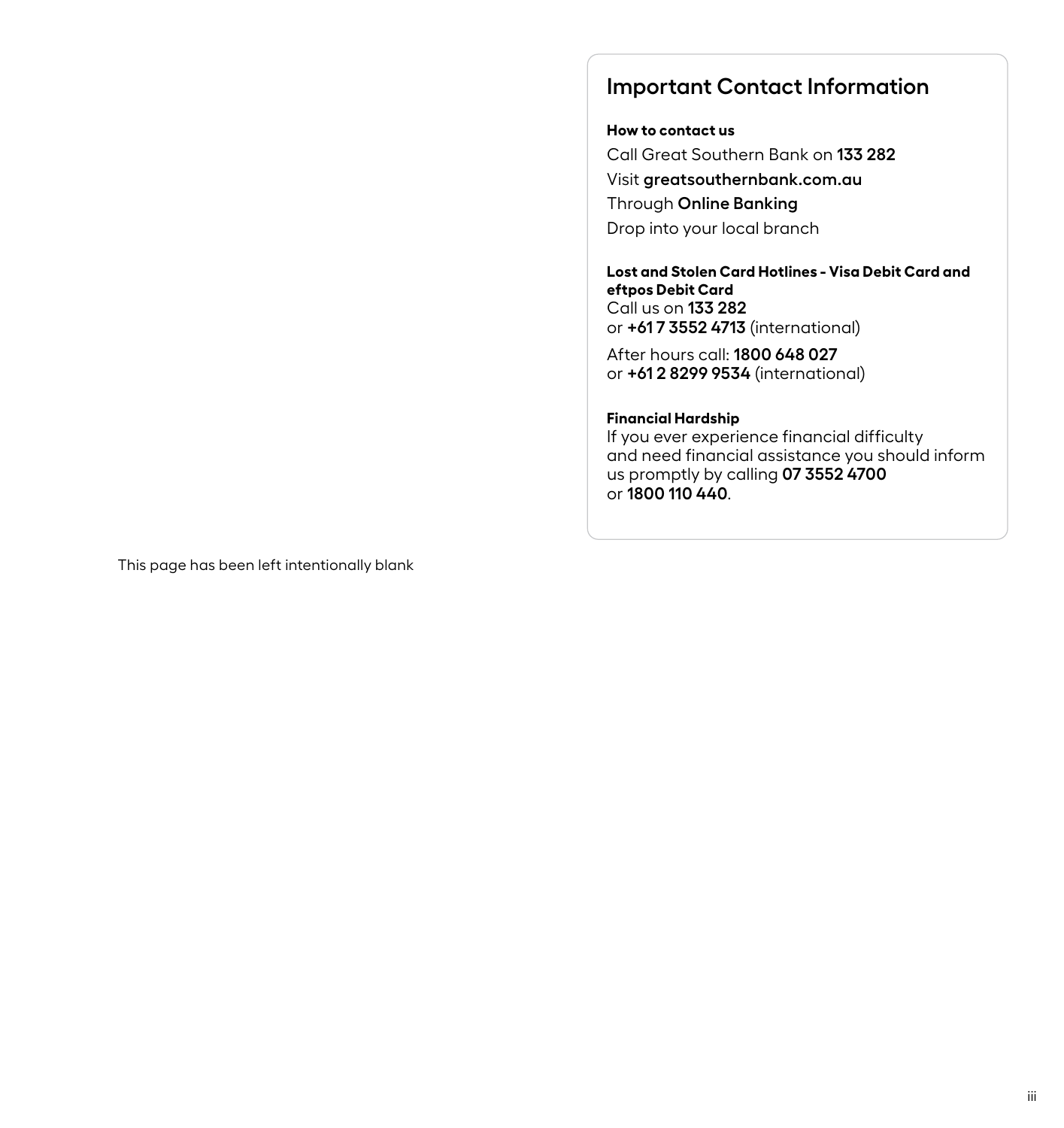This page has been left intentionally blank

## Important Contact Information

**How to contact us**

Call Great Southern Bank on **133 282**

Visit **greatsouthernbank.com.au**

Through **Online Banking**

Drop into your local branch

**Lost and Stolen Card Hotlines - Visa Debit Card and eftpos Debit Card**

Call us on **133 282**
or **+61 7 3552 4713** (international)

After hours call: **1800 648 027**
or **+61 2 8299 9534** (international)

**Financial Hardship**

If you ever experience financial difficulty and need financial assistance you should inform us promptly by calling **07 3552 4700** or **1800 110 440**.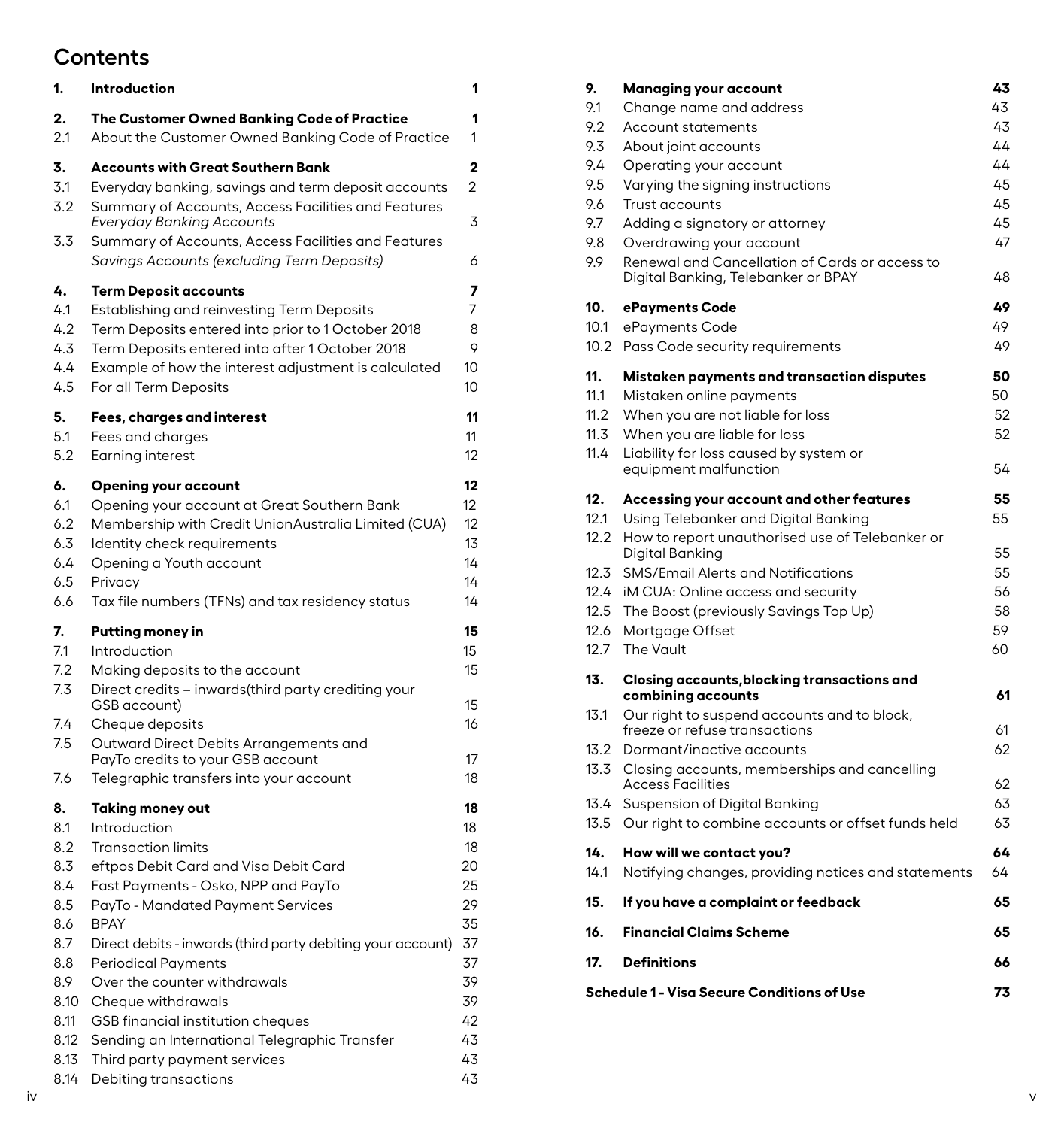# Contents

| | | |
|---|---|---|
| **1.** | **Introduction** | **1** |
| **2.** | **The Customer Owned Banking Code of Practice** | **1** |
| 2.1 | About the Customer Owned Banking Code of Practice | 1 |
| **3.** | **Accounts with Great Southern Bank** | **2** |
| 3.1 | Everyday banking, savings and term deposit accounts | 2 |
| 3.2 | Summary of Accounts, Access Facilities and Features *Everyday Banking Accounts* | 3 |
| 3.3 | Summary of Accounts, Access Facilities and Features *Savings Accounts (excluding Term Deposits)* | 6 |
| **4.** | **Term Deposit accounts** | **7** |
| 4.1 | Establishing and reinvesting Term Deposits | 7 |
| 4.2 | Term Deposits entered into prior to 1 October 2018 | 8 |
| 4.3 | Term Deposits entered into after 1 October 2018 | 9 |
| 4.4 | Example of how the interest adjustment is calculated | 10 |
| 4.5 | For all Term Deposits | 10 |
| **5.** | **Fees, charges and interest** | **11** |
| 5.1 | Fees and charges | 11 |
| 5.2 | Earning interest | 12 |
| **6.** | **Opening your account** | **12** |
| 6.1 | Opening your account at Great Southern Bank | 12 |
| 6.2 | Membership with Credit UnionAustralia Limited (CUA) | 12 |
| 6.3 | Identity check requirements | 13 |
| 6.4 | Opening a Youth account | 14 |
| 6.5 | Privacy | 14 |
| 6.6 | Tax file numbers (TFNs) and tax residency status | 14 |
| **7.** | **Putting money in** | **15** |
| 7.1 | Introduction | 15 |
| 7.2 | Making deposits to the account | 15 |
| 7.3 | Direct credits – inwards(third party crediting your GSB account) | 15 |
| 7.4 | Cheque deposits | 16 |
| 7.5 | Outward Direct Debits Arrangements and PayTo credits to your GSB account | 17 |
| 7.6 | Telegraphic transfers into your account | 18 |
| **8.** | **Taking money out** | **18** |
| 8.1 | Introduction | 18 |
| 8.2 | Transaction limits | 18 |
| 8.3 | eftpos Debit Card and Visa Debit Card | 20 |
| 8.4 | Fast Payments - Osko, NPP and PayTo | 25 |
| 8.5 | PayTo - Mandated Payment Services | 29 |
| 8.6 | BPAY | 35 |
| 8.7 | Direct debits - inwards (third party debiting your account) | 37 |
| 8.8 | Periodical Payments | 37 |
| 8.9 | Over the counter withdrawals | 39 |
| 8.10 | Cheque withdrawals | 39 |
| 8.11 | GSB financial institution cheques | 42 |
| 8.12 | Sending an International Telegraphic Transfer | 43 |
| 8.13 | Third party payment services | 43 |
| 8.14 | Debiting transactions | 43 |
| **9.** | **Managing your account** | **43** |
| 9.1 | Change name and address | 43 |
| 9.2 | Account statements | 43 |
| 9.3 | About joint accounts | 44 |
| 9.4 | Operating your account | 44 |
| 9.5 | Varying the signing instructions | 45 |
| 9.6 | Trust accounts | 45 |
| 9.7 | Adding a signatory or attorney | 45 |
| 9.8 | Overdrawing your account | 47 |
| 9.9 | Renewal and Cancellation of Cards or access to Digital Banking, Telebanker or BPAY | 48 |
| **10.** | **ePayments Code** | **49** |
| 10.1 | ePayments Code | 49 |
| 10.2 | Pass Code security requirements | 49 |
| **11.** | **Mistaken payments and transaction disputes** | **50** |
| 11.1 | Mistaken online payments | 50 |
| 11.2 | When you are not liable for loss | 52 |
| 11.3 | When you are liable for loss | 52 |
| 11.4 | Liability for loss caused by system or equipment malfunction | 54 |
| **12.** | **Accessing your account and other features** | **55** |
| 12.1 | Using Telebanker and Digital Banking | 55 |
| 12.2 | How to report unauthorised use of Telebanker or Digital Banking | 55 |
| 12.3 | SMS/Email Alerts and Notifications | 55 |
| 12.4 | iM CUA: Online access and security | 56 |
| 12.5 | The Boost (previously Savings Top Up) | 58 |
| 12.6 | Mortgage Offset | 59 |
| 12.7 | The Vault | 60 |
| **13.** | **Closing accounts,blocking transactions and combining accounts** | **61** |
| 13.1 | Our right to suspend accounts and to block, freeze or refuse transactions | 61 |
| 13.2 | Dormant/inactive accounts | 62 |
| 13.3 | Closing accounts, memberships and cancelling Access Facilities | 62 |
| 13.4 | Suspension of Digital Banking | 63 |
| 13.5 | Our right to combine accounts or offset funds held | 63 |
| **14.** | **How will we contact you?** | **64** |
| 14.1 | Notifying changes, providing notices and statements | 64 |
| **15.** | **If you have a complaint or feedback** | **65** |
| **16.** | **Financial Claims Scheme** | **65** |
| **17.** | **Definitions** | **66** |
| | **Schedule 1 - Visa Secure Conditions of Use** | **73** |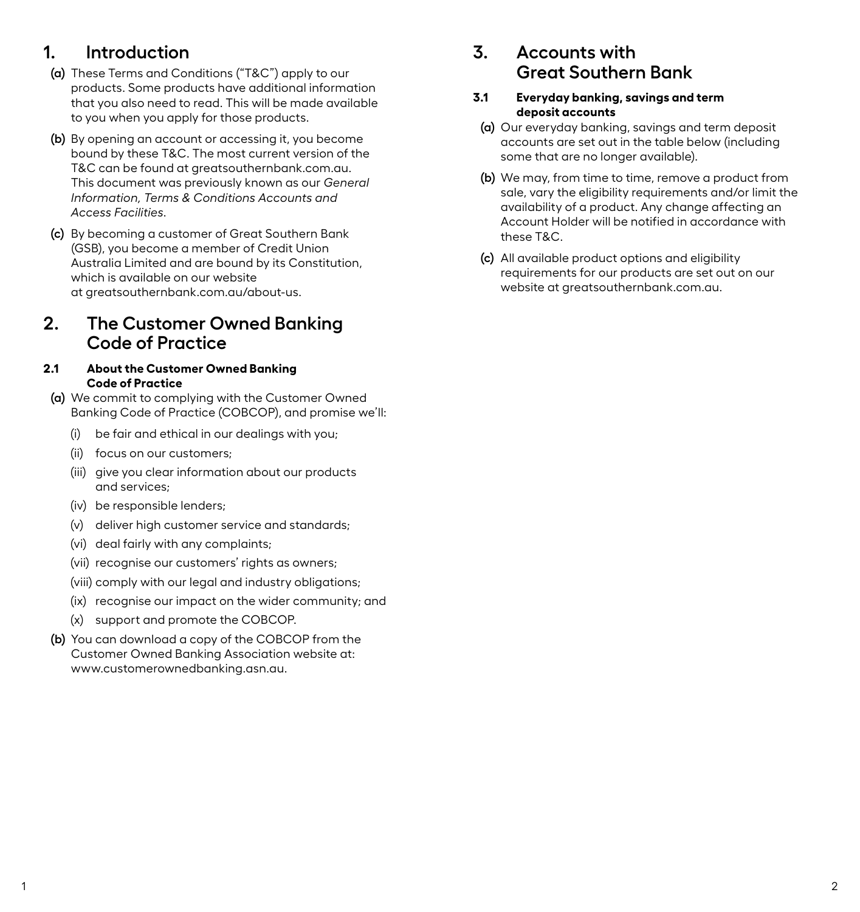# 1. Introduction

**(a)** These Terms and Conditions ("T&C") apply to our products. Some products have additional information that you also need to read. This will be made available to you when you apply for those products.

**(b)** By opening an account or accessing it, you become bound by these T&C. The most current version of the T&C can be found at greatsouthernbank.com.au. This document was previously known as our *General Information, Terms & Conditions Accounts and Access Facilities*.

**(c)** By becoming a customer of Great Southern Bank (GSB), you become a member of Credit Union Australia Limited and are bound by its Constitution, which is available on our website at greatsouthernbank.com.au/about-us.

# 2. The Customer Owned Banking Code of Practice

### 2.1 About the Customer Owned Banking Code of Practice

**(a)** We commit to complying with the Customer Owned Banking Code of Practice (COBCOP), and promise we'll:

(i) be fair and ethical in our dealings with you;

(ii) focus on our customers;

(iii) give you clear information about our products and services;

(iv) be responsible lenders;

(v) deliver high customer service and standards;

(vi) deal fairly with any complaints;

(vii) recognise our customers' rights as owners;

(viii) comply with our legal and industry obligations;

(ix) recognise our impact on the wider community; and

(x) support and promote the COBCOP.

**(b)** You can download a copy of the COBCOP from the Customer Owned Banking Association website at: www.customerownedbanking.asn.au.

# 3. Accounts with Great Southern Bank

### 3.1 Everyday banking, savings and term deposit accounts

**(a)** Our everyday banking, savings and term deposit accounts are set out in the table below (including some that are no longer available).

**(b)** We may, from time to time, remove a product from sale, vary the eligibility requirements and/or limit the availability of a product. Any change affecting an Account Holder will be notified in accordance with these T&C.

**(c)** All available product options and eligibility requirements for our products are set out on our website at greatsouthernbank.com.au.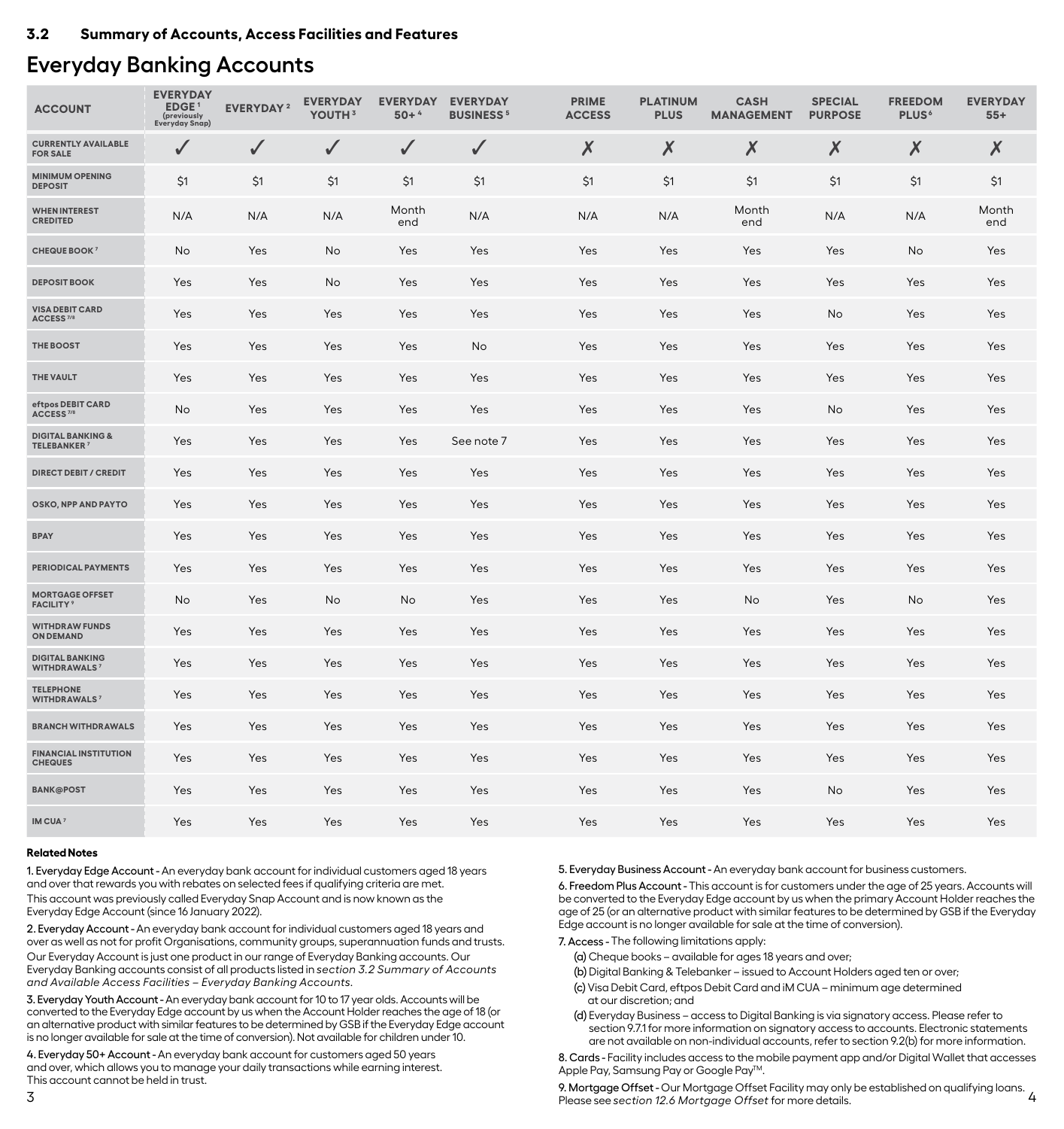## 3.2 Summary of Accounts, Access Facilities and Features

# Everyday Banking Accounts

| ACCOUNT | EVERYDAY EDGE[1] (previously Everyday Snap) | EVERYDAY[2] | EVERYDAY YOUTH[3] | EVERYDAY 50+[4] | EVERYDAY BUSINESS[5] | PRIME ACCESS | PLATINUM PLUS | CASH MANAGEMENT | SPECIAL PURPOSE | FREEDOM PLUS[6] | EVERYDAY 55+ |
|---|---|---|---|---|---|---|---|---|---|---|---|
| CURRENTLY AVAILABLE FOR SALE | ✓ | ✓ | ✓ | ✓ | ✓ | ✗ | ✗ | ✗ | ✗ | ✗ | ✗ |
| MINIMUM OPENING DEPOSIT | $1 | $1 | $1 | $1 | $1 | $1 | $1 | $1 | $1 | $1 | $1 |
| WHEN INTEREST CREDITED | N/A | N/A | N/A | Month end | N/A | N/A | N/A | Month end | N/A | N/A | Month end |
| CHEQUE BOOK[7] | No | Yes | No | Yes | Yes | Yes | Yes | Yes | Yes | No | Yes |
| DEPOSIT BOOK | Yes | Yes | No | Yes | Yes | Yes | Yes | Yes | Yes | Yes | Yes |
| VISA DEBIT CARD ACCESS[7/8] | Yes | Yes | Yes | Yes | Yes | Yes | Yes | Yes | No | Yes | Yes |
| THE BOOST | Yes | Yes | Yes | Yes | No | Yes | Yes | Yes | Yes | Yes | Yes |
| THE VAULT | Yes | Yes | Yes | Yes | Yes | Yes | Yes | Yes | Yes | Yes | Yes |
| eftpos DEBIT CARD ACCESS[7/8] | No | Yes | Yes | Yes | Yes | Yes | Yes | Yes | No | Yes | Yes |
| DIGITAL BANKING & TELEBANKER[7] | Yes | Yes | Yes | Yes | See note 7 | Yes | Yes | Yes | Yes | Yes | Yes |
| DIRECT DEBIT / CREDIT | Yes | Yes | Yes | Yes | Yes | Yes | Yes | Yes | Yes | Yes | Yes |
| OSKO, NPP AND PAYTO | Yes | Yes | Yes | Yes | Yes | Yes | Yes | Yes | Yes | Yes | Yes |
| BPAY | Yes | Yes | Yes | Yes | Yes | Yes | Yes | Yes | Yes | Yes | Yes |
| PERIODICAL PAYMENTS | Yes | Yes | Yes | Yes | Yes | Yes | Yes | Yes | Yes | Yes | Yes |
| MORTGAGE OFFSET FACILITY[9] | No | Yes | No | No | Yes | Yes | Yes | No | Yes | No | Yes |
| WITHDRAW FUNDS ON DEMAND | Yes | Yes | Yes | Yes | Yes | Yes | Yes | Yes | Yes | Yes | Yes |
| DIGITAL BANKING WITHDRAWALS[7] | Yes | Yes | Yes | Yes | Yes | Yes | Yes | Yes | Yes | Yes | Yes |
| TELEPHONE WITHDRAWALS[7] | Yes | Yes | Yes | Yes | Yes | Yes | Yes | Yes | Yes | Yes | Yes |
| BRANCH WITHDRAWALS | Yes | Yes | Yes | Yes | Yes | Yes | Yes | Yes | Yes | Yes | Yes |
| FINANCIAL INSTITUTION CHEQUES | Yes | Yes | Yes | Yes | Yes | Yes | Yes | Yes | Yes | Yes | Yes |
| BANK@POST | Yes | Yes | Yes | Yes | Yes | Yes | Yes | Yes | No | Yes | Yes |
| IM CUA[7] | Yes | Yes | Yes | Yes | Yes | Yes | Yes | Yes | Yes | Yes | Yes |

**Related Notes**

**1. Everyday Edge Account -** An everyday bank account for individual customers aged 18 years and over that rewards you with rebates on selected fees if qualifying criteria are met.
This account was previously called Everyday Snap Account and is now known as the Everyday Edge Account (since 16 January 2022).

**2. Everyday Account -** An everyday bank account for individual customers aged 18 years and over as well as not for profit Organisations, community groups, superannuation funds and trusts.
Our Everyday Account is just one product in our range of Everyday Banking accounts. Our Everyday Banking accounts consist of all products listed in *section 3.2 Summary of Accounts and Available Access Facilities – Everyday Banking Accounts*.

**3. Everyday Youth Account -** An everyday bank account for 10 to 17 year olds. Accounts will be converted to the Everyday Edge account by us when the Account Holder reaches the age of 18 (or an alternative product with similar features to be determined by GSB if the Everyday Edge account is no longer available for sale at the time of conversion). Not available for children under 10.

**4. Everyday 50+ Account -** An everyday bank account for customers aged 50 years and over, which allows you to manage your daily transactions while earning interest. This account cannot be held in trust.

**5. Everyday Business Account -** An everyday bank account for business customers.

**6. Freedom Plus Account -** This account is for customers under the age of 25 years. Accounts will be converted to the Everyday Edge account by us when the primary Account Holder reaches the age of 25 (or an alternative product with similar features to be determined by GSB if the Everyday Edge account is no longer available for sale at the time of conversion).

**7. Access -** The following limitations apply:

(a) Cheque books – available for ages 18 years and over;

(b) Digital Banking & Telebanker – issued to Account Holders aged ten or over;

(c) Visa Debit Card, eftpos Debit Card and iM CUA – minimum age determined at our discretion; and

(d) Everyday Business – access to Digital Banking is via signatory access. Please refer to section 9.7.1 for more information on signatory access to accounts. Electronic statements are not available on non-individual accounts, refer to section 9.2(b) for more information.

**8. Cards -** Facility includes access to the mobile payment app and/or Digital Wallet that accesses Apple Pay, Samsung Pay or Google Pay™.

**9. Mortgage Offset -** Our Mortgage Offset Facility may only be established on qualifying loans. Please see *section 12.6 Mortgage Offset* for more details.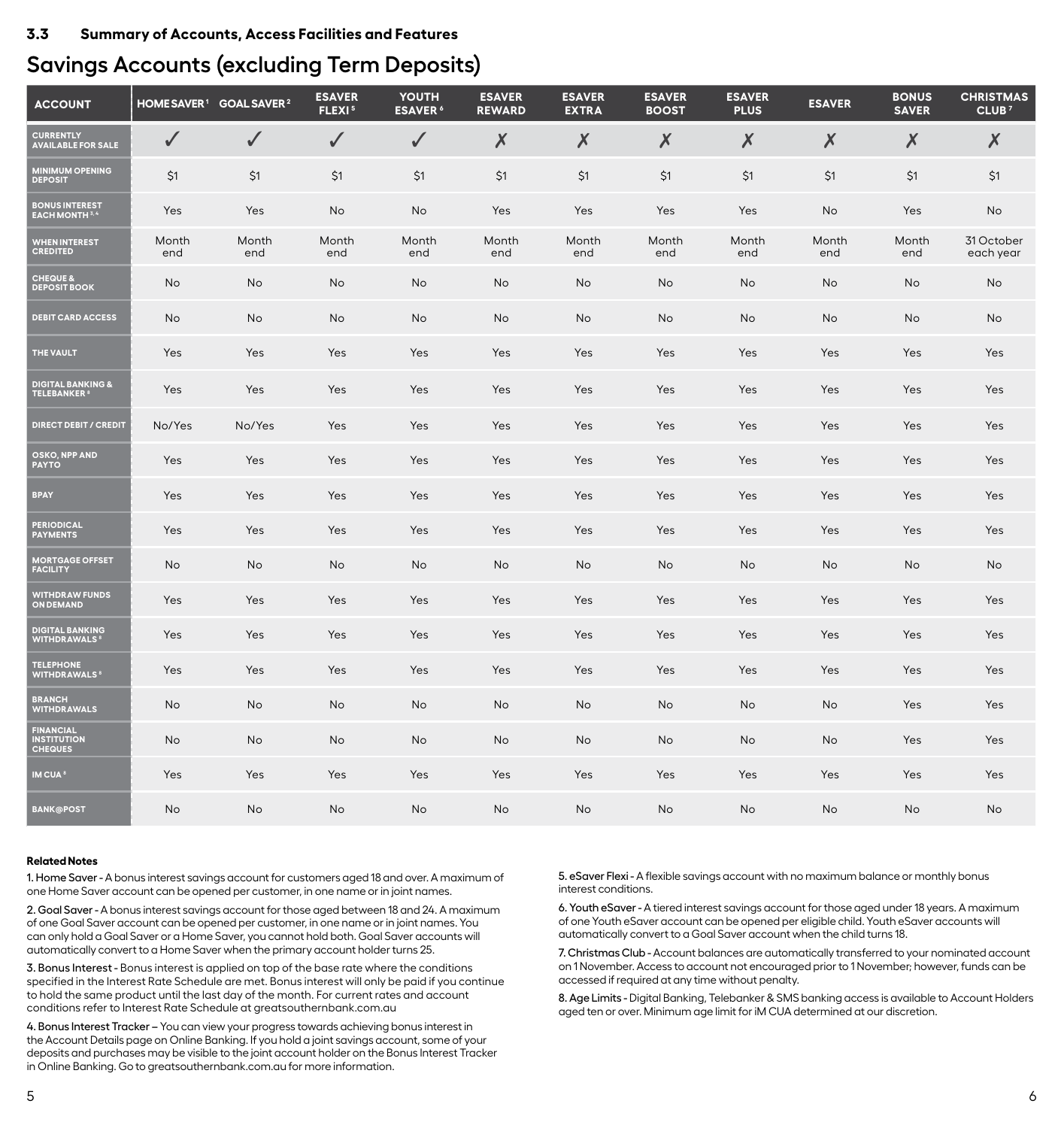## 3.3 Summary of Accounts, Access Facilities and Features

# Savings Accounts (excluding Term Deposits)

| ACCOUNT | HOME SAVER [1] | GOAL SAVER [2] | ESAVER FLEXI [5] | YOUTH ESAVER [6] | ESAVER REWARD | ESAVER EXTRA | ESAVER BOOST | ESAVER PLUS | ESAVER | BONUS SAVER | CHRISTMAS CLUB [7] |
|---|---|---|---|---|---|---|---|---|---|---|---|
| CURRENTLY AVAILABLE FOR SALE | ✓ | ✓ | ✓ | ✓ | ✗ | ✗ | ✗ | ✗ | ✗ | ✗ | ✗ |
| MINIMUM OPENING DEPOSIT | $1 | $1 | $1 | $1 | $1 | $1 | $1 | $1 | $1 | $1 | $1 |
| BONUS INTEREST EACH MONTH [3,4] | Yes | Yes | No | No | Yes | Yes | Yes | Yes | No | Yes | No |
| WHEN INTEREST CREDITED | Month end | Month end | Month end | Month end | Month end | Month end | Month end | Month end | Month end | Month end | 31 October each year |
| CHEQUE & DEPOSIT BOOK | No | No | No | No | No | No | No | No | No | No | No |
| DEBIT CARD ACCESS | No | No | No | No | No | No | No | No | No | No | No |
| THE VAULT | Yes | Yes | Yes | Yes | Yes | Yes | Yes | Yes | Yes | Yes | Yes |
| DIGITAL BANKING & TELEBANKER [8] | Yes | Yes | Yes | Yes | Yes | Yes | Yes | Yes | Yes | Yes | Yes |
| DIRECT DEBIT / CREDIT | No/Yes | No/Yes | Yes | Yes | Yes | Yes | Yes | Yes | Yes | Yes | Yes |
| OSKO, NPP AND PAYTO | Yes | Yes | Yes | Yes | Yes | Yes | Yes | Yes | Yes | Yes | Yes |
| BPAY | Yes | Yes | Yes | Yes | Yes | Yes | Yes | Yes | Yes | Yes | Yes |
| PERIODICAL PAYMENTS | Yes | Yes | Yes | Yes | Yes | Yes | Yes | Yes | Yes | Yes | Yes |
| MORTGAGE OFFSET FACILITY | No | No | No | No | No | No | No | No | No | No | No |
| WITHDRAW FUNDS ON DEMAND | Yes | Yes | Yes | Yes | Yes | Yes | Yes | Yes | Yes | Yes | Yes |
| DIGITAL BANKING WITHDRAWALS [8] | Yes | Yes | Yes | Yes | Yes | Yes | Yes | Yes | Yes | Yes | Yes |
| TELEPHONE WITHDRAWALS [8] | Yes | Yes | Yes | Yes | Yes | Yes | Yes | Yes | Yes | Yes | Yes |
| BRANCH WITHDRAWALS | No | No | No | No | No | No | No | No | No | Yes | Yes |
| FINANCIAL INSTITUTION CHEQUES | No | No | No | No | No | No | No | No | No | Yes | Yes |
| IM CUA [8] | Yes | Yes | Yes | Yes | Yes | Yes | Yes | Yes | Yes | Yes | Yes |
| BANK@POST | No | No | No | No | No | No | No | No | No | No | No |

**Related Notes**

**1. Home Saver -** A bonus interest savings account for customers aged 18 and over. A maximum of one Home Saver account can be opened per customer, in one name or in joint names.

**2. Goal Saver -** A bonus interest savings account for those aged between 18 and 24. A maximum of one Goal Saver account can be opened per customer, in one name or in joint names. You can only hold a Goal Saver or a Home Saver, you cannot hold both. Goal Saver accounts will automatically convert to a Home Saver when the primary account holder turns 25.

**3. Bonus Interest -** Bonus interest is applied on top of the base rate where the conditions specified in the Interest Rate Schedule are met. Bonus interest will only be paid if you continue to hold the same product until the last day of the month. For current rates and account conditions refer to Interest Rate Schedule at greatsouthernbank.com.au

**4. Bonus Interest Tracker –** You can view your progress towards achieving bonus interest in the Account Details page on Online Banking. If you hold a joint savings account, some of your deposits and purchases may be visible to the joint account holder on the Bonus Interest Tracker in Online Banking. Go to greatsouthernbank.com.au for more information.

**5. eSaver Flexi -** A flexible savings account with no maximum balance or monthly bonus interest conditions.

**6. Youth eSaver -** A tiered interest savings account for those aged under 18 years. A maximum of one Youth eSaver account can be opened per eligible child. Youth eSaver accounts will automatically convert to a Goal Saver account when the child turns 18.

**7. Christmas Club -** Account balances are automatically transferred to your nominated account on 1 November. Access to account not encouraged prior to 1 November; however, funds can be accessed if required at any time without penalty.

**8. Age Limits -** Digital Banking, Telebanker & SMS banking access is available to Account Holders aged ten or over. Minimum age limit for iM CUA determined at our discretion.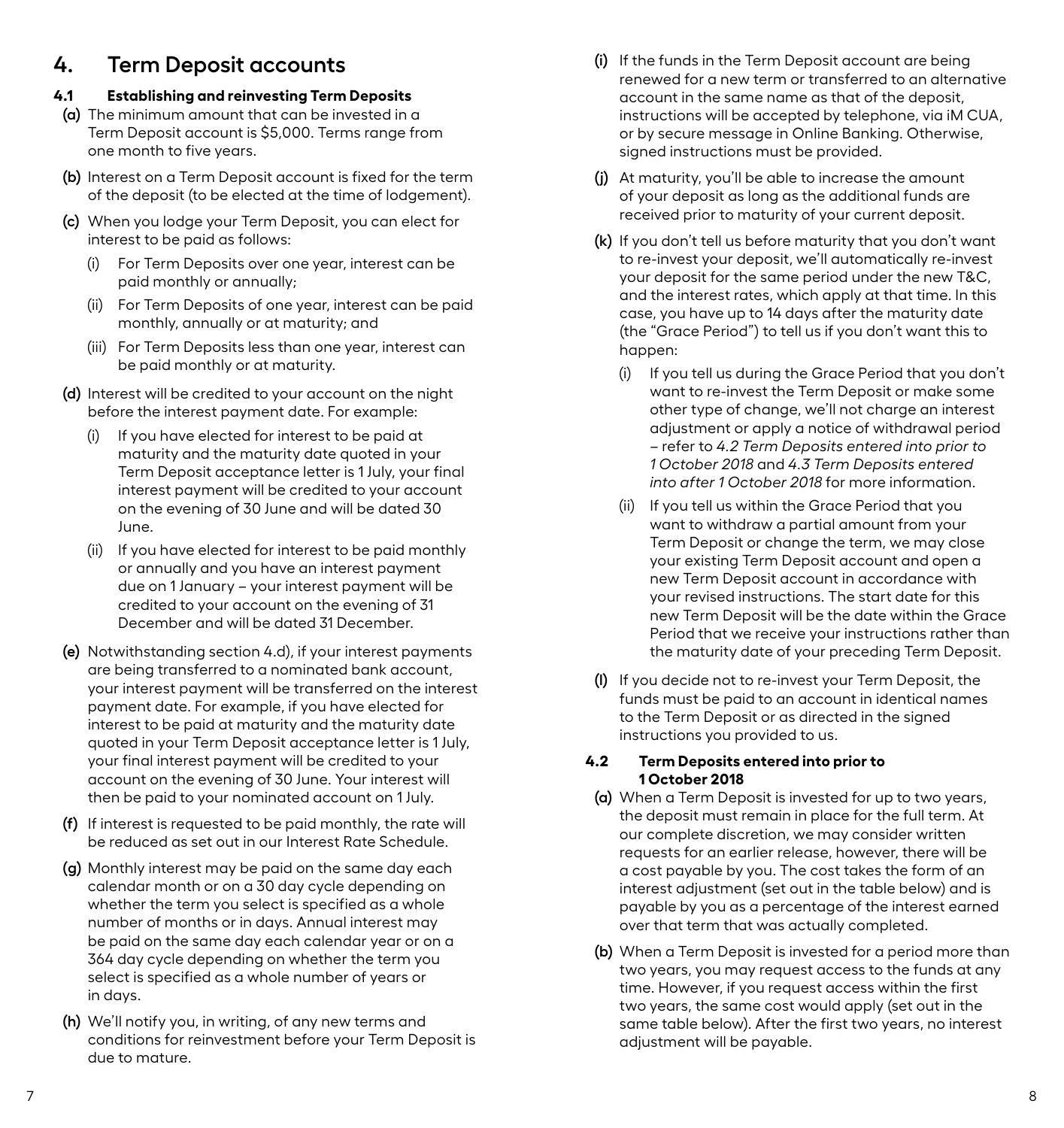# 4. Term Deposit accounts

### 4.1 Establishing and reinvesting Term Deposits

**(a)** The minimum amount that can be invested in a Term Deposit account is $5,000. Terms range from one month to five years.

**(b)** Interest on a Term Deposit account is fixed for the term of the deposit (to be elected at the time of lodgement).

**(c)** When you lodge your Term Deposit, you can elect for interest to be paid as follows:

- (i) For Term Deposits over one year, interest can be paid monthly or annually;
- (ii) For Term Deposits of one year, interest can be paid monthly, annually or at maturity; and
- (iii) For Term Deposits less than one year, interest can be paid monthly or at maturity.

**(d)** Interest will be credited to your account on the night before the interest payment date. For example:

- (i) If you have elected for interest to be paid at maturity and the maturity date quoted in your Term Deposit acceptance letter is 1 July, your final interest payment will be credited to your account on the evening of 30 June and will be dated 30 June.
- (ii) If you have elected for interest to be paid monthly or annually and you have an interest payment due on 1 January – your interest payment will be credited to your account on the evening of 31 December and will be dated 31 December.

**(e)** Notwithstanding section 4.d), if your interest payments are being transferred to a nominated bank account, your interest payment will be transferred on the interest payment date. For example, if you have elected for interest to be paid at maturity and the maturity date quoted in your Term Deposit acceptance letter is 1 July, your final interest payment will be credited to your account on the evening of 30 June. Your interest will then be paid to your nominated account on 1 July.

**(f)** If interest is requested to be paid monthly, the rate will be reduced as set out in our Interest Rate Schedule.

**(g)** Monthly interest may be paid on the same day each calendar month or on a 30 day cycle depending on whether the term you select is specified as a whole number of months or in days. Annual interest may be paid on the same day each calendar year or on a 364 day cycle depending on whether the term you select is specified as a whole number of years or in days.

**(h)** We'll notify you, in writing, of any new terms and conditions for reinvestment before your Term Deposit is due to mature.

**(i)** If the funds in the Term Deposit account are being renewed for a new term or transferred to an alternative account in the same name as that of the deposit, instructions will be accepted by telephone, via iM CUA, or by secure message in Online Banking. Otherwise, signed instructions must be provided.

**(j)** At maturity, you'll be able to increase the amount of your deposit as long as the additional funds are received prior to maturity of your current deposit.

**(k)** If you don't tell us before maturity that you don't want to re-invest your deposit, we'll automatically re-invest your deposit for the same period under the new T&C, and the interest rates, which apply at that time. In this case, you have up to 14 days after the maturity date (the "Grace Period") to tell us if you don't want this to happen:

- (i) If you tell us during the Grace Period that you don't want to re-invest the Term Deposit or make some other type of change, we'll not charge an interest adjustment or apply a notice of withdrawal period – refer to *4.2 Term Deposits entered into prior to 1 October 2018* and *4.3 Term Deposits entered into after 1 October 2018* for more information.
- (ii) If you tell us within the Grace Period that you want to withdraw a partial amount from your Term Deposit or change the term, we may close your existing Term Deposit account and open a new Term Deposit account in accordance with your revised instructions. The start date for this new Term Deposit will be the date within the Grace Period that we receive your instructions rather than the maturity date of your preceding Term Deposit.

**(l)** If you decide not to re-invest your Term Deposit, the funds must be paid to an account in identical names to the Term Deposit or as directed in the signed instructions you provided to us.

### 4.2 Term Deposits entered into prior to 1 October 2018

**(a)** When a Term Deposit is invested for up to two years, the deposit must remain in place for the full term. At our complete discretion, we may consider written requests for an earlier release, however, there will be a cost payable by you. The cost takes the form of an interest adjustment (set out in the table below) and is payable by you as a percentage of the interest earned over that term that was actually completed.

**(b)** When a Term Deposit is invested for a period more than two years, you may request access to the funds at any time. However, if you request access within the first two years, the same cost would apply (set out in the same table below). After the first two years, no interest adjustment will be payable.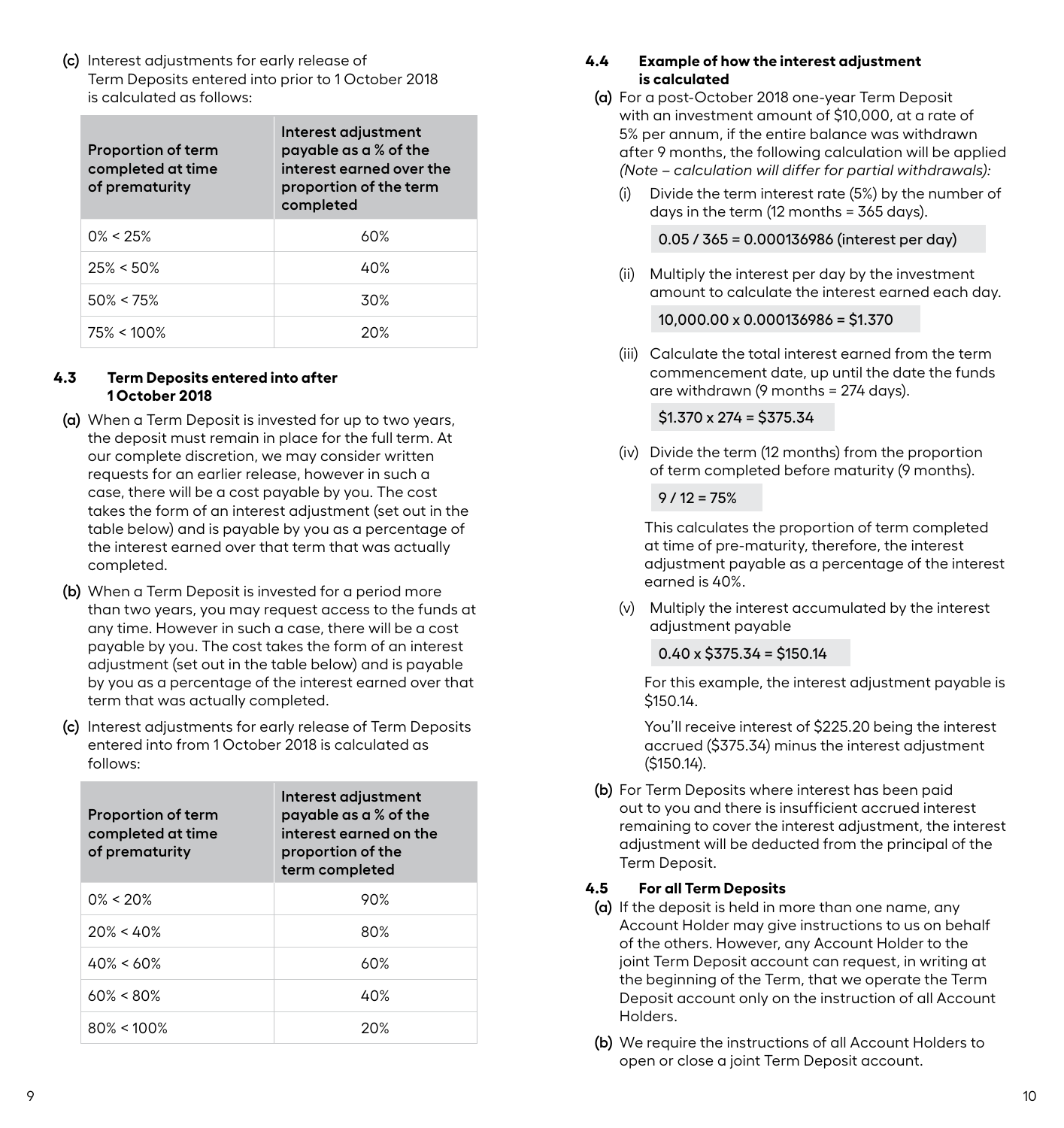(c) Interest adjustments for early release of Term Deposits entered into prior to 1 October 2018 is calculated as follows:

| Proportion of term completed at time of prematurity | Interest adjustment payable as a % of the interest earned over the proportion of the term completed |
|---|---|
| 0% < 25% | 60% |
| 25% < 50% | 40% |
| 50% < 75% | 30% |
| 75% < 100% | 20% |

### 4.3 Term Deposits entered into after 1 October 2018

(a) When a Term Deposit is invested for up to two years, the deposit must remain in place for the full term. At our complete discretion, we may consider written requests for an earlier release, however in such a case, there will be a cost payable by you. The cost takes the form of an interest adjustment (set out in the table below) and is payable by you as a percentage of the interest earned over that term that was actually completed.

(b) When a Term Deposit is invested for a period more than two years, you may request access to the funds at any time. However in such a case, there will be a cost payable by you. The cost takes the form of an interest adjustment (set out in the table below) and is payable by you as a percentage of the interest earned over that term that was actually completed.

(c) Interest adjustments for early release of Term Deposits entered into from 1 October 2018 is calculated as follows:

| Proportion of term completed at time of prematurity | Interest adjustment payable as a % of the interest earned on the proportion of the term completed |
|---|---|
| 0% < 20% | 90% |
| 20% < 40% | 80% |
| 40% < 60% | 60% |
| 60% < 80% | 40% |
| 80% < 100% | 20% |

### 4.4 Example of how the interest adjustment is calculated

(a) For a post-October 2018 one-year Term Deposit with an investment amount of $10,000, at a rate of 5% per annum, if the entire balance was withdrawn after 9 months, the following calculation will be applied *(Note – calculation will differ for partial withdrawals):*

(i) Divide the term interest rate (5%) by the number of days in the term (12 months = 365 days).

0.05 / 365 = 0.000136986 (interest per day)

(ii) Multiply the interest per day by the investment amount to calculate the interest earned each day.

10,000.00 x 0.000136986 = $1.370

(iii) Calculate the total interest earned from the term commencement date, up until the date the funds are withdrawn (9 months = 274 days).

$1.370 x 274 = $375.34

(iv) Divide the term (12 months) from the proportion of term completed before maturity (9 months).

9 / 12 = 75%

This calculates the proportion of term completed at time of pre-maturity, therefore, the interest adjustment payable as a percentage of the interest earned is 40%.

(v) Multiply the interest accumulated by the interest adjustment payable

0.40 x $375.34 = $150.14

For this example, the interest adjustment payable is $150.14.

You'll receive interest of $225.20 being the interest accrued ($375.34) minus the interest adjustment ($150.14).

(b) For Term Deposits where interest has been paid out to you and there is insufficient accrued interest remaining to cover the interest adjustment, the interest adjustment will be deducted from the principal of the Term Deposit.

### 4.5 For all Term Deposits

(a) If the deposit is held in more than one name, any Account Holder may give instructions to us on behalf of the others. However, any Account Holder to the joint Term Deposit account can request, in writing at the beginning of the Term, that we operate the Term Deposit account only on the instruction of all Account Holders.

(b) We require the instructions of all Account Holders to open or close a joint Term Deposit account.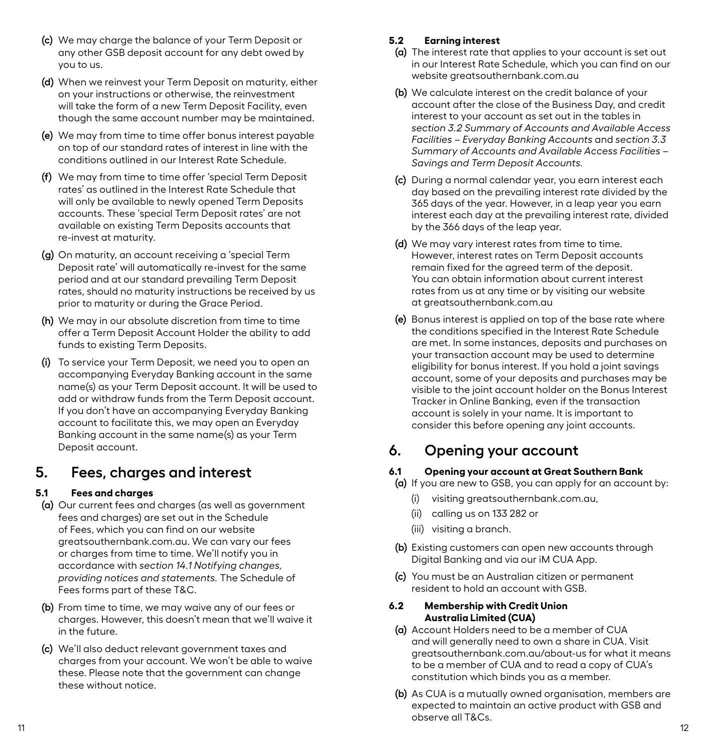**(c)** We may charge the balance of your Term Deposit or any other GSB deposit account for any debt owed by you to us.

**(d)** When we reinvest your Term Deposit on maturity, either on your instructions or otherwise, the reinvestment will take the form of a new Term Deposit Facility, even though the same account number may be maintained.

**(e)** We may from time to time offer bonus interest payable on top of our standard rates of interest in line with the conditions outlined in our Interest Rate Schedule.

**(f)** We may from time to time offer 'special Term Deposit rates' as outlined in the Interest Rate Schedule that will only be available to newly opened Term Deposits accounts. These 'special Term Deposit rates' are not available on existing Term Deposits accounts that re-invest at maturity.

**(g)** On maturity, an account receiving a 'special Term Deposit rate' will automatically re-invest for the same period and at our standard prevailing Term Deposit rates, should no maturity instructions be received by us prior to maturity or during the Grace Period.

**(h)** We may in our absolute discretion from time to time offer a Term Deposit Account Holder the ability to add funds to existing Term Deposits.

**(i)** To service your Term Deposit, we need you to open an accompanying Everyday Banking account in the same name(s) as your Term Deposit account. It will be used to add or withdraw funds from the Term Deposit account. If you don't have an accompanying Everyday Banking account to facilitate this, we may open an Everyday Banking account in the same name(s) as your Term Deposit account.

## 5. Fees, charges and interest

### 5.1 Fees and charges

**(a)** Our current fees and charges (as well as government fees and charges) are set out in the Schedule of Fees, which you can find on our website greatsouthernbank.com.au. We can vary our fees or charges from time to time. We'll notify you in accordance with *section 14.1 Notifying changes, providing notices and statements.* The Schedule of Fees forms part of these T&C.

**(b)** From time to time, we may waive any of our fees or charges. However, this doesn't mean that we'll waive it in the future.

**(c)** We'll also deduct relevant government taxes and charges from your account. We won't be able to waive these. Please note that the government can change these without notice.

### 5.2 Earning interest

**(a)** The interest rate that applies to your account is set out in our Interest Rate Schedule, which you can find on our website greatsouthernbank.com.au

**(b)** We calculate interest on the credit balance of your account after the close of the Business Day, and credit interest to your account as set out in the tables in *section 3.2 Summary of Accounts and Available Access Facilities – Everyday Banking Accounts* and *section 3.3 Summary of Accounts and Available Access Facilities – Savings and Term Deposit Accounts.*

**(c)** During a normal calendar year, you earn interest each day based on the prevailing interest rate divided by the 365 days of the year. However, in a leap year you earn interest each day at the prevailing interest rate, divided by the 366 days of the leap year.

**(d)** We may vary interest rates from time to time. However, interest rates on Term Deposit accounts remain fixed for the agreed term of the deposit. You can obtain information about current interest rates from us at any time or by visiting our website at greatsouthernbank.com.au

**(e)** Bonus interest is applied on top of the base rate where the conditions specified in the Interest Rate Schedule are met. In some instances, deposits and purchases on your transaction account may be used to determine eligibility for bonus interest. If you hold a joint savings account, some of your deposits and purchases may be visible to the joint account holder on the Bonus Interest Tracker in Online Banking, even if the transaction account is solely in your name. It is important to consider this before opening any joint accounts.

## 6. Opening your account

### 6.1 Opening your account at Great Southern Bank

**(a)** If you are new to GSB, you can apply for an account by:

(i) visiting greatsouthernbank.com.au,

(ii) calling us on 133 282 or

(iii) visiting a branch.

**(b)** Existing customers can open new accounts through Digital Banking and via our iM CUA App.

**(c)** You must be an Australian citizen or permanent resident to hold an account with GSB.

### 6.2 Membership with Credit Union Australia Limited (CUA)

**(a)** Account Holders need to be a member of CUA and will generally need to own a share in CUA. Visit greatsouthernbank.com.au/about-us for what it means to be a member of CUA and to read a copy of CUA's constitution which binds you as a member.

**(b)** As CUA is a mutually owned organisation, members are expected to maintain an active product with GSB and observe all T&Cs.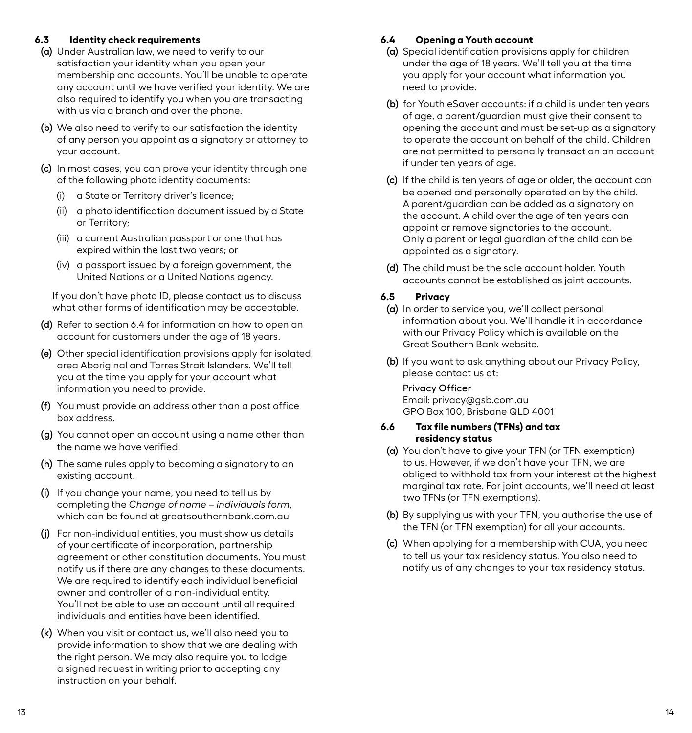### 6.3 Identity check requirements

**(a)** Under Australian law, we need to verify to our satisfaction your identity when you open your membership and accounts. You'll be unable to operate any account until we have verified your identity. We are also required to identify you when you are transacting with us via a branch and over the phone.

**(b)** We also need to verify to our satisfaction the identity of any person you appoint as a signatory or attorney to your account.

**(c)** In most cases, you can prove your identity through one of the following photo identity documents:

- (i) a State or Territory driver's licence;
- (ii) a photo identification document issued by a State or Territory;
- (iii) a current Australian passport or one that has expired within the last two years; or
- (iv) a passport issued by a foreign government, the United Nations or a United Nations agency.

If you don't have photo ID, please contact us to discuss what other forms of identification may be acceptable.

**(d)** Refer to section 6.4 for information on how to open an account for customers under the age of 18 years.

**(e)** Other special identification provisions apply for isolated area Aboriginal and Torres Strait Islanders. We'll tell you at the time you apply for your account what information you need to provide.

**(f)** You must provide an address other than a post office box address.

**(g)** You cannot open an account using a name other than the name we have verified.

**(h)** The same rules apply to becoming a signatory to an existing account.

**(i)** If you change your name, you need to tell us by completing the *Change of name – individuals form*, which can be found at greatsouthernbank.com.au

**(j)** For non-individual entities, you must show us details of your certificate of incorporation, partnership agreement or other constitution documents. You must notify us if there are any changes to these documents. We are required to identify each individual beneficial owner and controller of a non-individual entity. You'll not be able to use an account until all required individuals and entities have been identified.

**(k)** When you visit or contact us, we'll also need you to provide information to show that we are dealing with the right person. We may also require you to lodge a signed request in writing prior to accepting any instruction on your behalf.

### 6.4 Opening a Youth account

**(a)** Special identification provisions apply for children under the age of 18 years. We'll tell you at the time you apply for your account what information you need to provide.

**(b)** for Youth eSaver accounts: if a child is under ten years of age, a parent/guardian must give their consent to opening the account and must be set-up as a signatory to operate the account on behalf of the child. Children are not permitted to personally transact on an account if under ten years of age.

**(c)** If the child is ten years of age or older, the account can be opened and personally operated on by the child. A parent/guardian can be added as a signatory on the account. A child over the age of ten years can appoint or remove signatories to the account. Only a parent or legal guardian of the child can be appointed as a signatory.

**(d)** The child must be the sole account holder. Youth accounts cannot be established as joint accounts.

### 6.5 Privacy

**(a)** In order to service you, we'll collect personal information about you. We'll handle it in accordance with our Privacy Policy which is available on the Great Southern Bank website.

**(b)** If you want to ask anything about our Privacy Policy, please contact us at:

Privacy Officer
Email: privacy@gsb.com.au
GPO Box 100, Brisbane QLD 4001

### 6.6 Tax file numbers (TFNs) and tax residency status

**(a)** You don't have to give your TFN (or TFN exemption) to us. However, if we don't have your TFN, we are obliged to withhold tax from your interest at the highest marginal tax rate. For joint accounts, we'll need at least two TFNs (or TFN exemptions).

**(b)** By supplying us with your TFN, you authorise the use of the TFN (or TFN exemption) for all your accounts.

**(c)** When applying for a membership with CUA, you need to tell us your tax residency status. You also need to notify us of any changes to your tax residency status.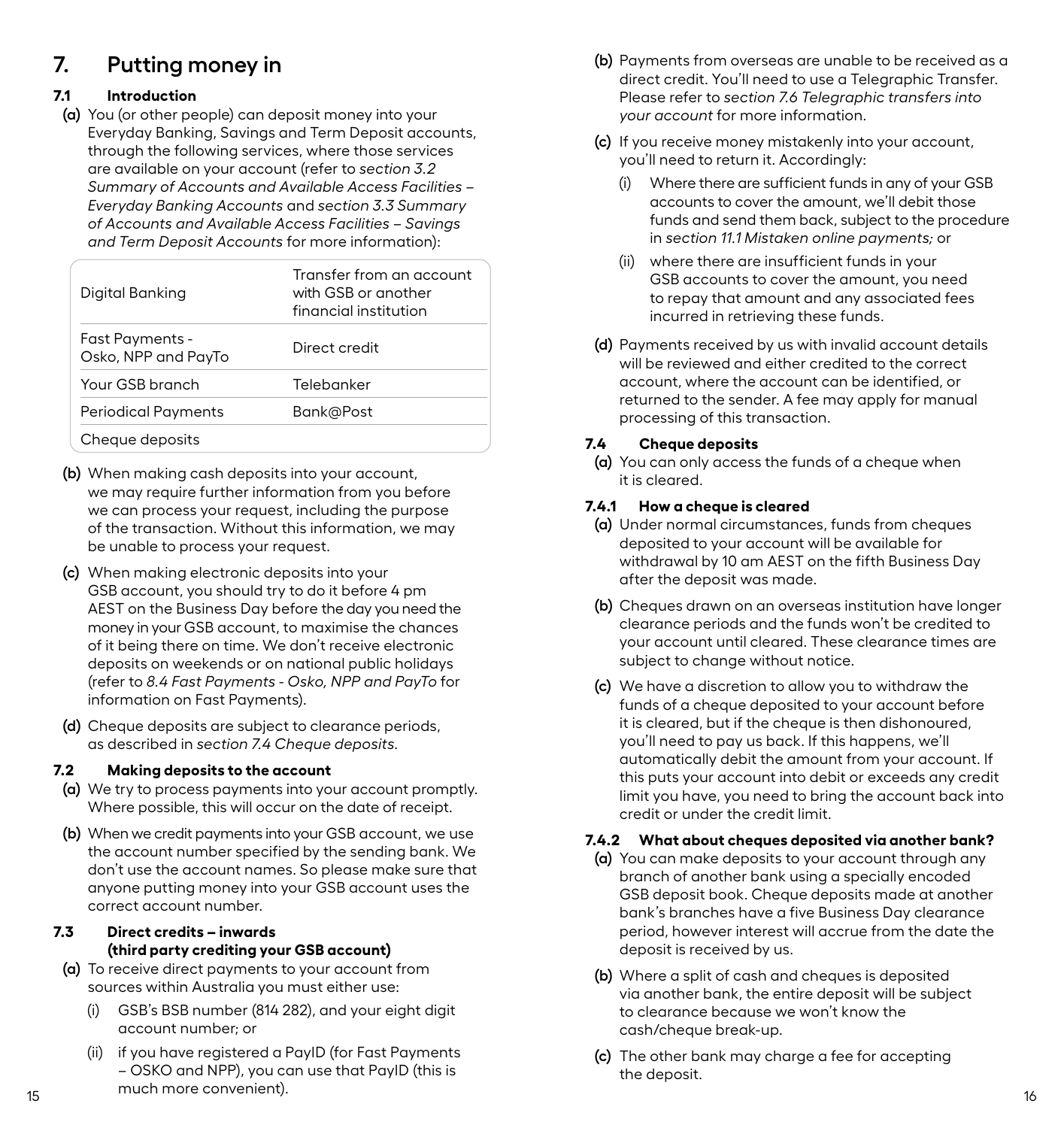# 7. Putting money in

## 7.1 Introduction

**(a)** You (or other people) can deposit money into your Everyday Banking, Savings and Term Deposit accounts, through the following services, where those services are available on your account (refer to *section 3.2 Summary of Accounts and Available Access Facilities – Everyday Banking Accounts* and *section 3.3 Summary of Accounts and Available Access Facilities – Savings and Term Deposit Accounts* for more information):

| | |
|---|---|
| Digital Banking | Transfer from an account with GSB or another financial institution |
| Fast Payments - Osko, NPP and PayTo | Direct credit |
| Your GSB branch | Telebanker |
| Periodical Payments | Bank@Post |
| Cheque deposits | |

**(b)** When making cash deposits into your account, we may require further information from you before we can process your request, including the purpose of the transaction. Without this information, we may be unable to process your request.

**(c)** When making electronic deposits into your GSB account, you should try to do it before 4 pm AEST on the Business Day before the day you need the money in your GSB account, to maximise the chances of it being there on time. We don't receive electronic deposits on weekends or on national public holidays (refer to *8.4 Fast Payments - Osko, NPP and PayTo* for information on Fast Payments).

**(d)** Cheque deposits are subject to clearance periods, as described in *section 7.4 Cheque deposits*.

## 7.2 Making deposits to the account

**(a)** We try to process payments into your account promptly. Where possible, this will occur on the date of receipt.

**(b)** When we credit payments into your GSB account, we use the account number specified by the sending bank. We don't use the account names. So please make sure that anyone putting money into your GSB account uses the correct account number.

## 7.3 Direct credits – inwards (third party crediting your GSB account)

**(a)** To receive direct payments to your account from sources within Australia you must either use:

(i) GSB's BSB number (814 282), and your eight digit account number; or

(ii) if you have registered a PayID (for Fast Payments – OSKO and NPP), you can use that PayID (this is much more convenient).

**(b)** Payments from overseas are unable to be received as a direct credit. You'll need to use a Telegraphic Transfer. Please refer to *section 7.6 Telegraphic transfers into your account* for more information.

**(c)** If you receive money mistakenly into your account, you'll need to return it. Accordingly:

(i) Where there are sufficient funds in any of your GSB accounts to cover the amount, we'll debit those funds and send them back, subject to the procedure in *section 11.1 Mistaken online payments;* or

(ii) where there are insufficient funds in your GSB accounts to cover the amount, you need to repay that amount and any associated fees incurred in retrieving these funds.

**(d)** Payments received by us with invalid account details will be reviewed and either credited to the correct account, where the account can be identified, or returned to the sender. A fee may apply for manual processing of this transaction.

## 7.4 Cheque deposits

**(a)** You can only access the funds of a cheque when it is cleared.

### 7.4.1 How a cheque is cleared

**(a)** Under normal circumstances, funds from cheques deposited to your account will be available for withdrawal by 10 am AEST on the fifth Business Day after the deposit was made.

**(b)** Cheques drawn on an overseas institution have longer clearance periods and the funds won't be credited to your account until cleared. These clearance times are subject to change without notice.

**(c)** We have a discretion to allow you to withdraw the funds of a cheque deposited to your account before it is cleared, but if the cheque is then dishonoured, you'll need to pay us back. If this happens, we'll automatically debit the amount from your account. If this puts your account into debit or exceeds any credit limit you have, you need to bring the account back into credit or under the credit limit.

### 7.4.2 What about cheques deposited via another bank?

**(a)** You can make deposits to your account through any branch of another bank using a specially encoded GSB deposit book. Cheque deposits made at another bank's branches have a five Business Day clearance period, however interest will accrue from the date the deposit is received by us.

**(b)** Where a split of cash and cheques is deposited via another bank, the entire deposit will be subject to clearance because we won't know the cash/cheque break-up.

**(c)** The other bank may charge a fee for accepting the deposit.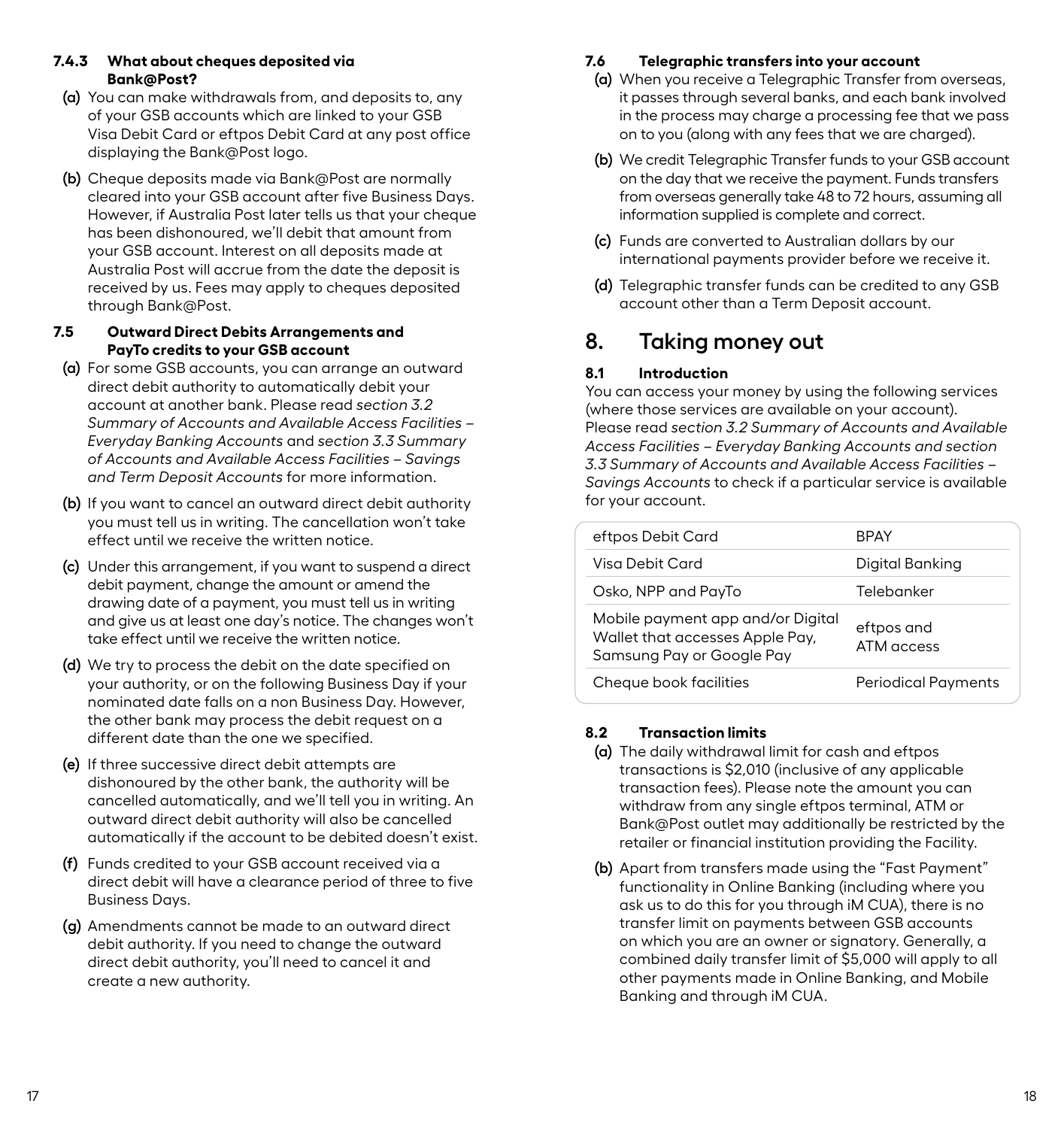#### 7.4.3 What about cheques deposited via Bank@Post?

**(a)** You can make withdrawals from, and deposits to, any of your GSB accounts which are linked to your GSB Visa Debit Card or eftpos Debit Card at any post office displaying the Bank@Post logo.

**(b)** Cheque deposits made via Bank@Post are normally cleared into your GSB account after five Business Days. However, if Australia Post later tells us that your cheque has been dishonoured, we'll debit that amount from your GSB account. Interest on all deposits made at Australia Post will accrue from the date the deposit is received by us. Fees may apply to cheques deposited through Bank@Post.

### 7.5 Outward Direct Debits Arrangements and PayTo credits to your GSB account

**(a)** For some GSB accounts, you can arrange an outward direct debit authority to automatically debit your account at another bank. Please read *section 3.2 Summary of Accounts and Available Access Facilities – Everyday Banking Accounts* and *section 3.3 Summary of Accounts and Available Access Facilities – Savings and Term Deposit Accounts* for more information.

**(b)** If you want to cancel an outward direct debit authority you must tell us in writing. The cancellation won't take effect until we receive the written notice.

**(c)** Under this arrangement, if you want to suspend a direct debit payment, change the amount or amend the drawing date of a payment, you must tell us in writing and give us at least one day's notice. The changes won't take effect until we receive the written notice.

**(d)** We try to process the debit on the date specified on your authority, or on the following Business Day if your nominated date falls on a non Business Day. However, the other bank may process the debit request on a different date than the one we specified.

**(e)** If three successive direct debit attempts are dishonoured by the other bank, the authority will be cancelled automatically, and we'll tell you in writing. An outward direct debit authority will also be cancelled automatically if the account to be debited doesn't exist.

**(f)** Funds credited to your GSB account received via a direct debit will have a clearance period of three to five Business Days.

**(g)** Amendments cannot be made to an outward direct debit authority. If you need to change the outward direct debit authority, you'll need to cancel it and create a new authority.

### 7.6 Telegraphic transfers into your account

**(a)** When you receive a Telegraphic Transfer from overseas, it passes through several banks, and each bank involved in the process may charge a processing fee that we pass on to you (along with any fees that we are charged).

**(b)** We credit Telegraphic Transfer funds to your GSB account on the day that we receive the payment. Funds transfers from overseas generally take 48 to 72 hours, assuming all information supplied is complete and correct.

**(c)** Funds are converted to Australian dollars by our international payments provider before we receive it.

**(d)** Telegraphic transfer funds can be credited to any GSB account other than a Term Deposit account.

## 8. Taking money out

### 8.1 Introduction

You can access your money by using the following services (where those services are available on your account). Please read *section 3.2 Summary of Accounts and Available Access Facilities – Everyday Banking Accounts and section 3.3 Summary of Accounts and Available Access Facilities – Savings Accounts* to check if a particular service is available for your account.

| | |
|---|---|
| eftpos Debit Card | BPAY |
| Visa Debit Card | Digital Banking |
| Osko, NPP and PayTo | Telebanker |
| Mobile payment app and/or Digital Wallet that accesses Apple Pay, Samsung Pay or Google Pay | eftpos and ATM access |
| Cheque book facilities | Periodical Payments |

### 8.2 Transaction limits

**(a)** The daily withdrawal limit for cash and eftpos transactions is $2,010 (inclusive of any applicable transaction fees). Please note the amount you can withdraw from any single eftpos terminal, ATM or Bank@Post outlet may additionally be restricted by the retailer or financial institution providing the Facility.

**(b)** Apart from transfers made using the "Fast Payment" functionality in Online Banking (including where you ask us to do this for you through iM CUA), there is no transfer limit on payments between GSB accounts on which you are an owner or signatory. Generally, a combined daily transfer limit of $5,000 will apply to all other payments made in Online Banking, and Mobile Banking and through iM CUA.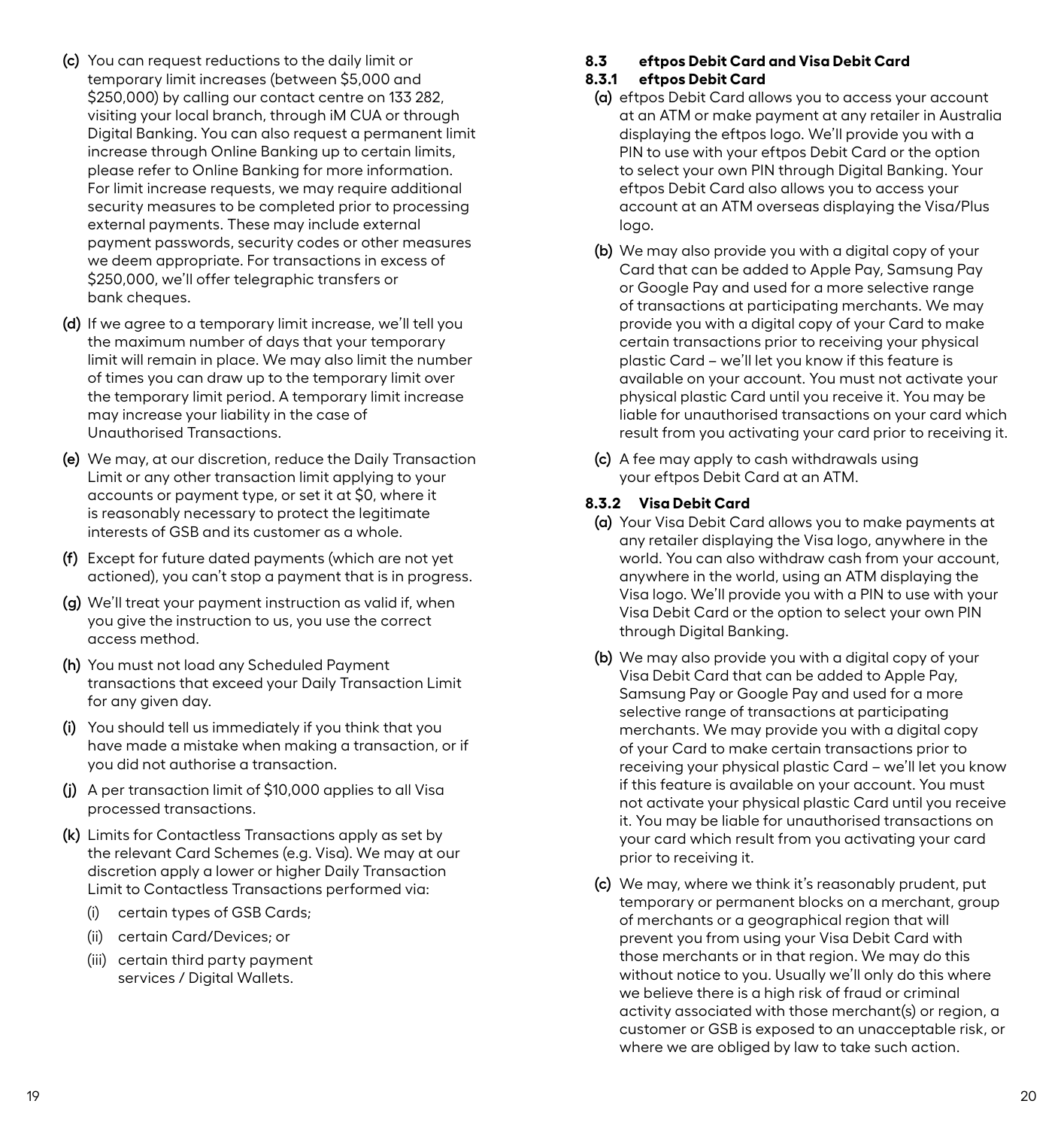(c) You can request reductions to the daily limit or temporary limit increases (between $5,000 and $250,000) by calling our contact centre on 133 282, visiting your local branch, through iM CUA or through Digital Banking. You can also request a permanent limit increase through Online Banking up to certain limits, please refer to Online Banking for more information. For limit increase requests, we may require additional security measures to be completed prior to processing external payments. These may include external payment passwords, security codes or other measures we deem appropriate. For transactions in excess of $250,000, we'll offer telegraphic transfers or bank cheques.

(d) If we agree to a temporary limit increase, we'll tell you the maximum number of days that your temporary limit will remain in place. We may also limit the number of times you can draw up to the temporary limit over the temporary limit period. A temporary limit increase may increase your liability in the case of Unauthorised Transactions.

(e) We may, at our discretion, reduce the Daily Transaction Limit or any other transaction limit applying to your accounts or payment type, or set it at $0, where it is reasonably necessary to protect the legitimate interests of GSB and its customer as a whole.

(f) Except for future dated payments (which are not yet actioned), you can't stop a payment that is in progress.

(g) We'll treat your payment instruction as valid if, when you give the instruction to us, you use the correct access method.

(h) You must not load any Scheduled Payment transactions that exceed your Daily Transaction Limit for any given day.

(i) You should tell us immediately if you think that you have made a mistake when making a transaction, or if you did not authorise a transaction.

(j) A per transaction limit of $10,000 applies to all Visa processed transactions.

(k) Limits for Contactless Transactions apply as set by the relevant Card Schemes (e.g. Visa). We may at our discretion apply a lower or higher Daily Transaction Limit to Contactless Transactions performed via:

   (i) certain types of GSB Cards;

   (ii) certain Card/Devices; or

   (iii) certain third party payment services / Digital Wallets.

### 8.3 eftpos Debit Card and Visa Debit Card

#### 8.3.1 eftpos Debit Card

(a) eftpos Debit Card allows you to access your account at an ATM or make payment at any retailer in Australia displaying the eftpos logo. We'll provide you with a PIN to use with your eftpos Debit Card or the option to select your own PIN through Digital Banking. Your eftpos Debit Card also allows you to access your account at an ATM overseas displaying the Visa/Plus logo.

(b) We may also provide you with a digital copy of your Card that can be added to Apple Pay, Samsung Pay or Google Pay and used for a more selective range of transactions at participating merchants. We may provide you with a digital copy of your Card to make certain transactions prior to receiving your physical plastic Card – we'll let you know if this feature is available on your account. You must not activate your physical plastic Card until you receive it. You may be liable for unauthorised transactions on your card which result from you activating your card prior to receiving it.

(c) A fee may apply to cash withdrawals using your eftpos Debit Card at an ATM.

#### 8.3.2 Visa Debit Card

(a) Your Visa Debit Card allows you to make payments at any retailer displaying the Visa logo, anywhere in the world. You can also withdraw cash from your account, anywhere in the world, using an ATM displaying the Visa logo. We'll provide you with a PIN to use with your Visa Debit Card or the option to select your own PIN through Digital Banking.

(b) We may also provide you with a digital copy of your Visa Debit Card that can be added to Apple Pay, Samsung Pay or Google Pay and used for a more selective range of transactions at participating merchants. We may provide you with a digital copy of your Card to make certain transactions prior to receiving your physical plastic Card – we'll let you know if this feature is available on your account. You must not activate your physical plastic Card until you receive it. You may be liable for unauthorised transactions on your card which result from you activating your card prior to receiving it.

(c) We may, where we think it's reasonably prudent, put temporary or permanent blocks on a merchant, group of merchants or a geographical region that will prevent you from using your Visa Debit Card with those merchants or in that region. We may do this without notice to you. Usually we'll only do this where we believe there is a high risk of fraud or criminal activity associated with those merchant(s) or region, a customer or GSB is exposed to an unacceptable risk, or where we are obliged by law to take such action.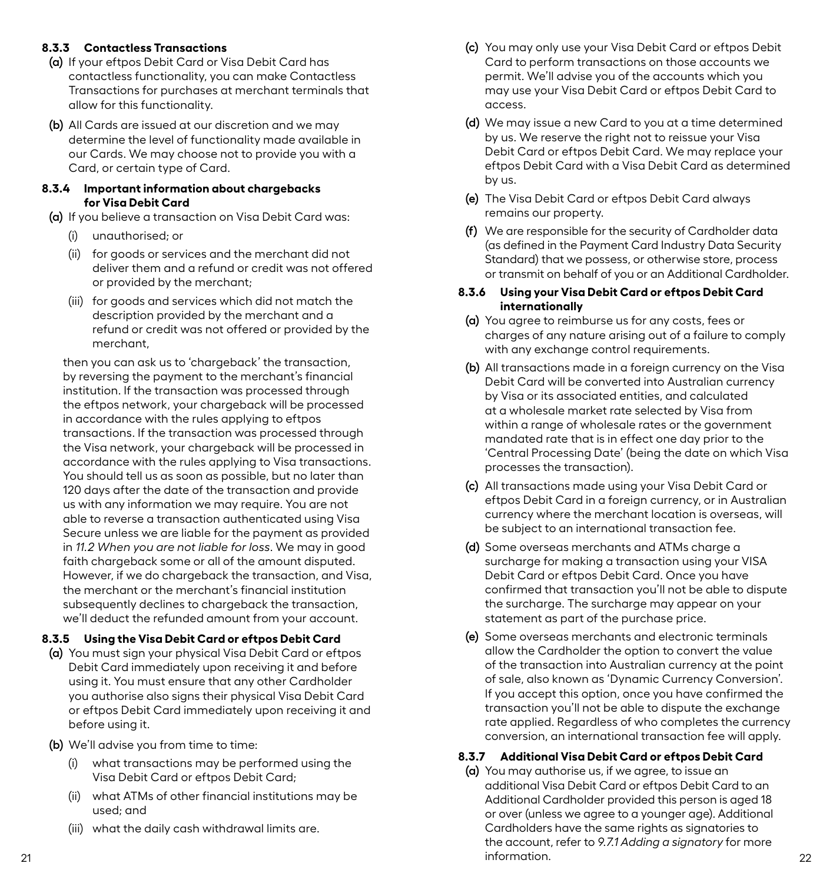#### 8.3.3 Contactless Transactions

**(a)** If your eftpos Debit Card or Visa Debit Card has contactless functionality, you can make Contactless Transactions for purchases at merchant terminals that allow for this functionality.

**(b)** All Cards are issued at our discretion and we may determine the level of functionality made available in our Cards. We may choose not to provide you with a Card, or certain type of Card.

#### 8.3.4 Important information about chargebacks for Visa Debit Card

**(a)** If you believe a transaction on Visa Debit Card was:

- (i) unauthorised; or
- (ii) for goods or services and the merchant did not deliver them and a refund or credit was not offered or provided by the merchant;
- (iii) for goods and services which did not match the description provided by the merchant and a refund or credit was not offered or provided by the merchant,

then you can ask us to 'chargeback' the transaction, by reversing the payment to the merchant's financial institution. If the transaction was processed through the eftpos network, your chargeback will be processed in accordance with the rules applying to eftpos transactions. If the transaction was processed through the Visa network, your chargeback will be processed in accordance with the rules applying to Visa transactions. You should tell us as soon as possible, but no later than 120 days after the date of the transaction and provide us with any information we may require. You are not able to reverse a transaction authenticated using Visa Secure unless we are liable for the payment as provided in *11.2 When you are not liable for loss*. We may in good faith chargeback some or all of the amount disputed. However, if we do chargeback the transaction, and Visa, the merchant or the merchant's financial institution subsequently declines to chargeback the transaction, we'll deduct the refunded amount from your account.

#### 8.3.5 Using the Visa Debit Card or eftpos Debit Card

**(a)** You must sign your physical Visa Debit Card or eftpos Debit Card immediately upon receiving it and before using it. You must ensure that any other Cardholder you authorise also signs their physical Visa Debit Card or eftpos Debit Card immediately upon receiving it and before using it.

**(b)** We'll advise you from time to time:

- (i) what transactions may be performed using the Visa Debit Card or eftpos Debit Card;
- (ii) what ATMs of other financial institutions may be used; and
- (iii) what the daily cash withdrawal limits are.

**(c)** You may only use your Visa Debit Card or eftpos Debit Card to perform transactions on those accounts we permit. We'll advise you of the accounts which you may use your Visa Debit Card or eftpos Debit Card to access.

**(d)** We may issue a new Card to you at a time determined by us. We reserve the right not to reissue your Visa Debit Card or eftpos Debit Card. We may replace your eftpos Debit Card with a Visa Debit Card as determined by us.

**(e)** The Visa Debit Card or eftpos Debit Card always remains our property.

**(f)** We are responsible for the security of Cardholder data (as defined in the Payment Card Industry Data Security Standard) that we possess, or otherwise store, process or transmit on behalf of you or an Additional Cardholder.

#### 8.3.6 Using your Visa Debit Card or eftpos Debit Card internationally

**(a)** You agree to reimburse us for any costs, fees or charges of any nature arising out of a failure to comply with any exchange control requirements.

**(b)** All transactions made in a foreign currency on the Visa Debit Card will be converted into Australian currency by Visa or its associated entities, and calculated at a wholesale market rate selected by Visa from within a range of wholesale rates or the government mandated rate that is in effect one day prior to the 'Central Processing Date' (being the date on which Visa processes the transaction).

**(c)** All transactions made using your Visa Debit Card or eftpos Debit Card in a foreign currency, or in Australian currency where the merchant location is overseas, will be subject to an international transaction fee.

**(d)** Some overseas merchants and ATMs charge a surcharge for making a transaction using your VISA Debit Card or eftpos Debit Card. Once you have confirmed that transaction you'll not be able to dispute the surcharge. The surcharge may appear on your statement as part of the purchase price.

**(e)** Some overseas merchants and electronic terminals allow the Cardholder the option to convert the value of the transaction into Australian currency at the point of sale, also known as 'Dynamic Currency Conversion'. If you accept this option, once you have confirmed the transaction you'll not be able to dispute the exchange rate applied. Regardless of who completes the currency conversion, an international transaction fee will apply.

#### 8.3.7 Additional Visa Debit Card or eftpos Debit Card

**(a)** You may authorise us, if we agree, to issue an additional Visa Debit Card or eftpos Debit Card to an Additional Cardholder provided this person is aged 18 or over (unless we agree to a younger age). Additional Cardholders have the same rights as signatories to the account, refer to *9.7.1 Adding a signatory* for more information.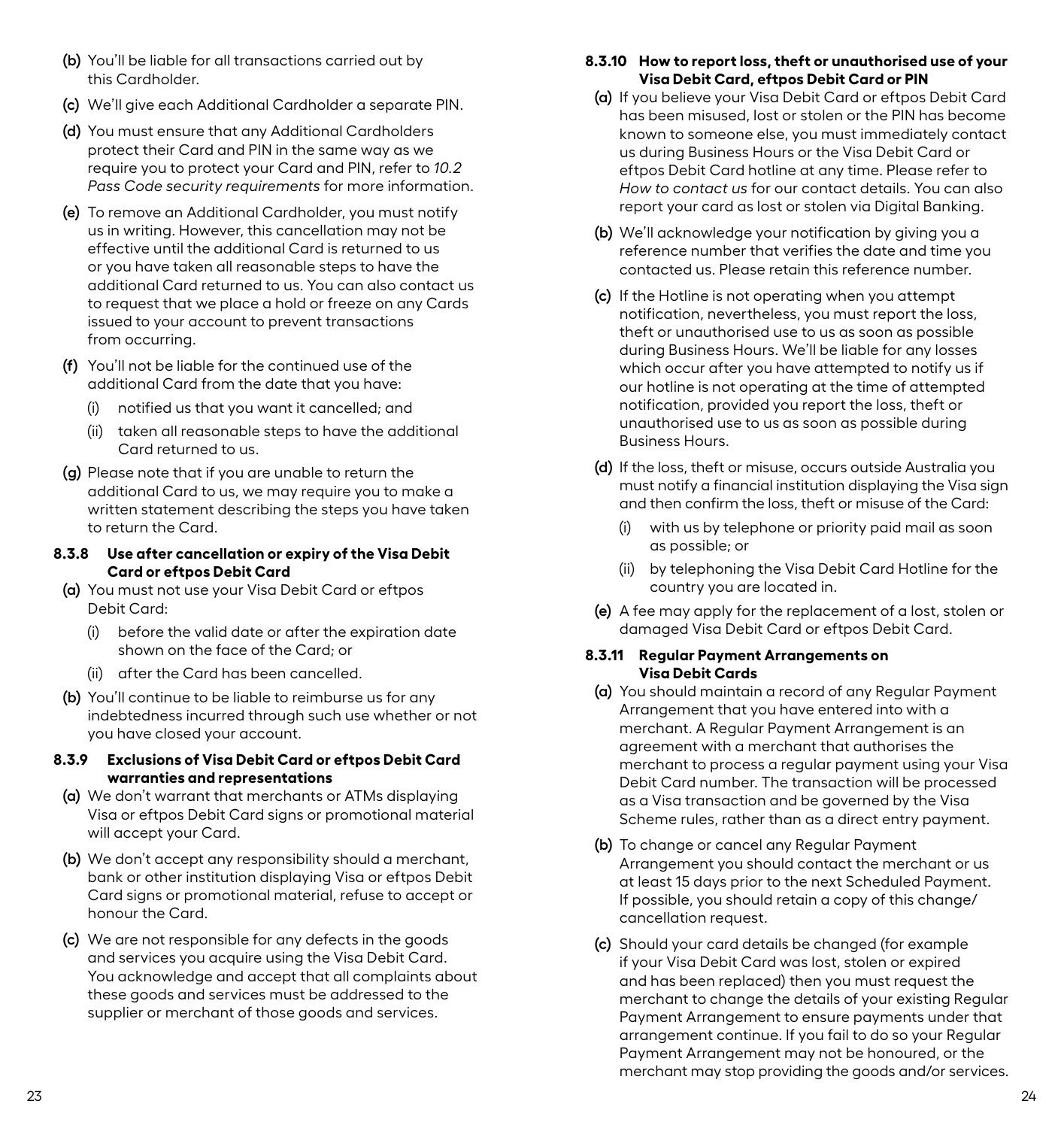(b) You'll be liable for all transactions carried out by this Cardholder.

(c) We'll give each Additional Cardholder a separate PIN.

(d) You must ensure that any Additional Cardholders protect their Card and PIN in the same way as we require you to protect your Card and PIN, refer to *10.2 Pass Code security requirements* for more information.

(e) To remove an Additional Cardholder, you must notify us in writing. However, this cancellation may not be effective until the additional Card is returned to us or you have taken all reasonable steps to have the additional Card returned to us. You can also contact us to request that we place a hold or freeze on any Cards issued to your account to prevent transactions from occurring.

(f) You'll not be liable for the continued use of the additional Card from the date that you have:

- (i) notified us that you want it cancelled; and
- (ii) taken all reasonable steps to have the additional Card returned to us.

(g) Please note that if you are unable to return the additional Card to us, we may require you to make a written statement describing the steps you have taken to return the Card.

#### 8.3.8 Use after cancellation or expiry of the Visa Debit Card or eftpos Debit Card

(a) You must not use your Visa Debit Card or eftpos Debit Card:

- (i) before the valid date or after the expiration date shown on the face of the Card; or
- (ii) after the Card has been cancelled.

(b) You'll continue to be liable to reimburse us for any indebtedness incurred through such use whether or not you have closed your account.

#### 8.3.9 Exclusions of Visa Debit Card or eftpos Debit Card warranties and representations

(a) We don't warrant that merchants or ATMs displaying Visa or eftpos Debit Card signs or promotional material will accept your Card.

(b) We don't accept any responsibility should a merchant, bank or other institution displaying Visa or eftpos Debit Card signs or promotional material, refuse to accept or honour the Card.

(c) We are not responsible for any defects in the goods and services you acquire using the Visa Debit Card. You acknowledge and accept that all complaints about these goods and services must be addressed to the supplier or merchant of those goods and services.

#### 8.3.10 How to report loss, theft or unauthorised use of your Visa Debit Card, eftpos Debit Card or PIN

(a) If you believe your Visa Debit Card or eftpos Debit Card has been misused, lost or stolen or the PIN has become known to someone else, you must immediately contact us during Business Hours or the Visa Debit Card or eftpos Debit Card hotline at any time. Please refer to *How to contact us* for our contact details. You can also report your card as lost or stolen via Digital Banking.

(b) We'll acknowledge your notification by giving you a reference number that verifies the date and time you contacted us. Please retain this reference number.

(c) If the Hotline is not operating when you attempt notification, nevertheless, you must report the loss, theft or unauthorised use to us as soon as possible during Business Hours. We'll be liable for any losses which occur after you have attempted to notify us if our hotline is not operating at the time of attempted notification, provided you report the loss, theft or unauthorised use to us as soon as possible during Business Hours.

(d) If the loss, theft or misuse, occurs outside Australia you must notify a financial institution displaying the Visa sign and then confirm the loss, theft or misuse of the Card:

- (i) with us by telephone or priority paid mail as soon as possible; or
- (ii) by telephoning the Visa Debit Card Hotline for the country you are located in.

(e) A fee may apply for the replacement of a lost, stolen or damaged Visa Debit Card or eftpos Debit Card.

#### 8.3.11 Regular Payment Arrangements on Visa Debit Cards

(a) You should maintain a record of any Regular Payment Arrangement that you have entered into with a merchant. A Regular Payment Arrangement is an agreement with a merchant that authorises the merchant to process a regular payment using your Visa Debit Card number. The transaction will be processed as a Visa transaction and be governed by the Visa Scheme rules, rather than as a direct entry payment.

(b) To change or cancel any Regular Payment Arrangement you should contact the merchant or us at least 15 days prior to the next Scheduled Payment. If possible, you should retain a copy of this change/cancellation request.

(c) Should your card details be changed (for example if your Visa Debit Card was lost, stolen or expired and has been replaced) then you must request the merchant to change the details of your existing Regular Payment Arrangement to ensure payments under that arrangement continue. If you fail to do so your Regular Payment Arrangement may not be honoured, or the merchant may stop providing the goods and/or services.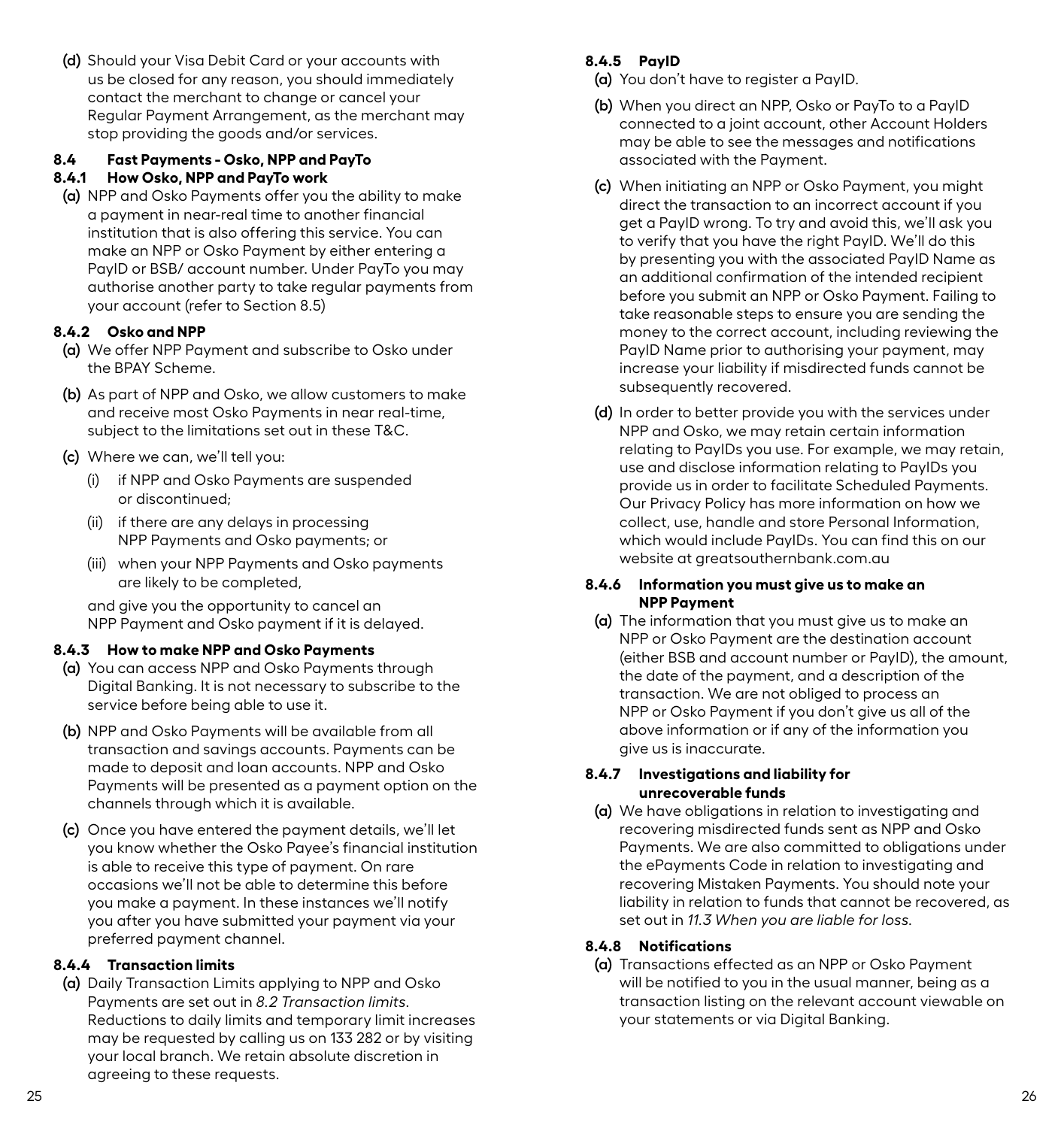(d) Should your Visa Debit Card or your accounts with us be closed for any reason, you should immediately contact the merchant to change or cancel your Regular Payment Arrangement, as the merchant may stop providing the goods and/or services.

### 8.4 Fast Payments - Osko, NPP and PayTo

#### 8.4.1 How Osko, NPP and PayTo work

(a) NPP and Osko Payments offer you the ability to make a payment in near-real time to another financial institution that is also offering this service. You can make an NPP or Osko Payment by either entering a PayID or BSB/ account number. Under PayTo you may authorise another party to take regular payments from your account (refer to Section 8.5)

#### 8.4.2 Osko and NPP

(a) We offer NPP Payment and subscribe to Osko under the BPAY Scheme.

(b) As part of NPP and Osko, we allow customers to make and receive most Osko Payments in near real-time, subject to the limitations set out in these T&C.

(c) Where we can, we'll tell you:

(i) if NPP and Osko Payments are suspended or discontinued;

(ii) if there are any delays in processing NPP Payments and Osko payments; or

(iii) when your NPP Payments and Osko payments are likely to be completed,

and give you the opportunity to cancel an NPP Payment and Osko payment if it is delayed.

#### 8.4.3 How to make NPP and Osko Payments

(a) You can access NPP and Osko Payments through Digital Banking. It is not necessary to subscribe to the service before being able to use it.

(b) NPP and Osko Payments will be available from all transaction and savings accounts. Payments can be made to deposit and loan accounts. NPP and Osko Payments will be presented as a payment option on the channels through which it is available.

(c) Once you have entered the payment details, we'll let you know whether the Osko Payee's financial institution is able to receive this type of payment. On rare occasions we'll not be able to determine this before you make a payment. In these instances we'll notify you after you have submitted your payment via your preferred payment channel.

#### 8.4.4 Transaction limits

(a) Daily Transaction Limits applying to NPP and Osko Payments are set out in *8.2 Transaction limits*. Reductions to daily limits and temporary limit increases may be requested by calling us on 133 282 or by visiting your local branch. We retain absolute discretion in agreeing to these requests.

#### 8.4.5 PayID

(a) You don't have to register a PayID.

(b) When you direct an NPP, Osko or PayTo to a PayID connected to a joint account, other Account Holders may be able to see the messages and notifications associated with the Payment.

(c) When initiating an NPP or Osko Payment, you might direct the transaction to an incorrect account if you get a PayID wrong. To try and avoid this, we'll ask you to verify that you have the right PayID. We'll do this by presenting you with the associated PayID Name as an additional confirmation of the intended recipient before you submit an NPP or Osko Payment. Failing to take reasonable steps to ensure you are sending the money to the correct account, including reviewing the PayID Name prior to authorising your payment, may increase your liability if misdirected funds cannot be subsequently recovered.

(d) In order to better provide you with the services under NPP and Osko, we may retain certain information relating to PayIDs you use. For example, we may retain, use and disclose information relating to PayIDs you provide us in order to facilitate Scheduled Payments. Our Privacy Policy has more information on how we collect, use, handle and store Personal Information, which would include PayIDs. You can find this on our website at greatsouthernbank.com.au

#### 8.4.6 Information you must give us to make an NPP Payment

(a) The information that you must give us to make an NPP or Osko Payment are the destination account (either BSB and account number or PayID), the amount, the date of the payment, and a description of the transaction. We are not obliged to process an NPP or Osko Payment if you don't give us all of the above information or if any of the information you give us is inaccurate.

#### 8.4.7 Investigations and liability for unrecoverable funds

(a) We have obligations in relation to investigating and recovering misdirected funds sent as NPP and Osko Payments. We are also committed to obligations under the ePayments Code in relation to investigating and recovering Mistaken Payments. You should note your liability in relation to funds that cannot be recovered, as set out in *11.3 When you are liable for loss*.

#### 8.4.8 Notifications

(a) Transactions effected as an NPP or Osko Payment will be notified to you in the usual manner, being as a transaction listing on the relevant account viewable on your statements or via Digital Banking.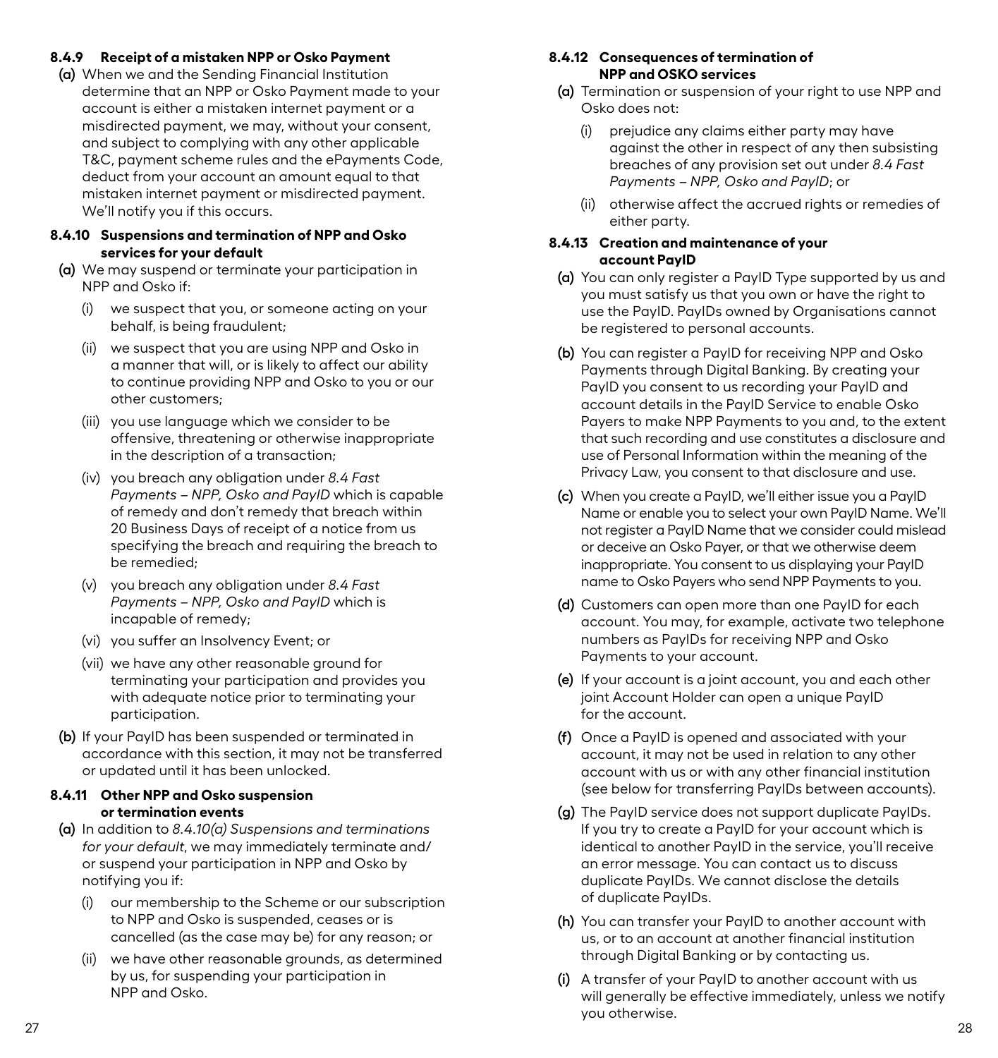#### 8.4.9 Receipt of a mistaken NPP or Osko Payment

**(a)** When we and the Sending Financial Institution determine that an NPP or Osko Payment made to your account is either a mistaken internet payment or a misdirected payment, we may, without your consent, and subject to complying with any other applicable T&C, payment scheme rules and the ePayments Code, deduct from your account an amount equal to that mistaken internet payment or misdirected payment. We'll notify you if this occurs.

#### 8.4.10 Suspensions and termination of NPP and Osko services for your default

**(a)** We may suspend or terminate your participation in NPP and Osko if:

(i) we suspect that you, or someone acting on your behalf, is being fraudulent;

(ii) we suspect that you are using NPP and Osko in a manner that will, or is likely to affect our ability to continue providing NPP and Osko to you or our other customers;

(iii) you use language which we consider to be offensive, threatening or otherwise inappropriate in the description of a transaction;

(iv) you breach any obligation under *8.4 Fast Payments – NPP, Osko and PayID* which is capable of remedy and don't remedy that breach within 20 Business Days of receipt of a notice from us specifying the breach and requiring the breach to be remedied;

(v) you breach any obligation under *8.4 Fast Payments – NPP, Osko and PayID* which is incapable of remedy;

(vi) you suffer an Insolvency Event; or

(vii) we have any other reasonable ground for terminating your participation and provides you with adequate notice prior to terminating your participation.

**(b)** If your PayID has been suspended or terminated in accordance with this section, it may not be transferred or updated until it has been unlocked.

#### 8.4.11 Other NPP and Osko suspension or termination events

**(a)** In addition to *8.4.10(a) Suspensions and terminations for your default*, we may immediately terminate and/or suspend your participation in NPP and Osko by notifying you if:

(i) our membership to the Scheme or our subscription to NPP and Osko is suspended, ceases or is cancelled (as the case may be) for any reason; or

(ii) we have other reasonable grounds, as determined by us, for suspending your participation in NPP and Osko.

#### 8.4.12 Consequences of termination of NPP and OSKO services

**(a)** Termination or suspension of your right to use NPP and Osko does not:

(i) prejudice any claims either party may have against the other in respect of any then subsisting breaches of any provision set out under *8.4 Fast Payments – NPP, Osko and PayID*; or

(ii) otherwise affect the accrued rights or remedies of either party.

#### 8.4.13 Creation and maintenance of your account PayID

**(a)** You can only register a PayID Type supported by us and you must satisfy us that you own or have the right to use the PayID. PayIDs owned by Organisations cannot be registered to personal accounts.

**(b)** You can register a PayID for receiving NPP and Osko Payments through Digital Banking. By creating your PayID you consent to us recording your PayID and account details in the PayID Service to enable Osko Payers to make NPP Payments to you and, to the extent that such recording and use constitutes a disclosure and use of Personal Information within the meaning of the Privacy Law, you consent to that disclosure and use.

**(c)** When you create a PayID, we'll either issue you a PayID Name or enable you to select your own PayID Name. We'll not register a PayID Name that we consider could mislead or deceive an Osko Payer, or that we otherwise deem inappropriate. You consent to us displaying your PayID name to Osko Payers who send NPP Payments to you.

**(d)** Customers can open more than one PayID for each account. You may, for example, activate two telephone numbers as PayIDs for receiving NPP and Osko Payments to your account.

**(e)** If your account is a joint account, you and each other joint Account Holder can open a unique PayID for the account.

**(f)** Once a PayID is opened and associated with your account, it may not be used in relation to any other account with us or with any other financial institution (see below for transferring PayIDs between accounts).

**(g)** The PayID service does not support duplicate PayIDs. If you try to create a PayID for your account which is identical to another PayID in the service, you'll receive an error message. You can contact us to discuss duplicate PayIDs. We cannot disclose the details of duplicate PayIDs.

**(h)** You can transfer your PayID to another account with us, or to an account at another financial institution through Digital Banking or by contacting us.

**(i)** A transfer of your PayID to another account with us will generally be effective immediately, unless we notify you otherwise.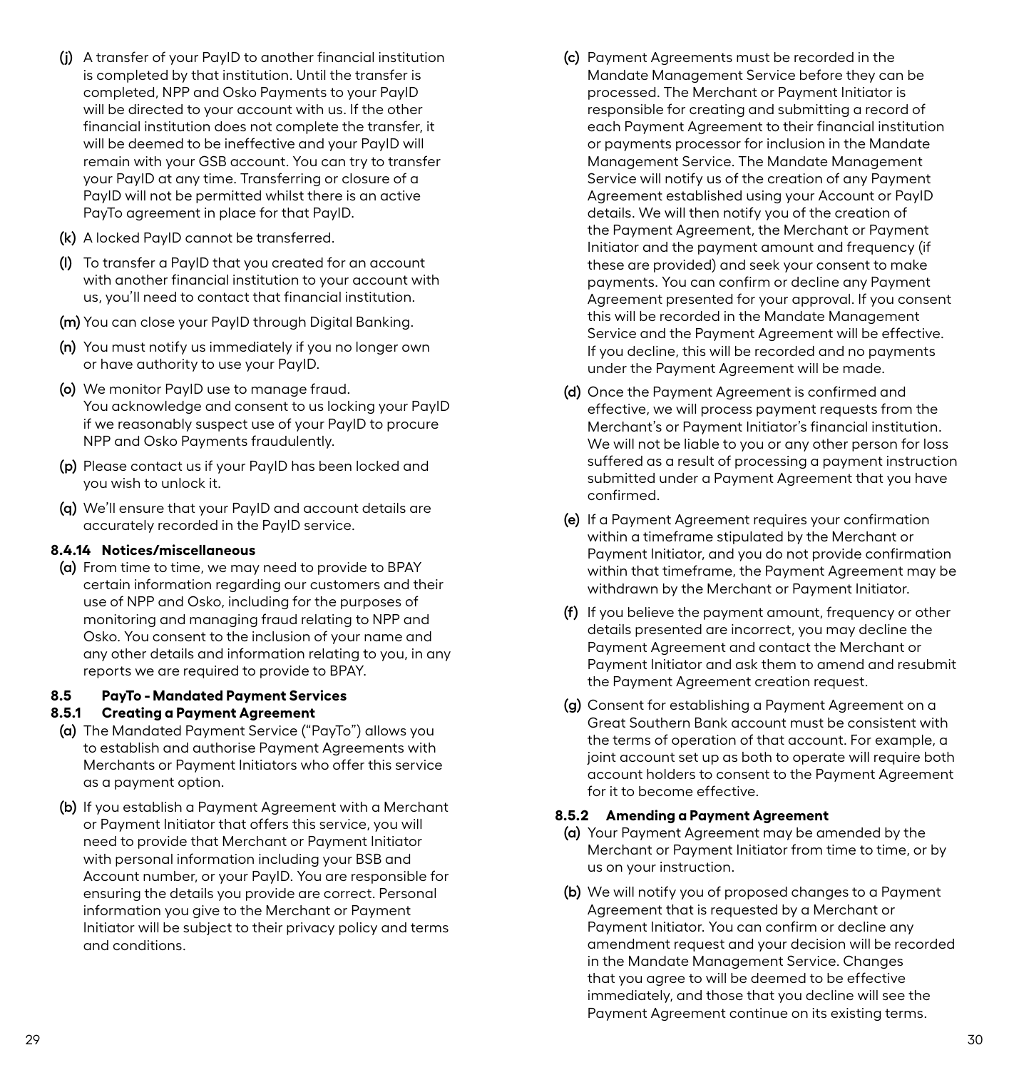(j) A transfer of your PayID to another financial institution is completed by that institution. Until the transfer is completed, NPP and Osko Payments to your PayID will be directed to your account with us. If the other financial institution does not complete the transfer, it will be deemed to be ineffective and your PayID will remain with your GSB account. You can try to transfer your PayID at any time. Transferring or closure of a PayID will not be permitted whilst there is an active PayTo agreement in place for that PayID.

(k) A locked PayID cannot be transferred.

(l) To transfer a PayID that you created for an account with another financial institution to your account with us, you'll need to contact that financial institution.

(m) You can close your PayID through Digital Banking.

(n) You must notify us immediately if you no longer own or have authority to use your PayID.

(o) We monitor PayID use to manage fraud. You acknowledge and consent to us locking your PayID if we reasonably suspect use of your PayID to procure NPP and Osko Payments fraudulently.

(p) Please contact us if your PayID has been locked and you wish to unlock it.

(q) We'll ensure that your PayID and account details are accurately recorded in the PayID service.

#### 8.4.14 Notices/miscellaneous

(a) From time to time, we may need to provide to BPAY certain information regarding our customers and their use of NPP and Osko, including for the purposes of monitoring and managing fraud relating to NPP and Osko. You consent to the inclusion of your name and any other details and information relating to you, in any reports we are required to provide to BPAY.

### 8.5 PayTo - Mandated Payment Services

#### 8.5.1 Creating a Payment Agreement

(a) The Mandated Payment Service ("PayTo") allows you to establish and authorise Payment Agreements with Merchants or Payment Initiators who offer this service as a payment option.

(b) If you establish a Payment Agreement with a Merchant or Payment Initiator that offers this service, you will need to provide that Merchant or Payment Initiator with personal information including your BSB and Account number, or your PayID. You are responsible for ensuring the details you provide are correct. Personal information you give to the Merchant or Payment Initiator will be subject to their privacy policy and terms and conditions.

(c) Payment Agreements must be recorded in the Mandate Management Service before they can be processed. The Merchant or Payment Initiator is responsible for creating and submitting a record of each Payment Agreement to their financial institution or payments processor for inclusion in the Mandate Management Service. The Mandate Management Service will notify us of the creation of any Payment Agreement established using your Account or PayID details. We will then notify you of the creation of the Payment Agreement, the Merchant or Payment Initiator and the payment amount and frequency (if these are provided) and seek your consent to make payments. You can confirm or decline any Payment Agreement presented for your approval. If you consent this will be recorded in the Mandate Management Service and the Payment Agreement will be effective. If you decline, this will be recorded and no payments under the Payment Agreement will be made.

(d) Once the Payment Agreement is confirmed and effective, we will process payment requests from the Merchant's or Payment Initiator's financial institution. We will not be liable to you or any other person for loss suffered as a result of processing a payment instruction submitted under a Payment Agreement that you have confirmed.

(e) If a Payment Agreement requires your confirmation within a timeframe stipulated by the Merchant or Payment Initiator, and you do not provide confirmation within that timeframe, the Payment Agreement may be withdrawn by the Merchant or Payment Initiator.

(f) If you believe the payment amount, frequency or other details presented are incorrect, you may decline the Payment Agreement and contact the Merchant or Payment Initiator and ask them to amend and resubmit the Payment Agreement creation request.

(g) Consent for establishing a Payment Agreement on a Great Southern Bank account must be consistent with the terms of operation of that account. For example, a joint account set up as both to operate will require both account holders to consent to the Payment Agreement for it to become effective.

#### 8.5.2 Amending a Payment Agreement

(a) Your Payment Agreement may be amended by the Merchant or Payment Initiator from time to time, or by us on your instruction.

(b) We will notify you of proposed changes to a Payment Agreement that is requested by a Merchant or Payment Initiator. You can confirm or decline any amendment request and your decision will be recorded in the Mandate Management Service. Changes that you agree to will be deemed to be effective immediately, and those that you decline will see the Payment Agreement continue on its existing terms.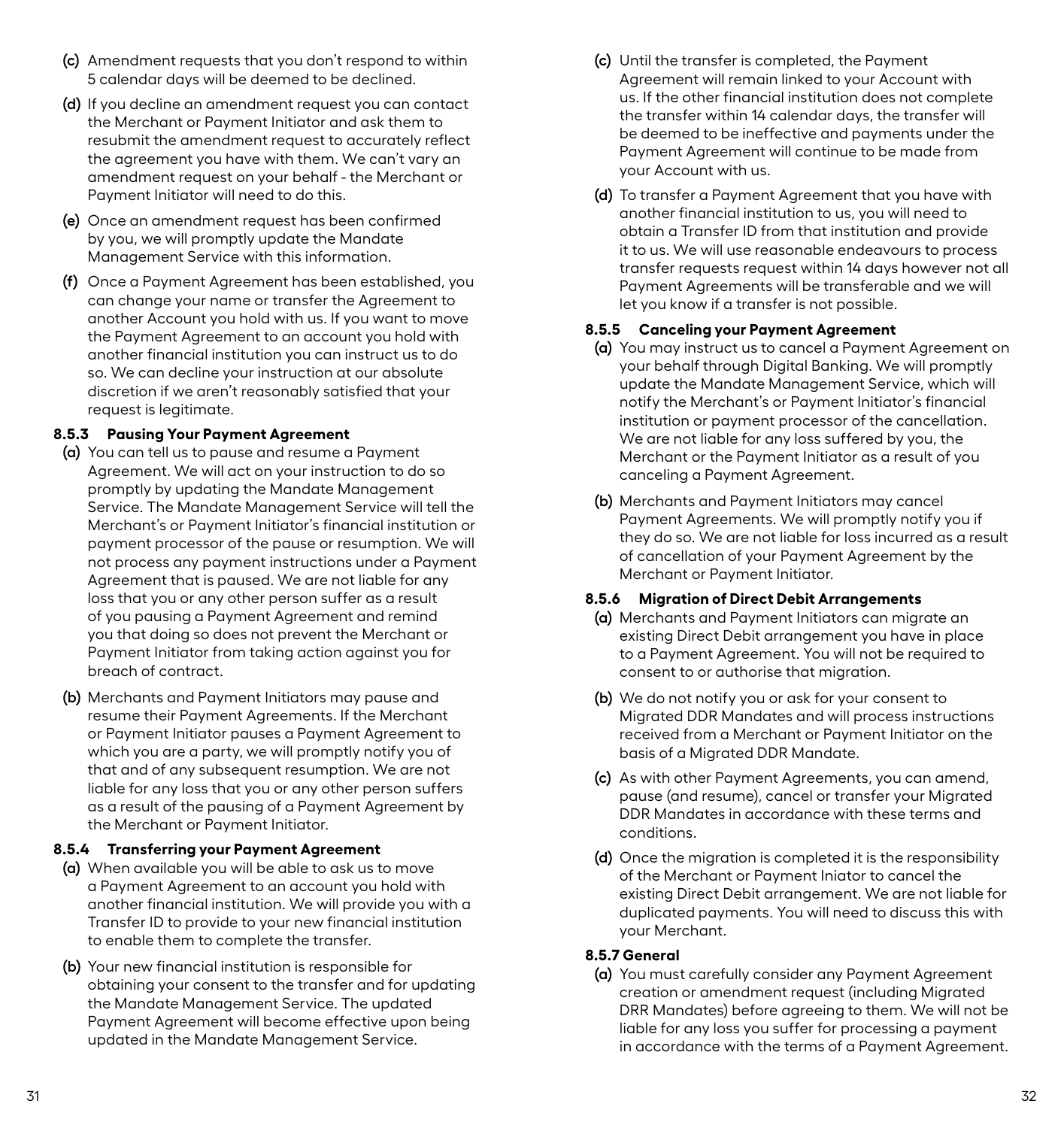(c) Amendment requests that you don't respond to within 5 calendar days will be deemed to be declined.

(d) If you decline an amendment request you can contact the Merchant or Payment Initiator and ask them to resubmit the amendment request to accurately reflect the agreement you have with them. We can't vary an amendment request on your behalf - the Merchant or Payment Initiator will need to do this.

(e) Once an amendment request has been confirmed by you, we will promptly update the Mandate Management Service with this information.

(f) Once a Payment Agreement has been established, you can change your name or transfer the Agreement to another Account you hold with us. If you want to move the Payment Agreement to an account you hold with another financial institution you can instruct us to do so. We can decline your instruction at our absolute discretion if we aren't reasonably satisfied that your request is legitimate.

#### 8.5.3 Pausing Your Payment Agreement

(a) You can tell us to pause and resume a Payment Agreement. We will act on your instruction to do so promptly by updating the Mandate Management Service. The Mandate Management Service will tell the Merchant's or Payment Initiator's financial institution or payment processor of the pause or resumption. We will not process any payment instructions under a Payment Agreement that is paused. We are not liable for any loss that you or any other person suffer as a result of you pausing a Payment Agreement and remind you that doing so does not prevent the Merchant or Payment Initiator from taking action against you for breach of contract.

(b) Merchants and Payment Initiators may pause and resume their Payment Agreements. If the Merchant or Payment Initiator pauses a Payment Agreement to which you are a party, we will promptly notify you of that and of any subsequent resumption. We are not liable for any loss that you or any other person suffers as a result of the pausing of a Payment Agreement by the Merchant or Payment Initiator.

#### 8.5.4 Transferring your Payment Agreement

(a) When available you will be able to ask us to move a Payment Agreement to an account you hold with another financial institution. We will provide you with a Transfer ID to provide to your new financial institution to enable them to complete the transfer.

(b) Your new financial institution is responsible for obtaining your consent to the transfer and for updating the Mandate Management Service. The updated Payment Agreement will become effective upon being updated in the Mandate Management Service.

(c) Until the transfer is completed, the Payment Agreement will remain linked to your Account with us. If the other financial institution does not complete the transfer within 14 calendar days, the transfer will be deemed to be ineffective and payments under the Payment Agreement will continue to be made from your Account with us.

(d) To transfer a Payment Agreement that you have with another financial institution to us, you will need to obtain a Transfer ID from that institution and provide it to us. We will use reasonable endeavours to process transfer requests request within 14 days however not all Payment Agreements will be transferable and we will let you know if a transfer is not possible.

#### 8.5.5 Canceling your Payment Agreement

(a) You may instruct us to cancel a Payment Agreement on your behalf through Digital Banking. We will promptly update the Mandate Management Service, which will notify the Merchant's or Payment Initiator's financial institution or payment processor of the cancellation. We are not liable for any loss suffered by you, the Merchant or the Payment Initiator as a result of you canceling a Payment Agreement.

(b) Merchants and Payment Initiators may cancel Payment Agreements. We will promptly notify you if they do so. We are not liable for loss incurred as a result of cancellation of your Payment Agreement by the Merchant or Payment Initiator.

#### 8.5.6 Migration of Direct Debit Arrangements

(a) Merchants and Payment Initiators can migrate an existing Direct Debit arrangement you have in place to a Payment Agreement. You will not be required to consent to or authorise that migration.

(b) We do not notify you or ask for your consent to Migrated DDR Mandates and will process instructions received from a Merchant or Payment Initiator on the basis of a Migrated DDR Mandate.

(c) As with other Payment Agreements, you can amend, pause (and resume), cancel or transfer your Migrated DDR Mandates in accordance with these terms and conditions.

(d) Once the migration is completed it is the responsibility of the Merchant or Payment Iniator to cancel the existing Direct Debit arrangement. We are not liable for duplicated payments. You will need to discuss this with your Merchant.

#### 8.5.7 General

(a) You must carefully consider any Payment Agreement creation or amendment request (including Migrated DRR Mandates) before agreeing to them. We will not be liable for any loss you suffer for processing a payment in accordance with the terms of a Payment Agreement.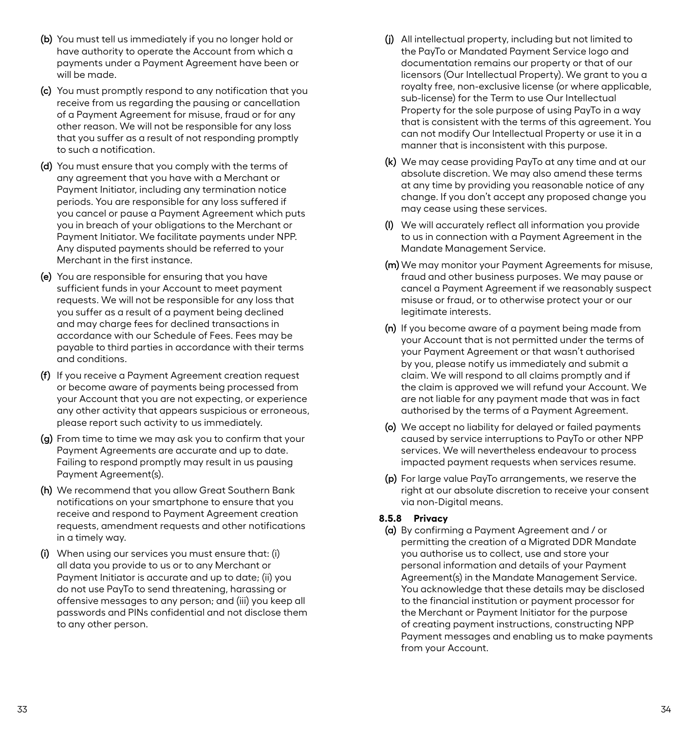(b) You must tell us immediately if you no longer hold or have authority to operate the Account from which a payments under a Payment Agreement have been or will be made.

(c) You must promptly respond to any notification that you receive from us regarding the pausing or cancellation of a Payment Agreement for misuse, fraud or for any other reason. We will not be responsible for any loss that you suffer as a result of not responding promptly to such a notification.

(d) You must ensure that you comply with the terms of any agreement that you have with a Merchant or Payment Initiator, including any termination notice periods. You are responsible for any loss suffered if you cancel or pause a Payment Agreement which puts you in breach of your obligations to the Merchant or Payment Initiator. We facilitate payments under NPP. Any disputed payments should be referred to your Merchant in the first instance.

(e) You are responsible for ensuring that you have sufficient funds in your Account to meet payment requests. We will not be responsible for any loss that you suffer as a result of a payment being declined and may charge fees for declined transactions in accordance with our Schedule of Fees. Fees may be payable to third parties in accordance with their terms and conditions.

(f) If you receive a Payment Agreement creation request or become aware of payments being processed from your Account that you are not expecting, or experience any other activity that appears suspicious or erroneous, please report such activity to us immediately.

(g) From time to time we may ask you to confirm that your Payment Agreements are accurate and up to date. Failing to respond promptly may result in us pausing Payment Agreement(s).

(h) We recommend that you allow Great Southern Bank notifications on your smartphone to ensure that you receive and respond to Payment Agreement creation requests, amendment requests and other notifications in a timely way.

(i) When using our services you must ensure that: (i) all data you provide to us or to any Merchant or Payment Initiator is accurate and up to date; (ii) you do not use PayTo to send threatening, harassing or offensive messages to any person; and (iii) you keep all passwords and PINs confidential and not disclose them to any other person.

(j) All intellectual property, including but not limited to the PayTo or Mandated Payment Service logo and documentation remains our property or that of our licensors (Our Intellectual Property). We grant to you a royalty free, non-exclusive license (or where applicable, sub-license) for the Term to use Our Intellectual Property for the sole purpose of using PayTo in a way that is consistent with the terms of this agreement. You can not modify Our Intellectual Property or use it in a manner that is inconsistent with this purpose.

(k) We may cease providing PayTo at any time and at our absolute discretion. We may also amend these terms at any time by providing you reasonable notice of any change. If you don't accept any proposed change you may cease using these services.

(l) We will accurately reflect all information you provide to us in connection with a Payment Agreement in the Mandate Management Service.

(m) We may monitor your Payment Agreements for misuse, fraud and other business purposes. We may pause or cancel a Payment Agreement if we reasonably suspect misuse or fraud, or to otherwise protect your or our legitimate interests.

(n) If you become aware of a payment being made from your Account that is not permitted under the terms of your Payment Agreement or that wasn't authorised by you, please notify us immediately and submit a claim. We will respond to all claims promptly and if the claim is approved we will refund your Account. We are not liable for any payment made that was in fact authorised by the terms of a Payment Agreement.

(o) We accept no liability for delayed or failed payments caused by service interruptions to PayTo or other NPP services. We will nevertheless endeavour to process impacted payment requests when services resume.

(p) For large value PayTo arrangements, we reserve the right at our absolute discretion to receive your consent via non-Digital means.

#### 8.5.8 Privacy

(a) By confirming a Payment Agreement and / or permitting the creation of a Migrated DDR Mandate you authorise us to collect, use and store your personal information and details of your Payment Agreement(s) in the Mandate Management Service. You acknowledge that these details may be disclosed to the financial institution or payment processor for the Merchant or Payment Initiator for the purpose of creating payment instructions, constructing NPP Payment messages and enabling us to make payments from your Account.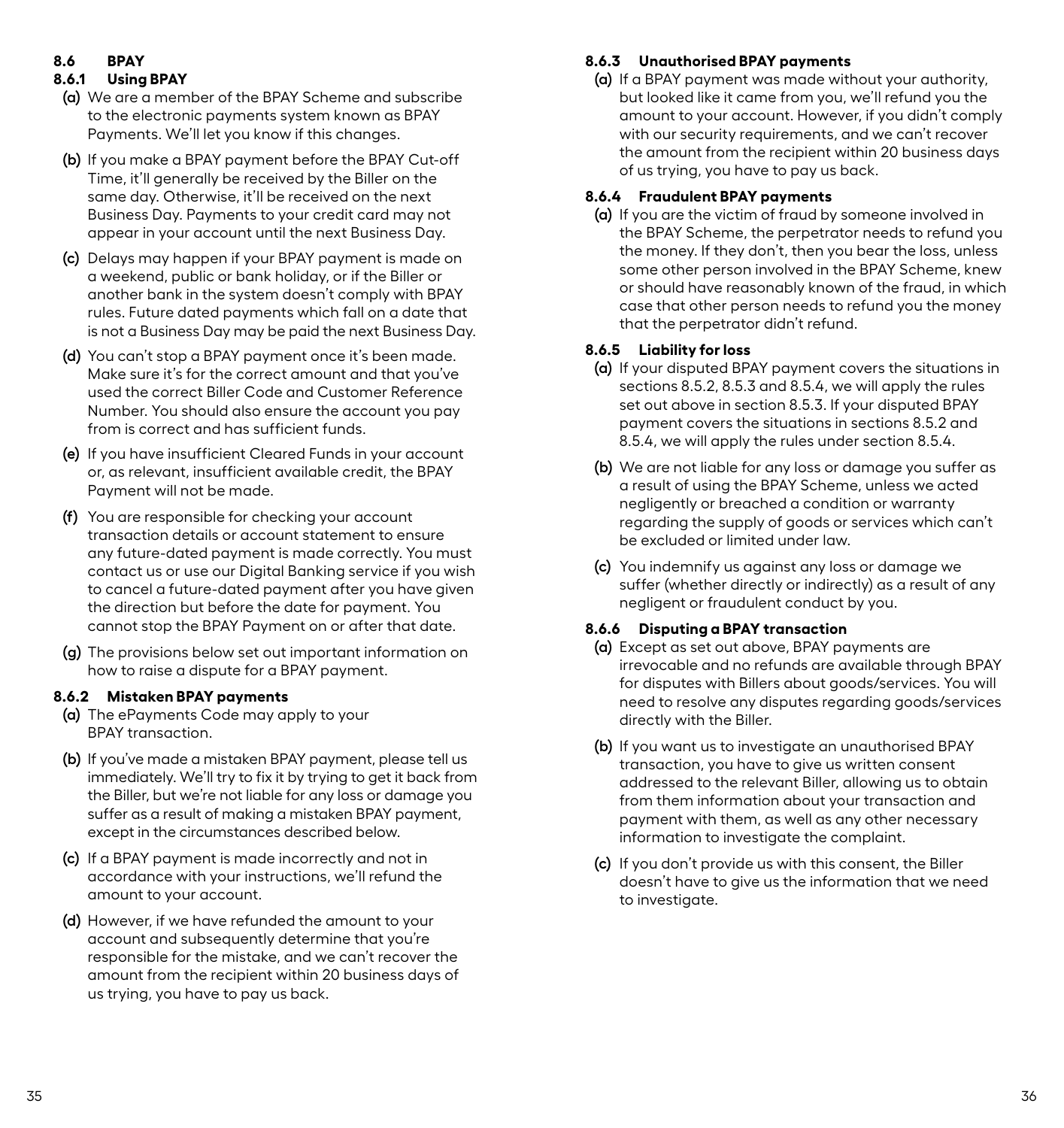## 8.6 BPAY

### 8.6.1 Using BPAY

(a) We are a member of the BPAY Scheme and subscribe to the electronic payments system known as BPAY Payments. We'll let you know if this changes.

(b) If you make a BPAY payment before the BPAY Cut-off Time, it'll generally be received by the Biller on the same day. Otherwise, it'll be received on the next Business Day. Payments to your credit card may not appear in your account until the next Business Day.

(c) Delays may happen if your BPAY payment is made on a weekend, public or bank holiday, or if the Biller or another bank in the system doesn't comply with BPAY rules. Future dated payments which fall on a date that is not a Business Day may be paid the next Business Day.

(d) You can't stop a BPAY payment once it's been made. Make sure it's for the correct amount and that you've used the correct Biller Code and Customer Reference Number. You should also ensure the account you pay from is correct and has sufficient funds.

(e) If you have insufficient Cleared Funds in your account or, as relevant, insufficient available credit, the BPAY Payment will not be made.

(f) You are responsible for checking your account transaction details or account statement to ensure any future-dated payment is made correctly. You must contact us or use our Digital Banking service if you wish to cancel a future-dated payment after you have given the direction but before the date for payment. You cannot stop the BPAY Payment on or after that date.

(g) The provisions below set out important information on how to raise a dispute for a BPAY payment.

### 8.6.2 Mistaken BPAY payments

(a) The ePayments Code may apply to your BPAY transaction.

(b) If you've made a mistaken BPAY payment, please tell us immediately. We'll try to fix it by trying to get it back from the Biller, but we're not liable for any loss or damage you suffer as a result of making a mistaken BPAY payment, except in the circumstances described below.

(c) If a BPAY payment is made incorrectly and not in accordance with your instructions, we'll refund the amount to your account.

(d) However, if we have refunded the amount to your account and subsequently determine that you're responsible for the mistake, and we can't recover the amount from the recipient within 20 business days of us trying, you have to pay us back.

### 8.6.3 Unauthorised BPAY payments

(a) If a BPAY payment was made without your authority, but looked like it came from you, we'll refund you the amount to your account. However, if you didn't comply with our security requirements, and we can't recover the amount from the recipient within 20 business days of us trying, you have to pay us back.

### 8.6.4 Fraudulent BPAY payments

(a) If you are the victim of fraud by someone involved in the BPAY Scheme, the perpetrator needs to refund you the money. If they don't, then you bear the loss, unless some other person involved in the BPAY Scheme, knew or should have reasonably known of the fraud, in which case that other person needs to refund you the money that the perpetrator didn't refund.

### 8.6.5 Liability for loss

(a) If your disputed BPAY payment covers the situations in sections 8.5.2, 8.5.3 and 8.5.4, we will apply the rules set out above in section 8.5.3. If your disputed BPAY payment covers the situations in sections 8.5.2 and 8.5.4, we will apply the rules under section 8.5.4.

(b) We are not liable for any loss or damage you suffer as a result of using the BPAY Scheme, unless we acted negligently or breached a condition or warranty regarding the supply of goods or services which can't be excluded or limited under law.

(c) You indemnify us against any loss or damage we suffer (whether directly or indirectly) as a result of any negligent or fraudulent conduct by you.

### 8.6.6 Disputing a BPAY transaction

(a) Except as set out above, BPAY payments are irrevocable and no refunds are available through BPAY for disputes with Billers about goods/services. You will need to resolve any disputes regarding goods/services directly with the Biller.

(b) If you want us to investigate an unauthorised BPAY transaction, you have to give us written consent addressed to the relevant Biller, allowing us to obtain from them information about your transaction and payment with them, as well as any other necessary information to investigate the complaint.

(c) If you don't provide us with this consent, the Biller doesn't have to give us the information that we need to investigate.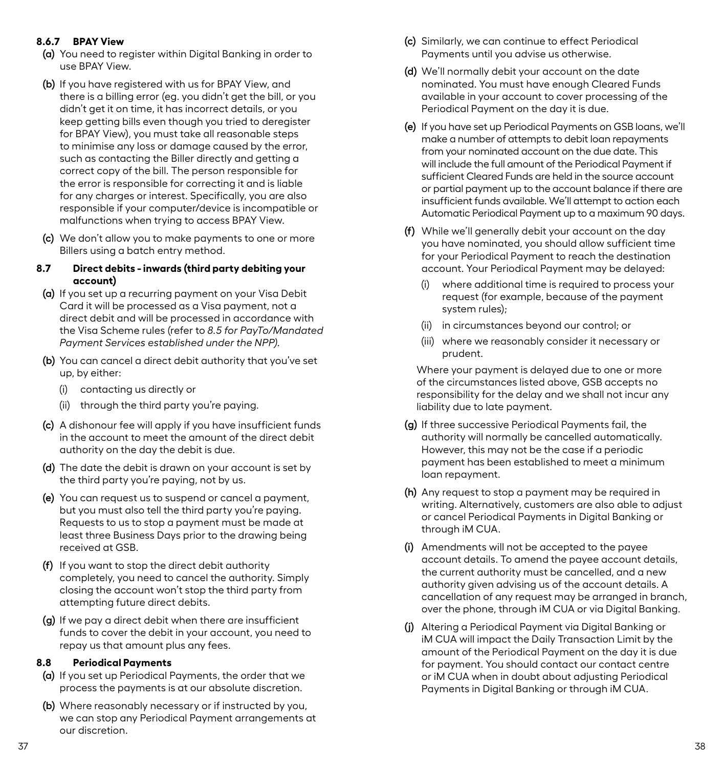#### 8.6.7 BPAY View

**(a)** You need to register within Digital Banking in order to use BPAY View.

**(b)** If you have registered with us for BPAY View, and there is a billing error (eg. you didn't get the bill, or you didn't get it on time, it has incorrect details, or you keep getting bills even though you tried to deregister for BPAY View), you must take all reasonable steps to minimise any loss or damage caused by the error, such as contacting the Biller directly and getting a correct copy of the bill. The person responsible for the error is responsible for correcting it and is liable for any charges or interest. Specifically, you are also responsible if your computer/device is incompatible or malfunctions when trying to access BPAY View.

**(c)** We don't allow you to make payments to one or more Billers using a batch entry method.

### 8.7 Direct debits - inwards (third party debiting your account)

**(a)** If you set up a recurring payment on your Visa Debit Card it will be processed as a Visa payment, not a direct debit and will be processed in accordance with the Visa Scheme rules (refer to *8.5 for PayTo/Mandated Payment Services established under the NPP).*

**(b)** You can cancel a direct debit authority that you've set up, by either:

- (i) contacting us directly or
- (ii) through the third party you're paying.

**(c)** A dishonour fee will apply if you have insufficient funds in the account to meet the amount of the direct debit authority on the day the debit is due.

**(d)** The date the debit is drawn on your account is set by the third party you're paying, not by us.

**(e)** You can request us to suspend or cancel a payment, but you must also tell the third party you're paying. Requests to us to stop a payment must be made at least three Business Days prior to the drawing being received at GSB.

**(f)** If you want to stop the direct debit authority completely, you need to cancel the authority. Simply closing the account won't stop the third party from attempting future direct debits.

**(g)** If we pay a direct debit when there are insufficient funds to cover the debit in your account, you need to repay us that amount plus any fees.

### 8.8 Periodical Payments

**(a)** If you set up Periodical Payments, the order that we process the payments is at our absolute discretion.

**(b)** Where reasonably necessary or if instructed by you, we can stop any Periodical Payment arrangements at our discretion.

**(c)** Similarly, we can continue to effect Periodical Payments until you advise us otherwise.

**(d)** We'll normally debit your account on the date nominated. You must have enough Cleared Funds available in your account to cover processing of the Periodical Payment on the day it is due.

**(e)** If you have set up Periodical Payments on GSB loans, we'll make a number of attempts to debit loan repayments from your nominated account on the due date. This will include the full amount of the Periodical Payment if sufficient Cleared Funds are held in the source account or partial payment up to the account balance if there are insufficient funds available. We'll attempt to action each Automatic Periodical Payment up to a maximum 90 days.

**(f)** While we'll generally debit your account on the day you have nominated, you should allow sufficient time for your Periodical Payment to reach the destination account. Your Periodical Payment may be delayed:

- (i) where additional time is required to process your request (for example, because of the payment system rules);
- (ii) in circumstances beyond our control; or
- (iii) where we reasonably consider it necessary or prudent.

Where your payment is delayed due to one or more of the circumstances listed above, GSB accepts no responsibility for the delay and we shall not incur any liability due to late payment.

**(g)** If three successive Periodical Payments fail, the authority will normally be cancelled automatically. However, this may not be the case if a periodic payment has been established to meet a minimum loan repayment.

**(h)** Any request to stop a payment may be required in writing. Alternatively, customers are also able to adjust or cancel Periodical Payments in Digital Banking or through iM CUA.

**(i)** Amendments will not be accepted to the payee account details. To amend the payee account details, the current authority must be cancelled, and a new authority given advising us of the account details. A cancellation of any request may be arranged in branch, over the phone, through iM CUA or via Digital Banking.

**(j)** Altering a Periodical Payment via Digital Banking or iM CUA will impact the Daily Transaction Limit by the amount of the Periodical Payment on the day it is due for payment. You should contact our contact centre or iM CUA when in doubt about adjusting Periodical Payments in Digital Banking or through iM CUA.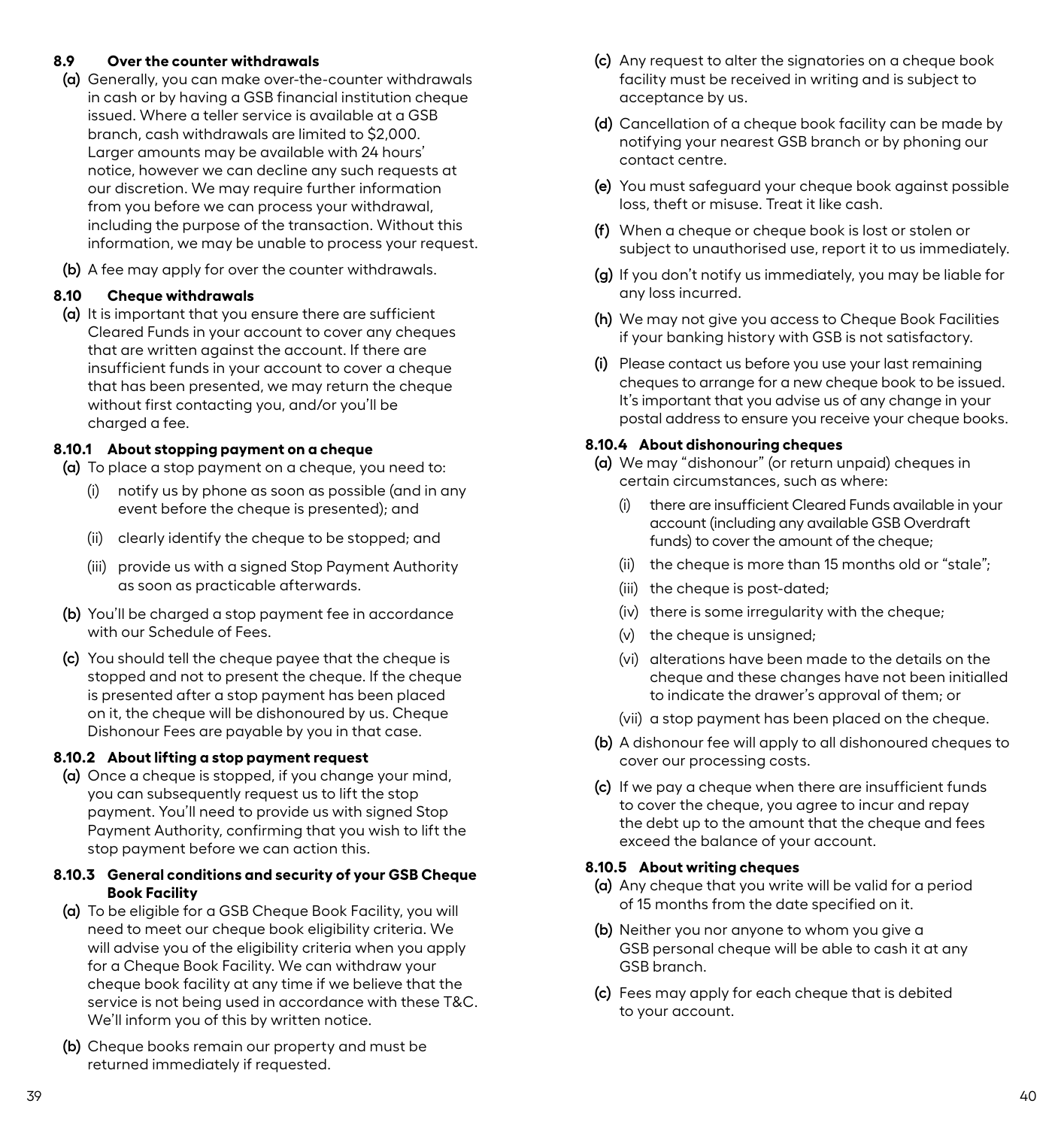### 8.9 Over the counter withdrawals

**(a)** Generally, you can make over-the-counter withdrawals in cash or by having a GSB financial institution cheque issued. Where a teller service is available at a GSB branch, cash withdrawals are limited to $2,000. Larger amounts may be available with 24 hours' notice, however we can decline any such requests at our discretion. We may require further information from you before we can process your withdrawal, including the purpose of the transaction. Without this information, we may be unable to process your request.

**(b)** A fee may apply for over the counter withdrawals.

### 8.10 Cheque withdrawals

**(a)** It is important that you ensure there are sufficient Cleared Funds in your account to cover any cheques that are written against the account. If there are insufficient funds in your account to cover a cheque that has been presented, we may return the cheque without first contacting you, and/or you'll be charged a fee.

#### 8.10.1 About stopping payment on a cheque

**(a)** To place a stop payment on a cheque, you need to:

- (i) notify us by phone as soon as possible (and in any event before the cheque is presented); and
- (ii) clearly identify the cheque to be stopped; and
- (iii) provide us with a signed Stop Payment Authority as soon as practicable afterwards.

**(b)** You'll be charged a stop payment fee in accordance with our Schedule of Fees.

**(c)** You should tell the cheque payee that the cheque is stopped and not to present the cheque. If the cheque is presented after a stop payment has been placed on it, the cheque will be dishonoured by us. Cheque Dishonour Fees are payable by you in that case.

#### 8.10.2 About lifting a stop payment request

**(a)** Once a cheque is stopped, if you change your mind, you can subsequently request us to lift the stop payment. You'll need to provide us with signed Stop Payment Authority, confirming that you wish to lift the stop payment before we can action this.

#### 8.10.3 General conditions and security of your GSB Cheque Book Facility

**(a)** To be eligible for a GSB Cheque Book Facility, you will need to meet our cheque book eligibility criteria. We will advise you of the eligibility criteria when you apply for a Cheque Book Facility. We can withdraw your cheque book facility at any time if we believe that the service is not being used in accordance with these T&C. We'll inform you of this by written notice.

**(b)** Cheque books remain our property and must be returned immediately if requested.

**(c)** Any request to alter the signatories on a cheque book facility must be received in writing and is subject to acceptance by us.

**(d)** Cancellation of a cheque book facility can be made by notifying your nearest GSB branch or by phoning our contact centre.

**(e)** You must safeguard your cheque book against possible loss, theft or misuse. Treat it like cash.

**(f)** When a cheque or cheque book is lost or stolen or subject to unauthorised use, report it to us immediately.

**(g)** If you don't notify us immediately, you may be liable for any loss incurred.

**(h)** We may not give you access to Cheque Book Facilities if your banking history with GSB is not satisfactory.

**(i)** Please contact us before you use your last remaining cheques to arrange for a new cheque book to be issued. It's important that you advise us of any change in your postal address to ensure you receive your cheque books.

#### 8.10.4 About dishonouring cheques

**(a)** We may "dishonour" (or return unpaid) cheques in certain circumstances, such as where:

- (i) there are insufficient Cleared Funds available in your account (including any available GSB Overdraft funds) to cover the amount of the cheque;
- (ii) the cheque is more than 15 months old or "stale";
- (iii) the cheque is post-dated;
- (iv) there is some irregularity with the cheque;
- (v) the cheque is unsigned;
- (vi) alterations have been made to the details on the cheque and these changes have not been initialled to indicate the drawer's approval of them; or
- (vii) a stop payment has been placed on the cheque.

**(b)** A dishonour fee will apply to all dishonoured cheques to cover our processing costs.

**(c)** If we pay a cheque when there are insufficient funds to cover the cheque, you agree to incur and repay the debt up to the amount that the cheque and fees exceed the balance of your account.

#### 8.10.5 About writing cheques

**(a)** Any cheque that you write will be valid for a period of 15 months from the date specified on it.

**(b)** Neither you nor anyone to whom you give a GSB personal cheque will be able to cash it at any GSB branch.

**(c)** Fees may apply for each cheque that is debited to your account.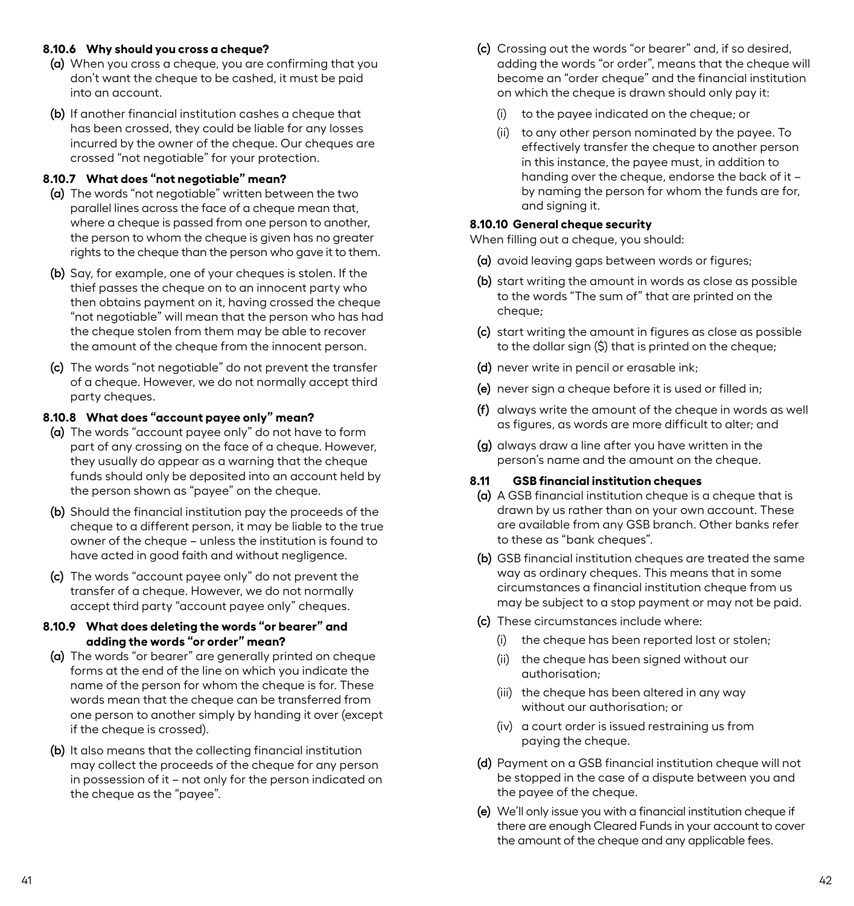#### 8.10.6 Why should you cross a cheque?

**(a)** When you cross a cheque, you are confirming that you don't want the cheque to be cashed, it must be paid into an account.

**(b)** If another financial institution cashes a cheque that has been crossed, they could be liable for any losses incurred by the owner of the cheque. Our cheques are crossed "not negotiable" for your protection.

#### 8.10.7 What does "not negotiable" mean?

**(a)** The words "not negotiable" written between the two parallel lines across the face of a cheque mean that, where a cheque is passed from one person to another, the person to whom the cheque is given has no greater rights to the cheque than the person who gave it to them.

**(b)** Say, for example, one of your cheques is stolen. If the thief passes the cheque on to an innocent party who then obtains payment on it, having crossed the cheque "not negotiable" will mean that the person who has had the cheque stolen from them may be able to recover the amount of the cheque from the innocent person.

**(c)** The words "not negotiable" do not prevent the transfer of a cheque. However, we do not normally accept third party cheques.

#### 8.10.8 What does "account payee only" mean?

**(a)** The words "account payee only" do not have to form part of any crossing on the face of a cheque. However, they usually do appear as a warning that the cheque funds should only be deposited into an account held by the person shown as "payee" on the cheque.

**(b)** Should the financial institution pay the proceeds of the cheque to a different person, it may be liable to the true owner of the cheque – unless the institution is found to have acted in good faith and without negligence.

**(c)** The words "account payee only" do not prevent the transfer of a cheque. However, we do not normally accept third party "account payee only" cheques.

#### 8.10.9 What does deleting the words "or bearer" and adding the words "or order" mean?

**(a)** The words "or bearer" are generally printed on cheque forms at the end of the line on which you indicate the name of the person for whom the cheque is for. These words mean that the cheque can be transferred from one person to another simply by handing it over (except if the cheque is crossed).

**(b)** It also means that the collecting financial institution may collect the proceeds of the cheque for any person in possession of it – not only for the person indicated on the cheque as the "payee".

**(c)** Crossing out the words "or bearer" and, if so desired, adding the words "or order", means that the cheque will become an "order cheque" and the financial institution on which the cheque is drawn should only pay it:

- (i) to the payee indicated on the cheque; or
- (ii) to any other person nominated by the payee. To effectively transfer the cheque to another person in this instance, the payee must, in addition to handing over the cheque, endorse the back of it – by naming the person for whom the funds are for, and signing it.

#### 8.10.10 General cheque security

When filling out a cheque, you should:

**(a)** avoid leaving gaps between words or figures;

**(b)** start writing the amount in words as close as possible to the words "The sum of" that are printed on the cheque;

**(c)** start writing the amount in figures as close as possible to the dollar sign ($) that is printed on the cheque;

**(d)** never write in pencil or erasable ink;

**(e)** never sign a cheque before it is used or filled in;

**(f)** always write the amount of the cheque in words as well as figures, as words are more difficult to alter; and

**(g)** always draw a line after you have written in the person's name and the amount on the cheque.

### 8.11 GSB financial institution cheques

**(a)** A GSB financial institution cheque is a cheque that is drawn by us rather than on your own account. These are available from any GSB branch. Other banks refer to these as "bank cheques".

**(b)** GSB financial institution cheques are treated the same way as ordinary cheques. This means that in some circumstances a financial institution cheque from us may be subject to a stop payment or may not be paid.

**(c)** These circumstances include where:

- (i) the cheque has been reported lost or stolen;
- (ii) the cheque has been signed without our authorisation;
- (iii) the cheque has been altered in any way without our authorisation; or
- (iv) a court order is issued restraining us from paying the cheque.

**(d)** Payment on a GSB financial institution cheque will not be stopped in the case of a dispute between you and the payee of the cheque.

**(e)** We'll only issue you with a financial institution cheque if there are enough Cleared Funds in your account to cover the amount of the cheque and any applicable fees.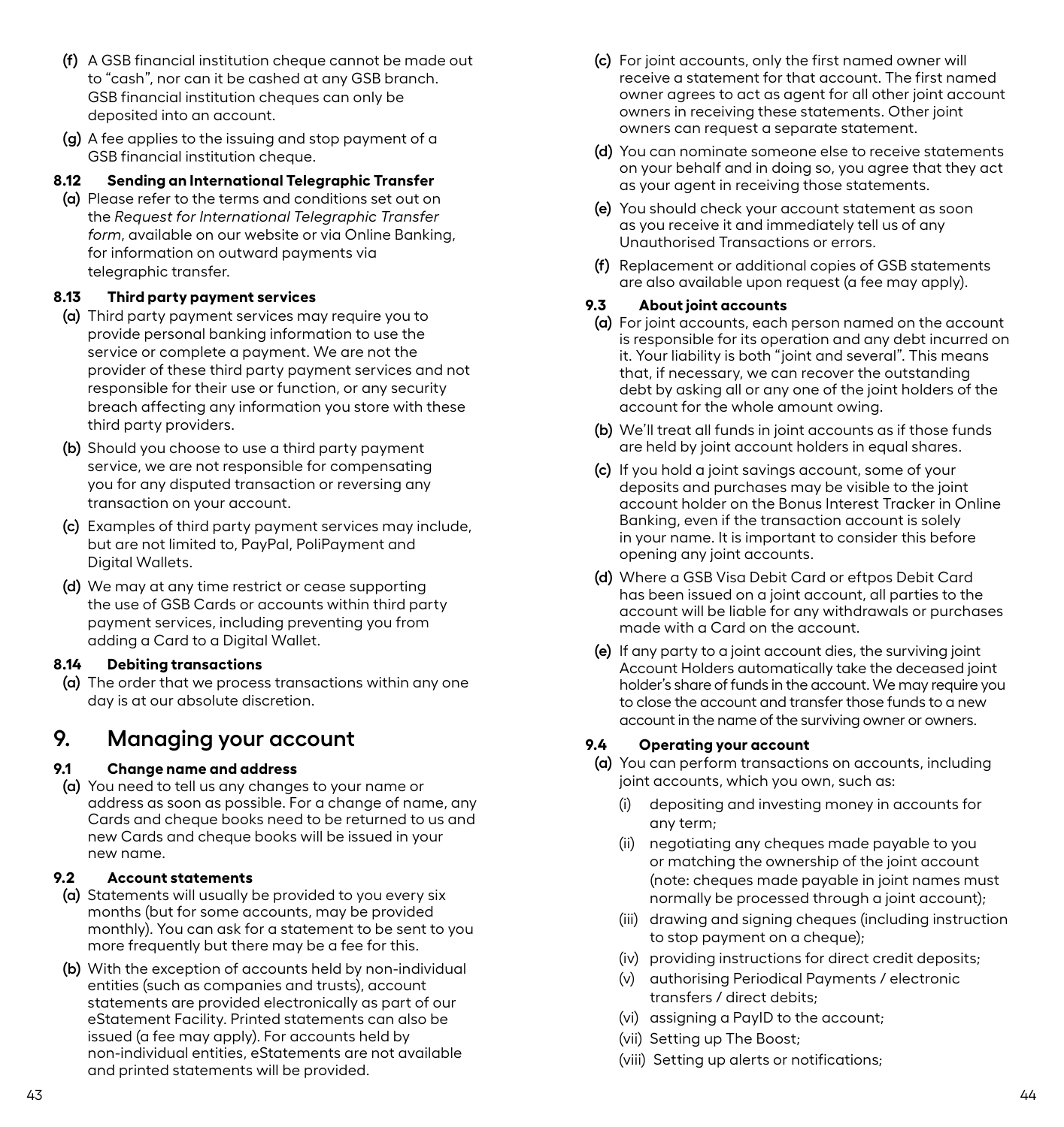(f) A GSB financial institution cheque cannot be made out to “cash”, nor can it be cashed at any GSB branch. GSB financial institution cheques can only be deposited into an account.

(g) A fee applies to the issuing and stop payment of a GSB financial institution cheque.

### 8.12 Sending an International Telegraphic Transfer

(a) Please refer to the terms and conditions set out on the *Request for International Telegraphic Transfer form*, available on our website or via Online Banking, for information on outward payments via telegraphic transfer.

### 8.13 Third party payment services

(a) Third party payment services may require you to provide personal banking information to use the service or complete a payment. We are not the provider of these third party payment services and not responsible for their use or function, or any security breach affecting any information you store with these third party providers.

(b) Should you choose to use a third party payment service, we are not responsible for compensating you for any disputed transaction or reversing any transaction on your account.

(c) Examples of third party payment services may include, but are not limited to, PayPal, PoliPayment and Digital Wallets.

(d) We may at any time restrict or cease supporting the use of GSB Cards or accounts within third party payment services, including preventing you from adding a Card to a Digital Wallet.

### 8.14 Debiting transactions

(a) The order that we process transactions within any one day is at our absolute discretion.

## 9. Managing your account

### 9.1 Change name and address

(a) You need to tell us any changes to your name or address as soon as possible. For a change of name, any Cards and cheque books need to be returned to us and new Cards and cheque books will be issued in your new name.

### 9.2 Account statements

(a) Statements will usually be provided to you every six months (but for some accounts, may be provided monthly). You can ask for a statement to be sent to you more frequently but there may be a fee for this.

(b) With the exception of accounts held by non-individual entities (such as companies and trusts), account statements are provided electronically as part of our eStatement Facility. Printed statements can also be issued (a fee may apply). For accounts held by non-individual entities, eStatements are not available and printed statements will be provided.

(c) For joint accounts, only the first named owner will receive a statement for that account. The first named owner agrees to act as agent for all other joint account owners in receiving these statements. Other joint owners can request a separate statement.

(d) You can nominate someone else to receive statements on your behalf and in doing so, you agree that they act as your agent in receiving those statements.

(e) You should check your account statement as soon as you receive it and immediately tell us of any Unauthorised Transactions or errors.

(f) Replacement or additional copies of GSB statements are also available upon request (a fee may apply).

### 9.3 About joint accounts

(a) For joint accounts, each person named on the account is responsible for its operation and any debt incurred on it. Your liability is both “joint and several”. This means that, if necessary, we can recover the outstanding debt by asking all or any one of the joint holders of the account for the whole amount owing.

(b) We’ll treat all funds in joint accounts as if those funds are held by joint account holders in equal shares.

(c) If you hold a joint savings account, some of your deposits and purchases may be visible to the joint account holder on the Bonus Interest Tracker in Online Banking, even if the transaction account is solely in your name. It is important to consider this before opening any joint accounts.

(d) Where a GSB Visa Debit Card or eftpos Debit Card has been issued on a joint account, all parties to the account will be liable for any withdrawals or purchases made with a Card on the account.

(e) If any party to a joint account dies, the surviving joint Account Holders automatically take the deceased joint holder’s share of funds in the account. We may require you to close the account and transfer those funds to a new account in the name of the surviving owner or owners.

### 9.4 Operating your account

(a) You can perform transactions on accounts, including joint accounts, which you own, such as:

(i) depositing and investing money in accounts for any term;

(ii) negotiating any cheques made payable to you or matching the ownership of the joint account (note: cheques made payable in joint names must normally be processed through a joint account);

(iii) drawing and signing cheques (including instruction to stop payment on a cheque);

(iv) providing instructions for direct credit deposits;

(v) authorising Periodical Payments / electronic transfers / direct debits;

(vi) assigning a PayID to the account;

(vii) Setting up The Boost;

(viii) Setting up alerts or notifications;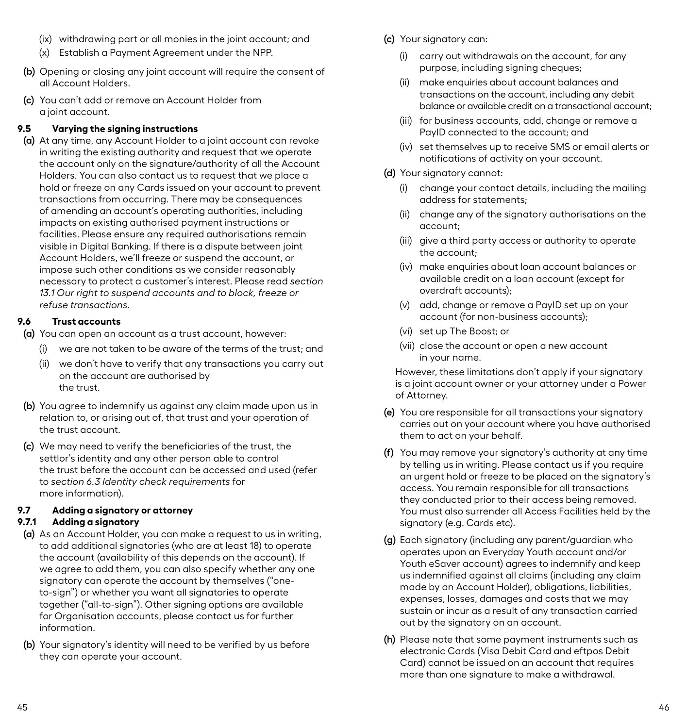(ix) withdrawing part or all monies in the joint account; and

(x) Establish a Payment Agreement under the NPP.

**(b)** Opening or closing any joint account will require the consent of all Account Holders.

**(c)** You can't add or remove an Account Holder from a joint account.

### 9.5 Varying the signing instructions

**(a)** At any time, any Account Holder to a joint account can revoke in writing the existing authority and request that we operate the account only on the signature/authority of all the Account Holders. You can also contact us to request that we place a hold or freeze on any Cards issued on your account to prevent transactions from occurring. There may be consequences of amending an account's operating authorities, including impacts on existing authorised payment instructions or facilities. Please ensure any required authorisations remain visible in Digital Banking. If there is a dispute between joint Account Holders, we'll freeze or suspend the account, or impose such other conditions as we consider reasonably necessary to protect a customer's interest. Please read *section 13.1 Our right to suspend accounts and to block, freeze or refuse transactions*.

### 9.6 Trust accounts

**(a)** You can open an account as a trust account, however:

(i) we are not taken to be aware of the terms of the trust; and

(ii) we don't have to verify that any transactions you carry out on the account are authorised by the trust.

**(b)** You agree to indemnify us against any claim made upon us in relation to, or arising out of, that trust and your operation of the trust account.

**(c)** We may need to verify the beneficiaries of the trust, the settlor's identity and any other person able to control the trust before the account can be accessed and used (refer to *section 6.3 Identity check requirements* for more information).

### 9.7 Adding a signatory or attorney

#### 9.7.1 Adding a signatory

**(a)** As an Account Holder, you can make a request to us in writing, to add additional signatories (who are at least 18) to operate the account (availability of this depends on the account). If we agree to add them, you can also specify whether any one signatory can operate the account by themselves ("one-to-sign") or whether you want all signatories to operate together ("all-to-sign"). Other signing options are available for Organisation accounts, please contact us for further information.

**(b)** Your signatory's identity will need to be verified by us before they can operate your account.

**(c)** Your signatory can:

(i) carry out withdrawals on the account, for any purpose, including signing cheques;

(ii) make enquiries about account balances and transactions on the account, including any debit balance or available credit on a transactional account;

(iii) for business accounts, add, change or remove a PayID connected to the account; and

(iv) set themselves up to receive SMS or email alerts or notifications of activity on your account.

**(d)** Your signatory cannot:

(i) change your contact details, including the mailing address for statements;

(ii) change any of the signatory authorisations on the account;

(iii) give a third party access or authority to operate the account;

(iv) make enquiries about loan account balances or available credit on a loan account (except for overdraft accounts);

(v) add, change or remove a PayID set up on your account (for non-business accounts);

(vi) set up The Boost; or

(vii) close the account or open a new account in your name.

However, these limitations don't apply if your signatory is a joint account owner or your attorney under a Power of Attorney.

**(e)** You are responsible for all transactions your signatory carries out on your account where you have authorised them to act on your behalf.

**(f)** You may remove your signatory's authority at any time by telling us in writing. Please contact us if you require an urgent hold or freeze to be placed on the signatory's access. You remain responsible for all transactions they conducted prior to their access being removed. You must also surrender all Access Facilities held by the signatory (e.g. Cards etc).

**(g)** Each signatory (including any parent/guardian who operates upon an Everyday Youth account and/or Youth eSaver account) agrees to indemnify and keep us indemnified against all claims (including any claim made by an Account Holder), obligations, liabilities, expenses, losses, damages and costs that we may sustain or incur as a result of any transaction carried out by the signatory on an account.

**(h)** Please note that some payment instruments such as electronic Cards (Visa Debit Card and eftpos Debit Card) cannot be issued on an account that requires more than one signature to make a withdrawal.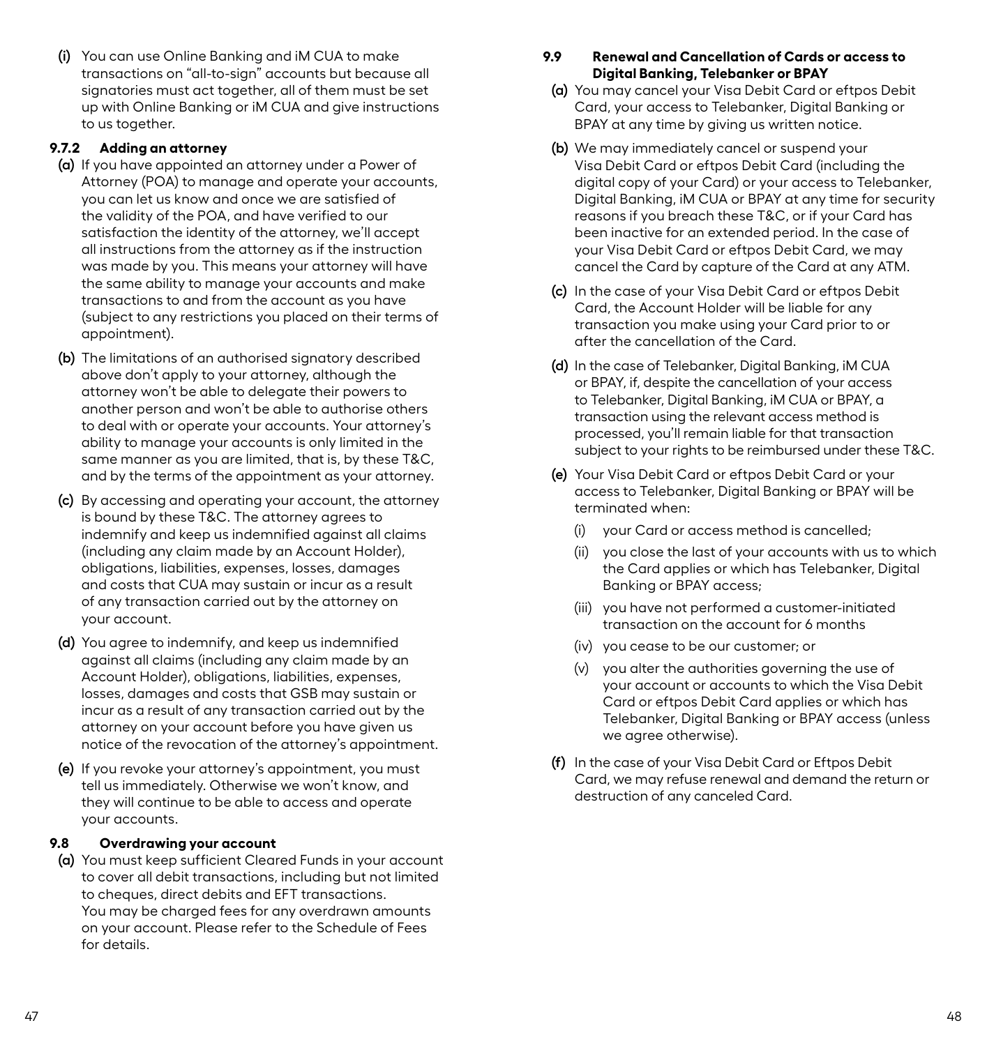(i) You can use Online Banking and iM CUA to make transactions on "all-to-sign" accounts but because all signatories must act together, all of them must be set up with Online Banking or iM CUA and give instructions to us together.

#### 9.7.2 Adding an attorney

**(a)** If you have appointed an attorney under a Power of Attorney (POA) to manage and operate your accounts, you can let us know and once we are satisfied of the validity of the POA, and have verified to our satisfaction the identity of the attorney, we'll accept all instructions from the attorney as if the instruction was made by you. This means your attorney will have the same ability to manage your accounts and make transactions to and from the account as you have (subject to any restrictions you placed on their terms of appointment).

**(b)** The limitations of an authorised signatory described above don't apply to your attorney, although the attorney won't be able to delegate their powers to another person and won't be able to authorise others to deal with or operate your accounts. Your attorney's ability to manage your accounts is only limited in the same manner as you are limited, that is, by these T&C, and by the terms of the appointment as your attorney.

**(c)** By accessing and operating your account, the attorney is bound by these T&C. The attorney agrees to indemnify and keep us indemnified against all claims (including any claim made by an Account Holder), obligations, liabilities, expenses, losses, damages and costs that CUA may sustain or incur as a result of any transaction carried out by the attorney on your account.

**(d)** You agree to indemnify, and keep us indemnified against all claims (including any claim made by an Account Holder), obligations, liabilities, expenses, losses, damages and costs that GSB may sustain or incur as a result of any transaction carried out by the attorney on your account before you have given us notice of the revocation of the attorney's appointment.

**(e)** If you revoke your attorney's appointment, you must tell us immediately. Otherwise we won't know, and they will continue to be able to access and operate your accounts.

### 9.8 Overdrawing your account

**(a)** You must keep sufficient Cleared Funds in your account to cover all debit transactions, including but not limited to cheques, direct debits and EFT transactions. You may be charged fees for any overdrawn amounts on your account. Please refer to the Schedule of Fees for details.

### 9.9 Renewal and Cancellation of Cards or access to Digital Banking, Telebanker or BPAY

**(a)** You may cancel your Visa Debit Card or eftpos Debit Card, your access to Telebanker, Digital Banking or BPAY at any time by giving us written notice.

**(b)** We may immediately cancel or suspend your Visa Debit Card or eftpos Debit Card (including the digital copy of your Card) or your access to Telebanker, Digital Banking, iM CUA or BPAY at any time for security reasons if you breach these T&C, or if your Card has been inactive for an extended period. In the case of your Visa Debit Card or eftpos Debit Card, we may cancel the Card by capture of the Card at any ATM.

**(c)** In the case of your Visa Debit Card or eftpos Debit Card, the Account Holder will be liable for any transaction you make using your Card prior to or after the cancellation of the Card.

**(d)** In the case of Telebanker, Digital Banking, iM CUA or BPAY, if, despite the cancellation of your access to Telebanker, Digital Banking, iM CUA or BPAY, a transaction using the relevant access method is processed, you'll remain liable for that transaction subject to your rights to be reimbursed under these T&C.

**(e)** Your Visa Debit Card or eftpos Debit Card or your access to Telebanker, Digital Banking or BPAY will be terminated when:

- (i) your Card or access method is cancelled;
- (ii) you close the last of your accounts with us to which the Card applies or which has Telebanker, Digital Banking or BPAY access;
- (iii) you have not performed a customer-initiated transaction on the account for 6 months
- (iv) you cease to be our customer; or
- (v) you alter the authorities governing the use of your account or accounts to which the Visa Debit Card or eftpos Debit Card applies or which has Telebanker, Digital Banking or BPAY access (unless we agree otherwise).

**(f)** In the case of your Visa Debit Card or Eftpos Debit Card, we may refuse renewal and demand the return or destruction of any canceled Card.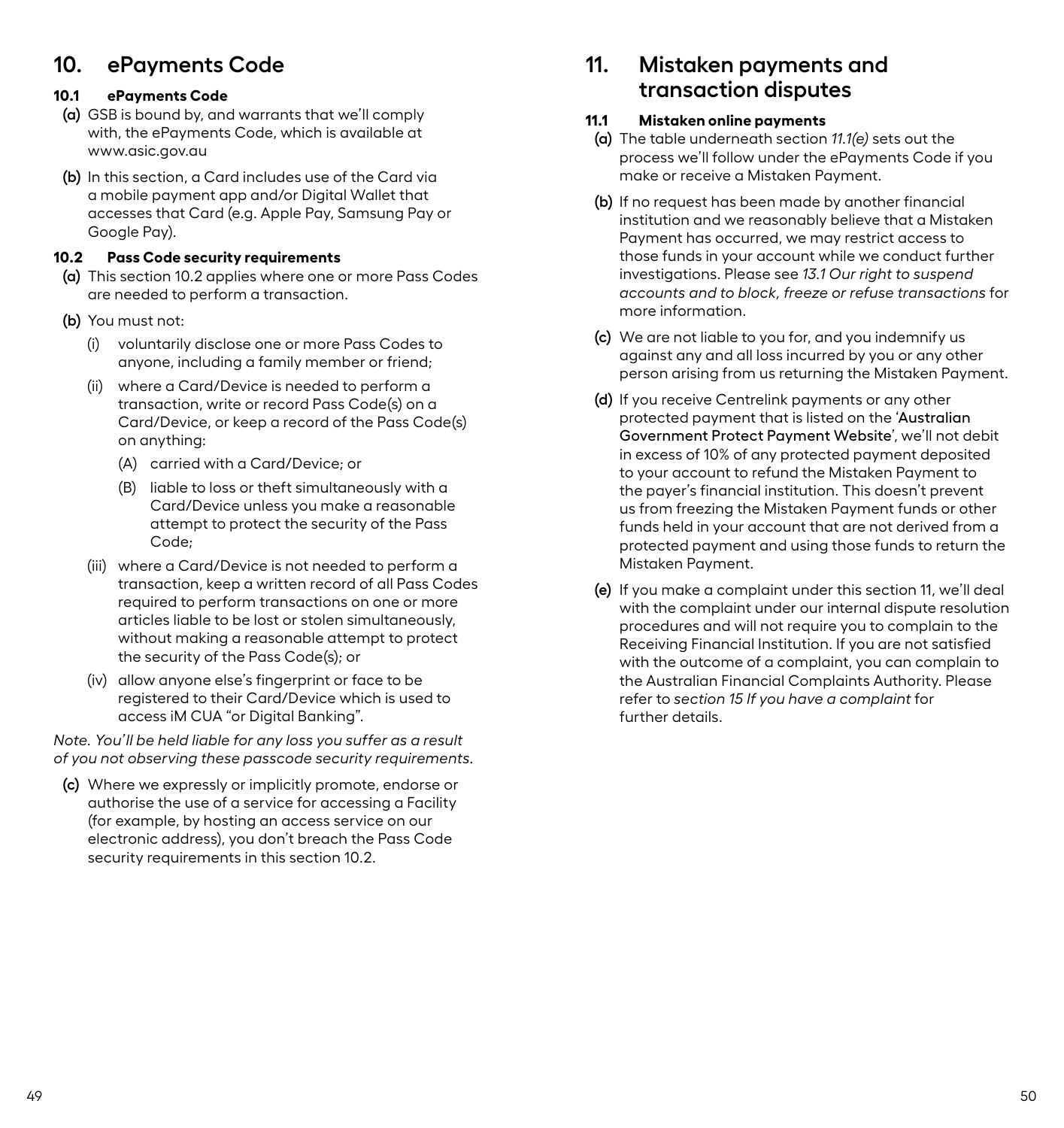# 10. ePayments Code

### 10.1 ePayments Code

**(a)** GSB is bound by, and warrants that we'll comply with, the ePayments Code, which is available at www.asic.gov.au

**(b)** In this section, a Card includes use of the Card via a mobile payment app and/or Digital Wallet that accesses that Card (e.g. Apple Pay, Samsung Pay or Google Pay).

### 10.2 Pass Code security requirements

**(a)** This section 10.2 applies where one or more Pass Codes are needed to perform a transaction.

**(b)** You must not:

(i) voluntarily disclose one or more Pass Codes to anyone, including a family member or friend;

(ii) where a Card/Device is needed to perform a transaction, write or record Pass Code(s) on a Card/Device, or keep a record of the Pass Code(s) on anything:

(A) carried with a Card/Device; or

(B) liable to loss or theft simultaneously with a Card/Device unless you make a reasonable attempt to protect the security of the Pass Code;

(iii) where a Card/Device is not needed to perform a transaction, keep a written record of all Pass Codes required to perform transactions on one or more articles liable to be lost or stolen simultaneously, without making a reasonable attempt to protect the security of the Pass Code(s); or

(iv) allow anyone else's fingerprint or face to be registered to their Card/Device which is used to access iM CUA "or Digital Banking".

*Note. You'll be held liable for any loss you suffer as a result of you not observing these passcode security requirements.*

**(c)** Where we expressly or implicitly promote, endorse or authorise the use of a service for accessing a Facility (for example, by hosting an access service on our electronic address), you don't breach the Pass Code security requirements in this section 10.2.

# 11. Mistaken payments and transaction disputes

### 11.1 Mistaken online payments

**(a)** The table underneath section *11.1(e)* sets out the process we'll follow under the ePayments Code if you make or receive a Mistaken Payment.

**(b)** If no request has been made by another financial institution and we reasonably believe that a Mistaken Payment has occurred, we may restrict access to those funds in your account while we conduct further investigations. Please see *13.1 Our right to suspend accounts and to block, freeze or refuse transactions* for more information.

**(c)** We are not liable to you for, and you indemnify us against any and all loss incurred by you or any other person arising from us returning the Mistaken Payment.

**(d)** If you receive Centrelink payments or any other protected payment that is listed on the 'Australian Government Protect Payment Website', we'll not debit in excess of 10% of any protected payment deposited to your account to refund the Mistaken Payment to the payer's financial institution. This doesn't prevent us from freezing the Mistaken Payment funds or other funds held in your account that are not derived from a protected payment and using those funds to return the Mistaken Payment.

**(e)** If you make a complaint under this section 11, we'll deal with the complaint under our internal dispute resolution procedures and will not require you to complain to the Receiving Financial Institution. If you are not satisfied with the outcome of a complaint, you can complain to the Australian Financial Complaints Authority. Please refer to *section 15 If you have a complaint* for further details.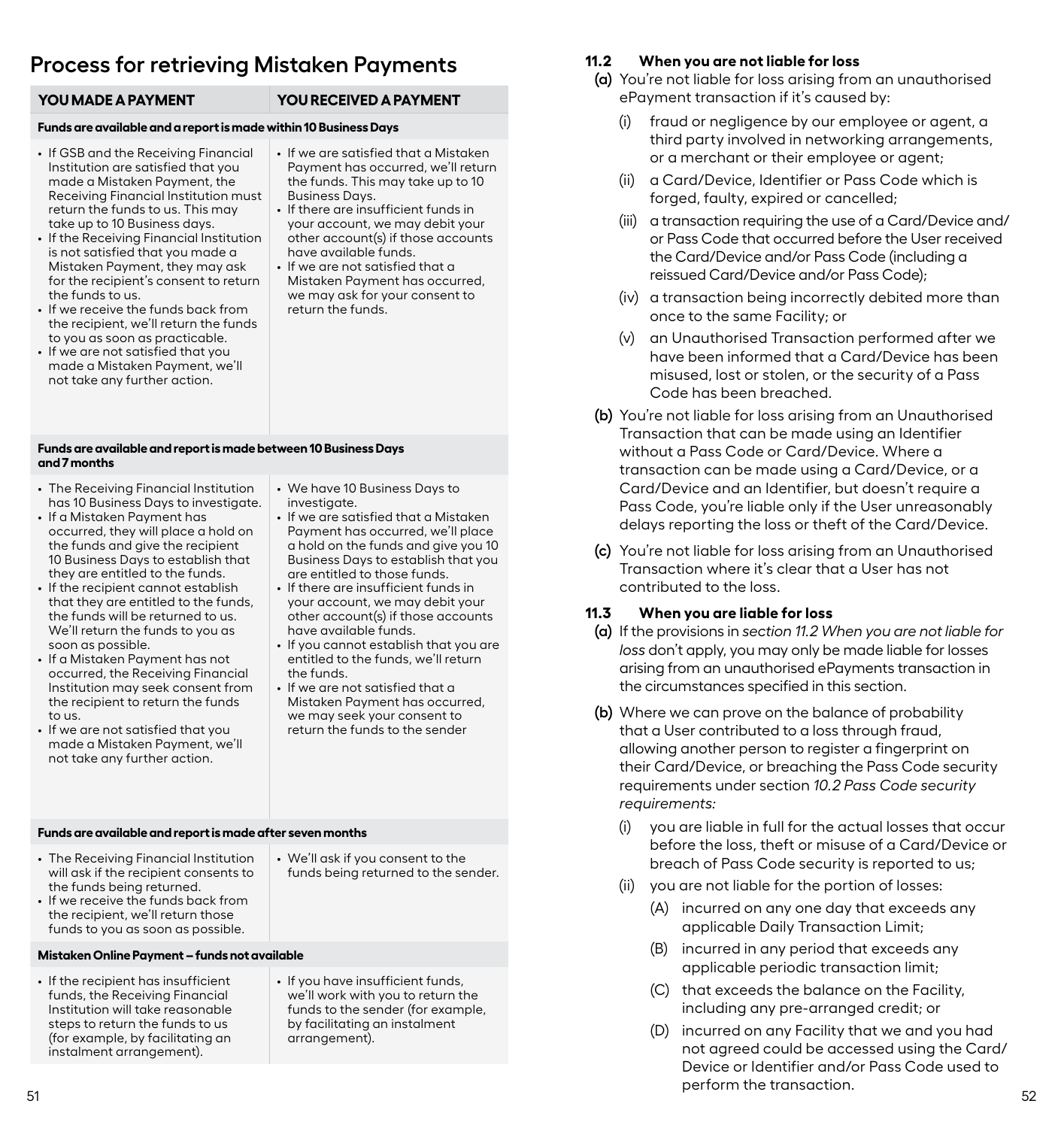## Process for retrieving Mistaken Payments

| YOU MADE A PAYMENT | YOU RECEIVED A PAYMENT |
|---|---|
| **Funds are available and a report is made within 10 Business Days** | |
| • If GSB and the Receiving Financial Institution are satisfied that you made a Mistaken Payment, the Receiving Financial Institution must return the funds to us. This may take up to 10 Business days.<br>• If the Receiving Financial Institution is not satisfied that you made a Mistaken Payment, they may ask for the recipient's consent to return the funds to us.<br>• If we receive the funds back from the recipient, we'll return the funds to you as soon as practicable.<br>• If we are not satisfied that you made a Mistaken Payment, we'll not take any further action. | • If we are satisfied that a Mistaken Payment has occurred, we'll return the funds. This may take up to 10 Business Days.<br>• If there are insufficient funds in your account, we may debit your other account(s) if those accounts have available funds.<br>• If we are not satisfied that a Mistaken Payment has occurred, we may ask for your consent to return the funds. |
| **Funds are available and report is made between 10 Business Days and 7 months** | |
| • The Receiving Financial Institution has 10 Business Days to investigate.<br>• If a Mistaken Payment has occurred, they will place a hold on the funds and give the recipient 10 Business Days to establish that they are entitled to the funds.<br>• If the recipient cannot establish that they are entitled to the funds, the funds will be returned to us. We'll return the funds to you as soon as possible.<br>• If a Mistaken Payment has not occurred, the Receiving Financial Institution may seek consent from the recipient to return the funds to us.<br>• If we are not satisfied that you made a Mistaken Payment, we'll not take any further action. | • We have 10 Business Days to investigate.<br>• If we are satisfied that a Mistaken Payment has occurred, we'll place a hold on the funds and give you 10 Business Days to establish that you are entitled to those funds.<br>• If there are insufficient funds in your account, we may debit your other account(s) if those accounts have available funds.<br>• If you cannot establish that you are entitled to the funds, we'll return the funds.<br>• If we are not satisfied that a Mistaken Payment has occurred, we may seek your consent to return the funds to the sender |
| **Funds are available and report is made after seven months** | |
| • The Receiving Financial Institution will ask if the recipient consents to the funds being returned.<br>• If we receive the funds back from the recipient, we'll return those funds to you as soon as possible. | • We'll ask if you consent to the funds being returned to the sender. |
| **Mistaken Online Payment – funds not available** | |
| • If the recipient has insufficient funds, the Receiving Financial Institution will take reasonable steps to return the funds to us (for example, by facilitating an instalment arrangement). | • If you have insufficient funds, we'll work with you to return the funds to the sender (for example, by facilitating an instalment arrangement). |

### 11.2 When you are not liable for loss

**(a)** You're not liable for loss arising from an unauthorised ePayment transaction if it's caused by:

(i) fraud or negligence by our employee or agent, a third party involved in networking arrangements, or a merchant or their employee or agent;

(ii) a Card/Device, Identifier or Pass Code which is forged, faulty, expired or cancelled;

(iii) a transaction requiring the use of a Card/Device and/or Pass Code that occurred before the User received the Card/Device and/or Pass Code (including a reissued Card/Device and/or Pass Code);

(iv) a transaction being incorrectly debited more than once to the same Facility; or

(v) an Unauthorised Transaction performed after we have been informed that a Card/Device has been misused, lost or stolen, or the security of a Pass Code has been breached.

**(b)** You're not liable for loss arising from an Unauthorised Transaction that can be made using an Identifier without a Pass Code or Card/Device. Where a transaction can be made using a Card/Device, or a Card/Device and an Identifier, but doesn't require a Pass Code, you're liable only if the User unreasonably delays reporting the loss or theft of the Card/Device.

**(c)** You're not liable for loss arising from an Unauthorised Transaction where it's clear that a User has not contributed to the loss.

### 11.3 When you are liable for loss

**(a)** If the provisions in *section 11.2 When you are not liable for loss* don't apply, you may only be made liable for losses arising from an unauthorised ePayments transaction in the circumstances specified in this section.

**(b)** Where we can prove on the balance of probability that a User contributed to a loss through fraud, allowing another person to register a fingerprint on their Card/Device, or breaching the Pass Code security requirements under section *10.2 Pass Code security requirements:*

(i) you are liable in full for the actual losses that occur before the loss, theft or misuse of a Card/Device or breach of Pass Code security is reported to us;

(ii) you are not liable for the portion of losses:

(A) incurred on any one day that exceeds any applicable Daily Transaction Limit;

(B) incurred in any period that exceeds any applicable periodic transaction limit;

(C) that exceeds the balance on the Facility, including any pre-arranged credit; or

(D) incurred on any Facility that we and you had not agreed could be accessed using the Card/Device or Identifier and/or Pass Code used to perform the transaction.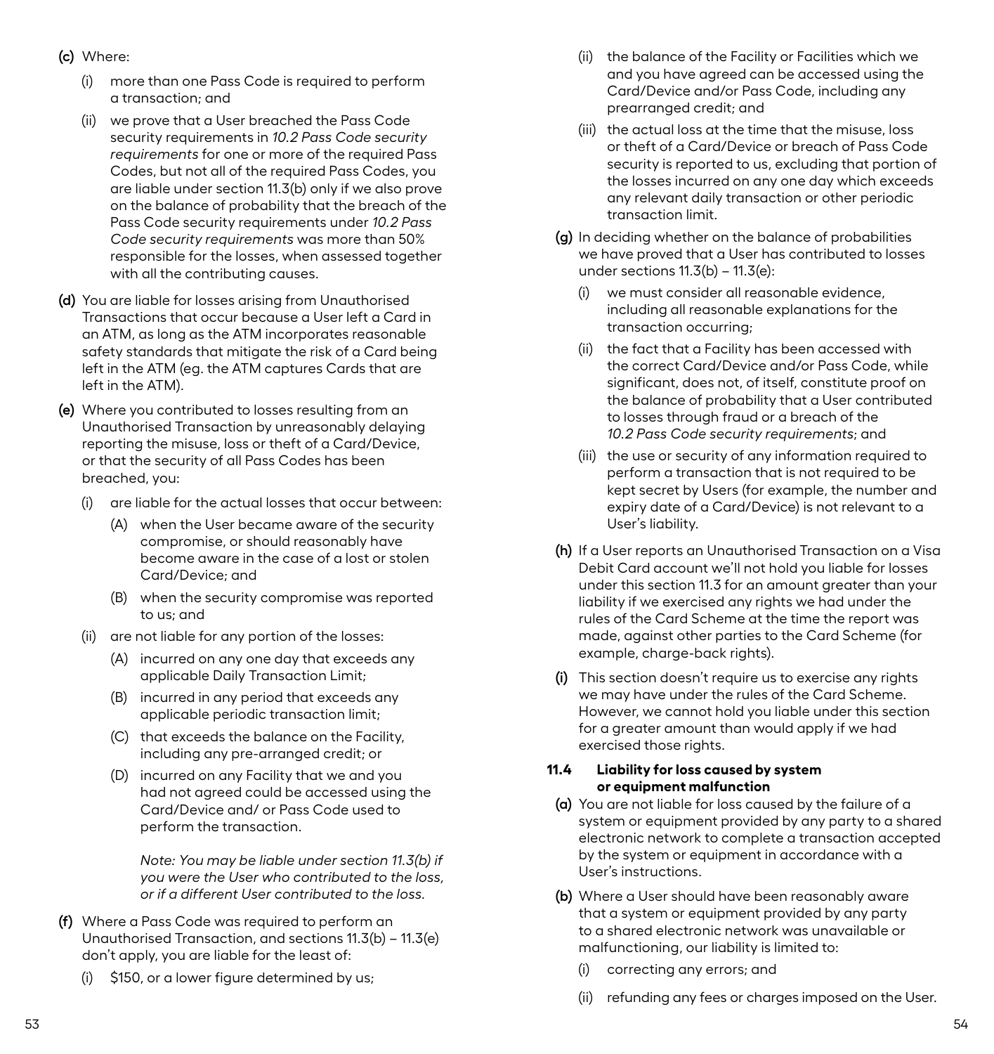**(c)** Where:

(i) more than one Pass Code is required to perform a transaction; and

(ii) we prove that a User breached the Pass Code security requirements in *10.2 Pass Code security requirements* for one or more of the required Pass Codes, but not all of the required Pass Codes, you are liable under section 11.3(b) only if we also prove on the balance of probability that the breach of the Pass Code security requirements under *10.2 Pass Code security requirements* was more than 50% responsible for the losses, when assessed together with all the contributing causes.

**(d)** You are liable for losses arising from Unauthorised Transactions that occur because a User left a Card in an ATM, as long as the ATM incorporates reasonable safety standards that mitigate the risk of a Card being left in the ATM (eg. the ATM captures Cards that are left in the ATM).

**(e)** Where you contributed to losses resulting from an Unauthorised Transaction by unreasonably delaying reporting the misuse, loss or theft of a Card/Device, or that the security of all Pass Codes has been breached, you:

(i) are liable for the actual losses that occur between:

(A) when the User became aware of the security compromise, or should reasonably have become aware in the case of a lost or stolen Card/Device; and

(B) when the security compromise was reported to us; and

(ii) are not liable for any portion of the losses:

(A) incurred on any one day that exceeds any applicable Daily Transaction Limit;

(B) incurred in any period that exceeds any applicable periodic transaction limit;

(C) that exceeds the balance on the Facility, including any pre-arranged credit; or

(D) incurred on any Facility that we and you had not agreed could be accessed using the Card/Device and/ or Pass Code used to perform the transaction.

*Note: You may be liable under section 11.3(b) if you were the User who contributed to the loss, or if a different User contributed to the loss.*

**(f)** Where a Pass Code was required to perform an Unauthorised Transaction, and sections 11.3(b) – 11.3(e) don't apply, you are liable for the least of:

(i) $150, or a lower figure determined by us;

(ii) the balance of the Facility or Facilities which we and you have agreed can be accessed using the Card/Device and/or Pass Code, including any prearranged credit; and

(iii) the actual loss at the time that the misuse, loss or theft of a Card/Device or breach of Pass Code security is reported to us, excluding that portion of the losses incurred on any one day which exceeds any relevant daily transaction or other periodic transaction limit.

**(g)** In deciding whether on the balance of probabilities we have proved that a User has contributed to losses under sections 11.3(b) – 11.3(e):

(i) we must consider all reasonable evidence, including all reasonable explanations for the transaction occurring;

(ii) the fact that a Facility has been accessed with the correct Card/Device and/or Pass Code, while significant, does not, of itself, constitute proof on the balance of probability that a User contributed to losses through fraud or a breach of the *10.2 Pass Code security requirements*; and

(iii) the use or security of any information required to perform a transaction that is not required to be kept secret by Users (for example, the number and expiry date of a Card/Device) is not relevant to a User's liability.

**(h)** If a User reports an Unauthorised Transaction on a Visa Debit Card account we'll not hold you liable for losses under this section 11.3 for an amount greater than your liability if we exercised any rights we had under the rules of the Card Scheme at the time the report was made, against other parties to the Card Scheme (for example, charge-back rights).

**(i)** This section doesn't require us to exercise any rights we may have under the rules of the Card Scheme. However, we cannot hold you liable under this section for a greater amount than would apply if we had exercised those rights.

### 11.4 Liability for loss caused by system or equipment malfunction

**(a)** You are not liable for loss caused by the failure of a system or equipment provided by any party to a shared electronic network to complete a transaction accepted by the system or equipment in accordance with a User's instructions.

**(b)** Where a User should have been reasonably aware that a system or equipment provided by any party to a shared electronic network was unavailable or malfunctioning, our liability is limited to:

(i) correcting any errors; and

(ii) refunding any fees or charges imposed on the User.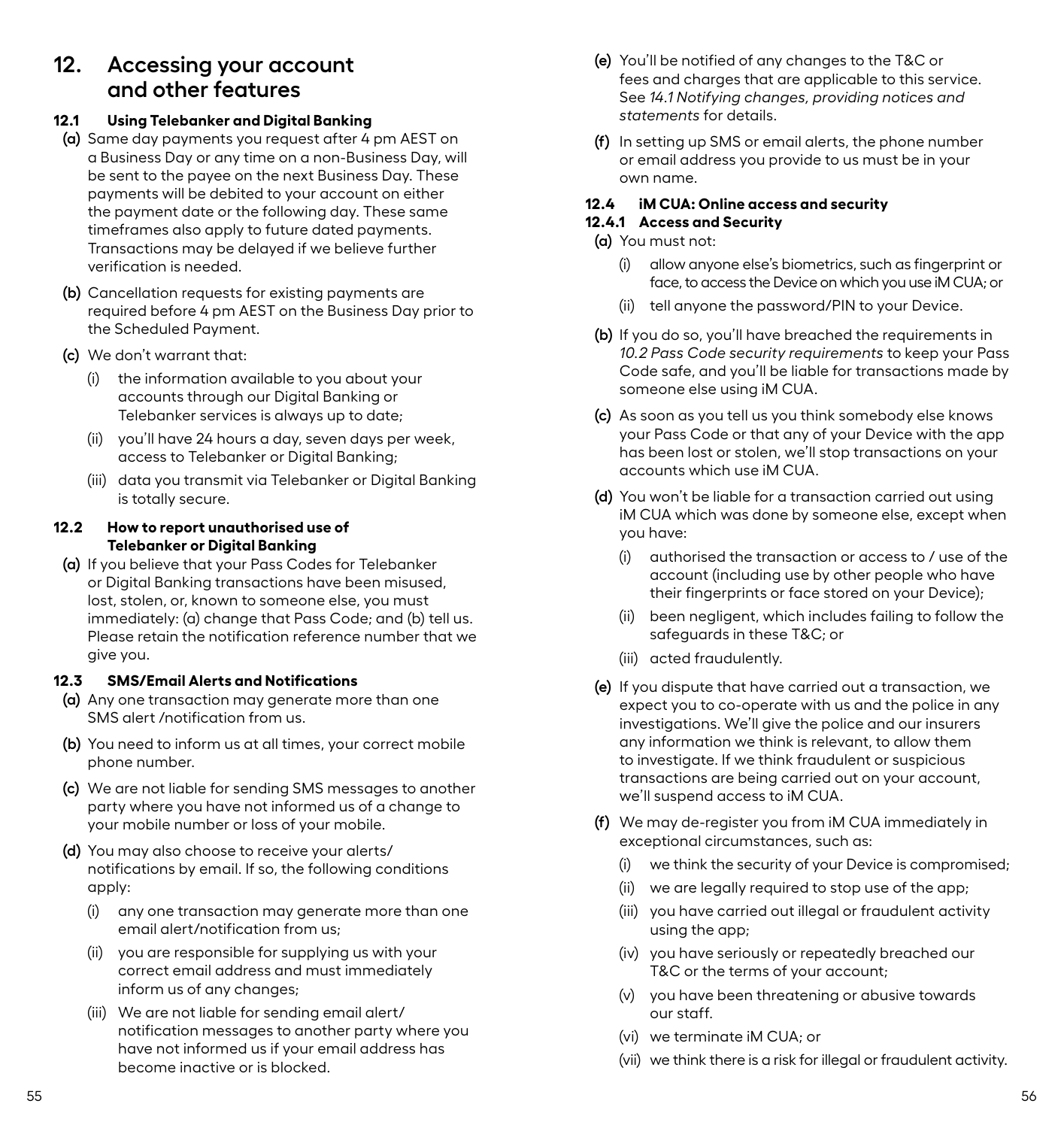# 12. Accessing your account and other features

### 12.1 Using Telebanker and Digital Banking

**(a)** Same day payments you request after 4 pm AEST on a Business Day or any time on a non-Business Day, will be sent to the payee on the next Business Day. These payments will be debited to your account on either the payment date or the following day. These same timeframes also apply to future dated payments. Transactions may be delayed if we believe further verification is needed.

**(b)** Cancellation requests for existing payments are required before 4 pm AEST on the Business Day prior to the Scheduled Payment.

**(c)** We don't warrant that:

- (i) the information available to you about your accounts through our Digital Banking or Telebanker services is always up to date;
- (ii) you'll have 24 hours a day, seven days per week, access to Telebanker or Digital Banking;
- (iii) data you transmit via Telebanker or Digital Banking is totally secure.

### 12.2 How to report unauthorised use of Telebanker or Digital Banking

**(a)** If you believe that your Pass Codes for Telebanker or Digital Banking transactions have been misused, lost, stolen, or, known to someone else, you must immediately: (a) change that Pass Code; and (b) tell us. Please retain the notification reference number that we give you.

### 12.3 SMS/Email Alerts and Notifications

**(a)** Any one transaction may generate more than one SMS alert /notification from us.

**(b)** You need to inform us at all times, your correct mobile phone number.

**(c)** We are not liable for sending SMS messages to another party where you have not informed us of a change to your mobile number or loss of your mobile.

**(d)** You may also choose to receive your alerts/ notifications by email. If so, the following conditions apply:

- (i) any one transaction may generate more than one email alert/notification from us;
- (ii) you are responsible for supplying us with your correct email address and must immediately inform us of any changes;
- (iii) We are not liable for sending email alert/ notification messages to another party where you have not informed us if your email address has become inactive or is blocked.

**(e)** You'll be notified of any changes to the T&C or fees and charges that are applicable to this service. See *14.1 Notifying changes, providing notices and statements* for details.

**(f)** In setting up SMS or email alerts, the phone number or email address you provide to us must be in your own name.

### 12.4 iM CUA: Online access and security

#### 12.4.1 Access and Security

**(a)** You must not:

- (i) allow anyone else's biometrics, such as fingerprint or face, to access the Device on which you use iM CUA; or
- (ii) tell anyone the password/PIN to your Device.

**(b)** If you do so, you'll have breached the requirements in *10.2 Pass Code security requirements* to keep your Pass Code safe, and you'll be liable for transactions made by someone else using iM CUA.

**(c)** As soon as you tell us you think somebody else knows your Pass Code or that any of your Device with the app has been lost or stolen, we'll stop transactions on your accounts which use iM CUA.

**(d)** You won't be liable for a transaction carried out using iM CUA which was done by someone else, except when you have:

- (i) authorised the transaction or access to / use of the account (including use by other people who have their fingerprints or face stored on your Device);
- (ii) been negligent, which includes failing to follow the safeguards in these T&C; or
- (iii) acted fraudulently.

**(e)** If you dispute that have carried out a transaction, we expect you to co-operate with us and the police in any investigations. We'll give the police and our insurers any information we think is relevant, to allow them to investigate. If we think fraudulent or suspicious transactions are being carried out on your account, we'll suspend access to iM CUA.

**(f)** We may de-register you from iM CUA immediately in exceptional circumstances, such as:

- (i) we think the security of your Device is compromised;
- (ii) we are legally required to stop use of the app;
- (iii) you have carried out illegal or fraudulent activity using the app;
- (iv) you have seriously or repeatedly breached our T&C or the terms of your account;
- (v) you have been threatening or abusive towards our staff.
- (vi) we terminate iM CUA; or
- (vii) we think there is a risk for illegal or fraudulent activity.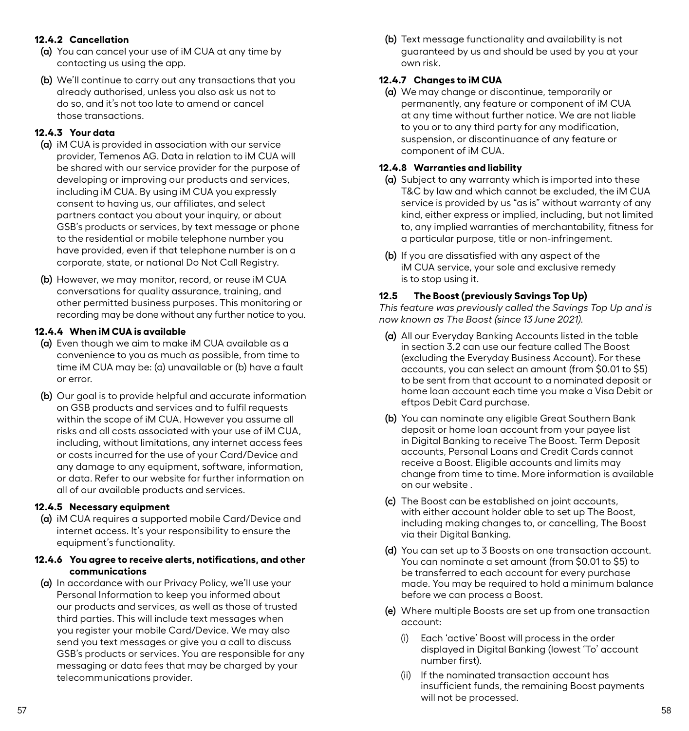#### 12.4.2 Cancellation

**(a)** You can cancel your use of iM CUA at any time by contacting us using the app.

**(b)** We'll continue to carry out any transactions that you already authorised, unless you also ask us not to do so, and it's not too late to amend or cancel those transactions.

#### 12.4.3 Your data

**(a)** iM CUA is provided in association with our service provider, Temenos AG. Data in relation to iM CUA will be shared with our service provider for the purpose of developing or improving our products and services, including iM CUA. By using iM CUA you expressly consent to having us, our affiliates, and select partners contact you about your inquiry, or about GSB's products or services, by text message or phone to the residential or mobile telephone number you have provided, even if that telephone number is on a corporate, state, or national Do Not Call Registry.

**(b)** However, we may monitor, record, or reuse iM CUA conversations for quality assurance, training, and other permitted business purposes. This monitoring or recording may be done without any further notice to you.

#### 12.4.4 When iM CUA is available

**(a)** Even though we aim to make iM CUA available as a convenience to you as much as possible, from time to time iM CUA may be: (a) unavailable or (b) have a fault or error.

**(b)** Our goal is to provide helpful and accurate information on GSB products and services and to fulfil requests within the scope of iM CUA. However you assume all risks and all costs associated with your use of iM CUA, including, without limitations, any internet access fees or costs incurred for the use of your Card/Device and any damage to any equipment, software, information, or data. Refer to our website for further information on all of our available products and services.

#### 12.4.5 Necessary equipment

**(a)** iM CUA requires a supported mobile Card/Device and internet access. It's your responsibility to ensure the equipment's functionality.

#### 12.4.6 You agree to receive alerts, notifications, and other communications

**(a)** In accordance with our Privacy Policy, we'll use your Personal Information to keep you informed about our products and services, as well as those of trusted third parties. This will include text messages when you register your mobile Card/Device. We may also send you text messages or give you a call to discuss GSB's products or services. You are responsible for any messaging or data fees that may be charged by your telecommunications provider.

**(b)** Text message functionality and availability is not guaranteed by us and should be used by you at your own risk.

#### 12.4.7 Changes to iM CUA

**(a)** We may change or discontinue, temporarily or permanently, any feature or component of iM CUA at any time without further notice. We are not liable to you or to any third party for any modification, suspension, or discontinuance of any feature or component of iM CUA.

#### 12.4.8 Warranties and liability

**(a)** Subject to any warranty which is imported into these T&C by law and which cannot be excluded, the iM CUA service is provided by us "as is" without warranty of any kind, either express or implied, including, but not limited to, any implied warranties of merchantability, fitness for a particular purpose, title or non-infringement.

**(b)** If you are dissatisfied with any aspect of the iM CUA service, your sole and exclusive remedy is to stop using it.

### 12.5 The Boost (previously Savings Top Up)

*This feature was previously called the Savings Top Up and is now known as The Boost (since 13 June 2021).*

**(a)** All our Everyday Banking Accounts listed in the table in section 3.2 can use our feature called The Boost (excluding the Everyday Business Account). For these accounts, you can select an amount (from $0.01 to $5) to be sent from that account to a nominated deposit or home loan account each time you make a Visa Debit or eftpos Debit Card purchase.

**(b)** You can nominate any eligible Great Southern Bank deposit or home loan account from your payee list in Digital Banking to receive The Boost. Term Deposit accounts, Personal Loans and Credit Cards cannot receive a Boost. Eligible accounts and limits may change from time to time. More information is available on our website .

**(c)** The Boost can be established on joint accounts, with either account holder able to set up The Boost, including making changes to, or cancelling, The Boost via their Digital Banking.

**(d)** You can set up to 3 Boosts on one transaction account. You can nominate a set amount (from $0.01 to $5) to be transferred to each account for every purchase made. You may be required to hold a minimum balance before we can process a Boost.

**(e)** Where multiple Boosts are set up from one transaction account:

- (i) Each 'active' Boost will process in the order displayed in Digital Banking (lowest 'To' account number first).
- (ii) If the nominated transaction account has insufficient funds, the remaining Boost payments will not be processed.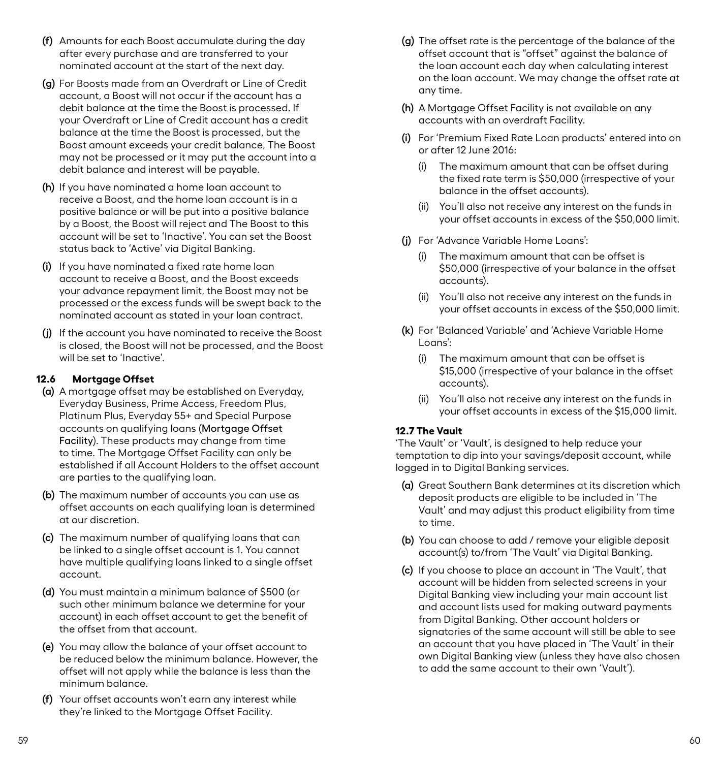(f) Amounts for each Boost accumulate during the day after every purchase and are transferred to your nominated account at the start of the next day.

(g) For Boosts made from an Overdraft or Line of Credit account, a Boost will not occur if the account has a debit balance at the time the Boost is processed. If your Overdraft or Line of Credit account has a credit balance at the time the Boost is processed, but the Boost amount exceeds your credit balance, The Boost may not be processed or it may put the account into a debit balance and interest will be payable.

(h) If you have nominated a home loan account to receive a Boost, and the home loan account is in a positive balance or will be put into a positive balance by a Boost, the Boost will reject and The Boost to this account will be set to 'Inactive'. You can set the Boost status back to 'Active' via Digital Banking.

(i) If you have nominated a fixed rate home loan account to receive a Boost, and the Boost exceeds your advance repayment limit, the Boost may not be processed or the excess funds will be swept back to the nominated account as stated in your loan contract.

(j) If the account you have nominated to receive the Boost is closed, the Boost will not be processed, and the Boost will be set to 'Inactive'.

### 12.6 Mortgage Offset

(a) A mortgage offset may be established on Everyday, Everyday Business, Prime Access, Freedom Plus, Platinum Plus, Everyday 55+ and Special Purpose accounts on qualifying loans (**Mortgage Offset Facility**). These products may change from time to time. The Mortgage Offset Facility can only be established if all Account Holders to the offset account are parties to the qualifying loan.

(b) The maximum number of accounts you can use as offset accounts on each qualifying loan is determined at our discretion.

(c) The maximum number of qualifying loans that can be linked to a single offset account is 1. You cannot have multiple qualifying loans linked to a single offset account.

(d) You must maintain a minimum balance of $500 (or such other minimum balance we determine for your account) in each offset account to get the benefit of the offset from that account.

(e) You may allow the balance of your offset account to be reduced below the minimum balance. However, the offset will not apply while the balance is less than the minimum balance.

(f) Your offset accounts won't earn any interest while they're linked to the Mortgage Offset Facility.

(g) The offset rate is the percentage of the balance of the offset account that is "offset" against the balance of the loan account each day when calculating interest on the loan account. We may change the offset rate at any time.

(h) A Mortgage Offset Facility is not available on any accounts with an overdraft Facility.

(i) For 'Premium Fixed Rate Loan products' entered into on or after 12 June 2016:

- (i) The maximum amount that can be offset during the fixed rate term is $50,000 (irrespective of your balance in the offset accounts).
- (ii) You'll also not receive any interest on the funds in your offset accounts in excess of the $50,000 limit.

(j) For 'Advance Variable Home Loans':

- (i) The maximum amount that can be offset is $50,000 (irrespective of your balance in the offset accounts).
- (ii) You'll also not receive any interest on the funds in your offset accounts in excess of the $50,000 limit.

(k) For 'Balanced Variable' and 'Achieve Variable Home Loans':

- (i) The maximum amount that can be offset is $15,000 (irrespective of your balance in the offset accounts).
- (ii) You'll also not receive any interest on the funds in your offset accounts in excess of the $15,000 limit.

### 12.7 The Vault

'The Vault' or 'Vault', is designed to help reduce your temptation to dip into your savings/deposit account, while logged in to Digital Banking services.

(a) Great Southern Bank determines at its discretion which deposit products are eligible to be included in 'The Vault' and may adjust this product eligibility from time to time.

(b) You can choose to add / remove your eligible deposit account(s) to/from 'The Vault' via Digital Banking.

(c) If you choose to place an account in 'The Vault', that account will be hidden from selected screens in your Digital Banking view including your main account list and account lists used for making outward payments from Digital Banking. Other account holders or signatories of the same account will still be able to see an account that you have placed in 'The Vault' in their own Digital Banking view (unless they have also chosen to add the same account to their own 'Vault').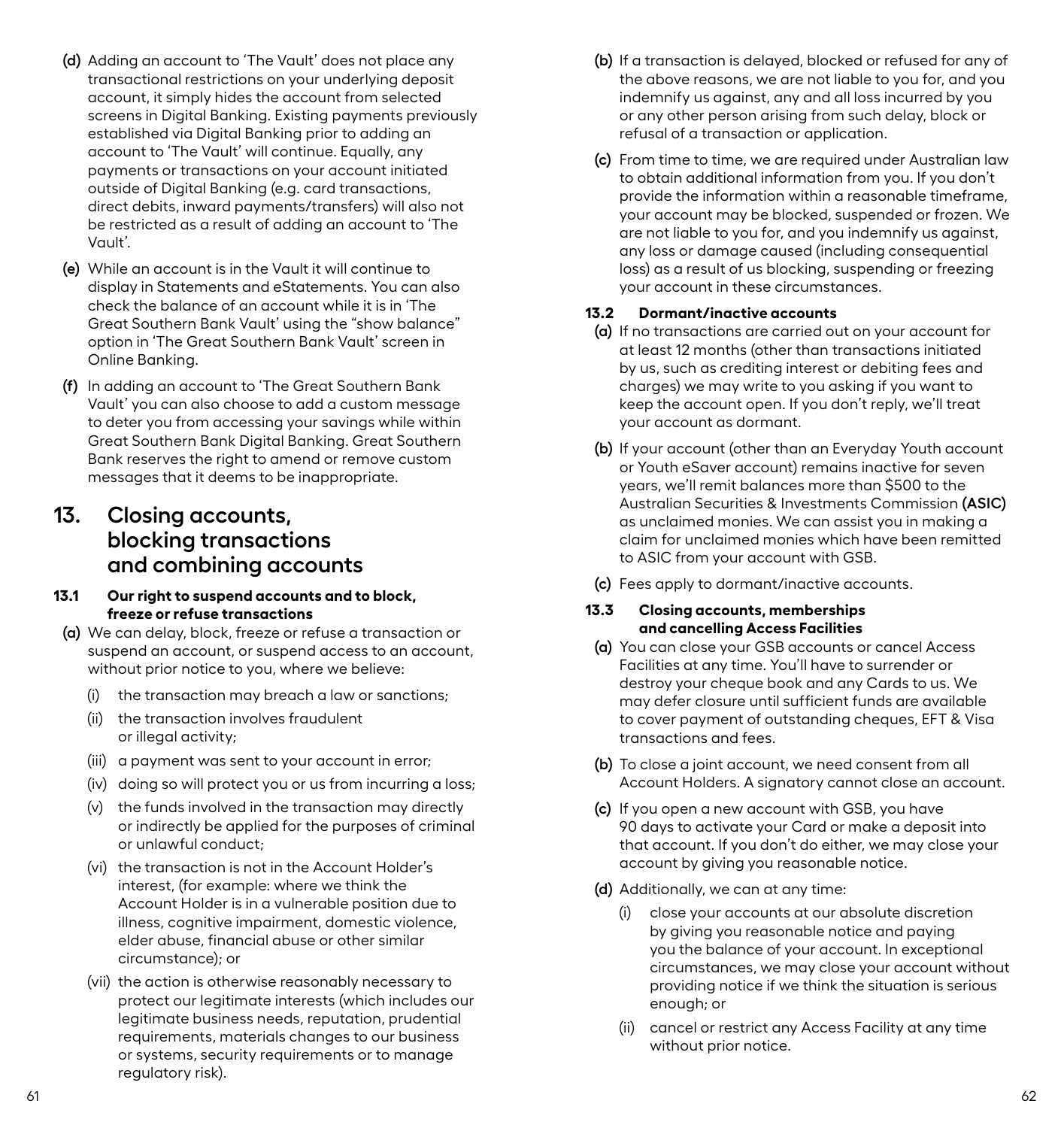(d) Adding an account to 'The Vault' does not place any transactional restrictions on your underlying deposit account, it simply hides the account from selected screens in Digital Banking. Existing payments previously established via Digital Banking prior to adding an account to 'The Vault' will continue. Equally, any payments or transactions on your account initiated outside of Digital Banking (e.g. card transactions, direct debits, inward payments/transfers) will also not be restricted as a result of adding an account to 'The Vault'.

(e) While an account is in the Vault it will continue to display in Statements and eStatements. You can also check the balance of an account while it is in 'The Great Southern Bank Vault' using the "show balance" option in 'The Great Southern Bank Vault' screen in Online Banking.

(f) In adding an account to 'The Great Southern Bank Vault' you can also choose to add a custom message to deter you from accessing your savings while within Great Southern Bank Digital Banking. Great Southern Bank reserves the right to amend or remove custom messages that it deems to be inappropriate.

## 13. Closing accounts, blocking transactions and combining accounts

### 13.1 Our right to suspend accounts and to block, freeze or refuse transactions

(a) We can delay, block, freeze or refuse a transaction or suspend an account, or suspend access to an account, without prior notice to you, where we believe:

- (i) the transaction may breach a law or sanctions;
- (ii) the transaction involves fraudulent or illegal activity;
- (iii) a payment was sent to your account in error;
- (iv) doing so will protect you or us from incurring a loss;
- (v) the funds involved in the transaction may directly or indirectly be applied for the purposes of criminal or unlawful conduct;
- (vi) the transaction is not in the Account Holder's interest, (for example: where we think the Account Holder is in a vulnerable position due to illness, cognitive impairment, domestic violence, elder abuse, financial abuse or other similar circumstance); or
- (vii) the action is otherwise reasonably necessary to protect our legitimate interests (which includes our legitimate business needs, reputation, prudential requirements, materials changes to our business or systems, security requirements or to manage regulatory risk).

(b) If a transaction is delayed, blocked or refused for any of the above reasons, we are not liable to you for, and you indemnify us against, any and all loss incurred by you or any other person arising from such delay, block or refusal of a transaction or application.

(c) From time to time, we are required under Australian law to obtain additional information from you. If you don't provide the information within a reasonable timeframe, your account may be blocked, suspended or frozen. We are not liable to you for, and you indemnify us against, any loss or damage caused (including consequential loss) as a result of us blocking, suspending or freezing your account in these circumstances.

### 13.2 Dormant/inactive accounts

(a) If no transactions are carried out on your account for at least 12 months (other than transactions initiated by us, such as crediting interest or debiting fees and charges) we may write to you asking if you want to keep the account open. If you don't reply, we'll treat your account as dormant.

(b) If your account (other than an Everyday Youth account or Youth eSaver account) remains inactive for seven years, we'll remit balances more than $500 to the Australian Securities & Investments Commission **(ASIC)** as unclaimed monies. We can assist you in making a claim for unclaimed monies which have been remitted to ASIC from your account with GSB.

(c) Fees apply to dormant/inactive accounts.

### 13.3 Closing accounts, memberships and cancelling Access Facilities

(a) You can close your GSB accounts or cancel Access Facilities at any time. You'll have to surrender or destroy your cheque book and any Cards to us. We may defer closure until sufficient funds are available to cover payment of outstanding cheques, EFT & Visa transactions and fees.

(b) To close a joint account, we need consent from all Account Holders. A signatory cannot close an account.

(c) If you open a new account with GSB, you have 90 days to activate your Card or make a deposit into that account. If you don't do either, we may close your account by giving you reasonable notice.

(d) Additionally, we can at any time:

- (i) close your accounts at our absolute discretion by giving you reasonable notice and paying you the balance of your account. In exceptional circumstances, we may close your account without providing notice if we think the situation is serious enough; or
- (ii) cancel or restrict any Access Facility at any time without prior notice.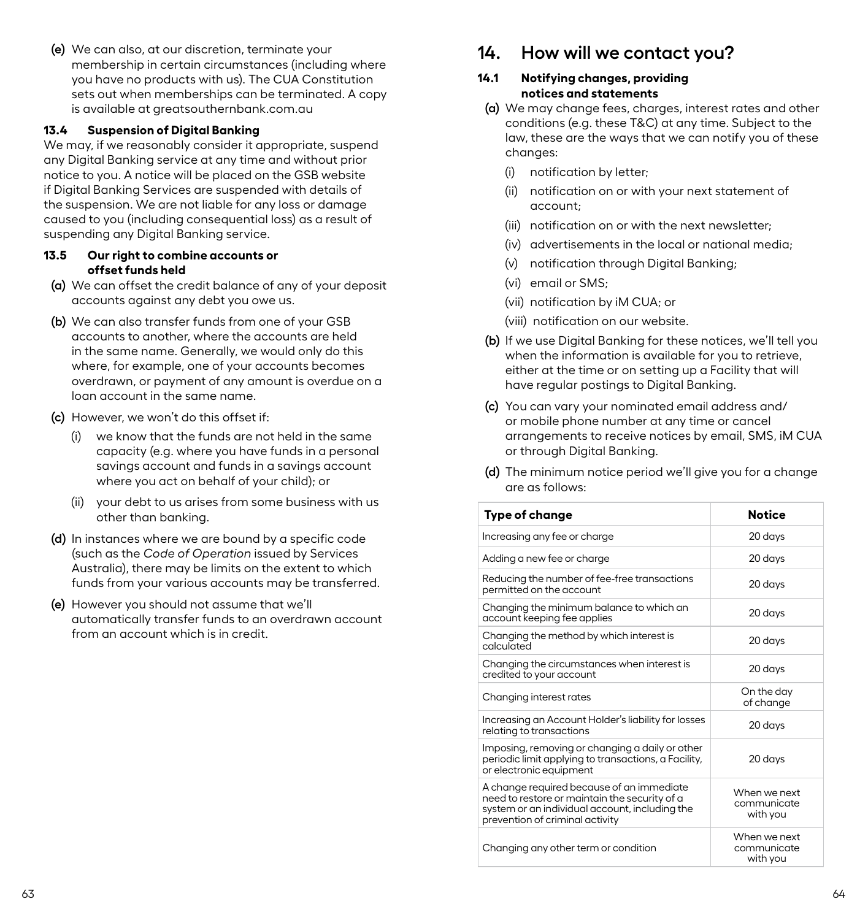(e) We can also, at our discretion, terminate your membership in certain circumstances (including where you have no products with us). The CUA Constitution sets out when memberships can be terminated. A copy is available at greatsouthernbank.com.au

### 13.4 Suspension of Digital Banking

We may, if we reasonably consider it appropriate, suspend any Digital Banking service at any time and without prior notice to you. A notice will be placed on the GSB website if Digital Banking Services are suspended with details of the suspension. We are not liable for any loss or damage caused to you (including consequential loss) as a result of suspending any Digital Banking service.

### 13.5 Our right to combine accounts or offset funds held

(a) We can offset the credit balance of any of your deposit accounts against any debt you owe us.

(b) We can also transfer funds from one of your GSB accounts to another, where the accounts are held in the same name. Generally, we would only do this where, for example, one of your accounts becomes overdrawn, or payment of any amount is overdue on a loan account in the same name.

(c) However, we won't do this offset if:

- (i) we know that the funds are not held in the same capacity (e.g. where you have funds in a personal savings account and funds in a savings account where you act on behalf of your child); or
- (ii) your debt to us arises from some business with us other than banking.

(d) In instances where we are bound by a specific code (such as the *Code of Operation* issued by Services Australia), there may be limits on the extent to which funds from your various accounts may be transferred.

(e) However you should not assume that we'll automatically transfer funds to an overdrawn account from an account which is in credit.

## 14. How will we contact you?

### 14.1 Notifying changes, providing notices and statements

(a) We may change fees, charges, interest rates and other conditions (e.g. these T&C) at any time. Subject to the law, these are the ways that we can notify you of these changes:

- (i) notification by letter;
- (ii) notification on or with your next statement of account;
- (iii) notification on or with the next newsletter;
- (iv) advertisements in the local or national media;
- (v) notification through Digital Banking;
- (vi) email or SMS;
- (vii) notification by iM CUA; or
- (viii) notification on our website.

(b) If we use Digital Banking for these notices, we'll tell you when the information is available for you to retrieve, either at the time or on setting up a Facility that will have regular postings to Digital Banking.

(c) You can vary your nominated email address and/ or mobile phone number at any time or cancel arrangements to receive notices by email, SMS, iM CUA or through Digital Banking.

(d) The minimum notice period we'll give you for a change are as follows:

| Type of change | Notice |
|---|---|
| Increasing any fee or charge | 20 days |
| Adding a new fee or charge | 20 days |
| Reducing the number of fee-free transactions permitted on the account | 20 days |
| Changing the minimum balance to which an account keeping fee applies | 20 days |
| Changing the method by which interest is calculated | 20 days |
| Changing the circumstances when interest is credited to your account | 20 days |
| Changing interest rates | On the day of change |
| Increasing an Account Holder's liability for losses relating to transactions | 20 days |
| Imposing, removing or changing a daily or other periodic limit applying to transactions, a Facility, or electronic equipment | 20 days |
| A change required because of an immediate need to restore or maintain the security of a system or an individual account, including the prevention of criminal activity | When we next communicate with you |
| Changing any other term or condition | When we next communicate with you |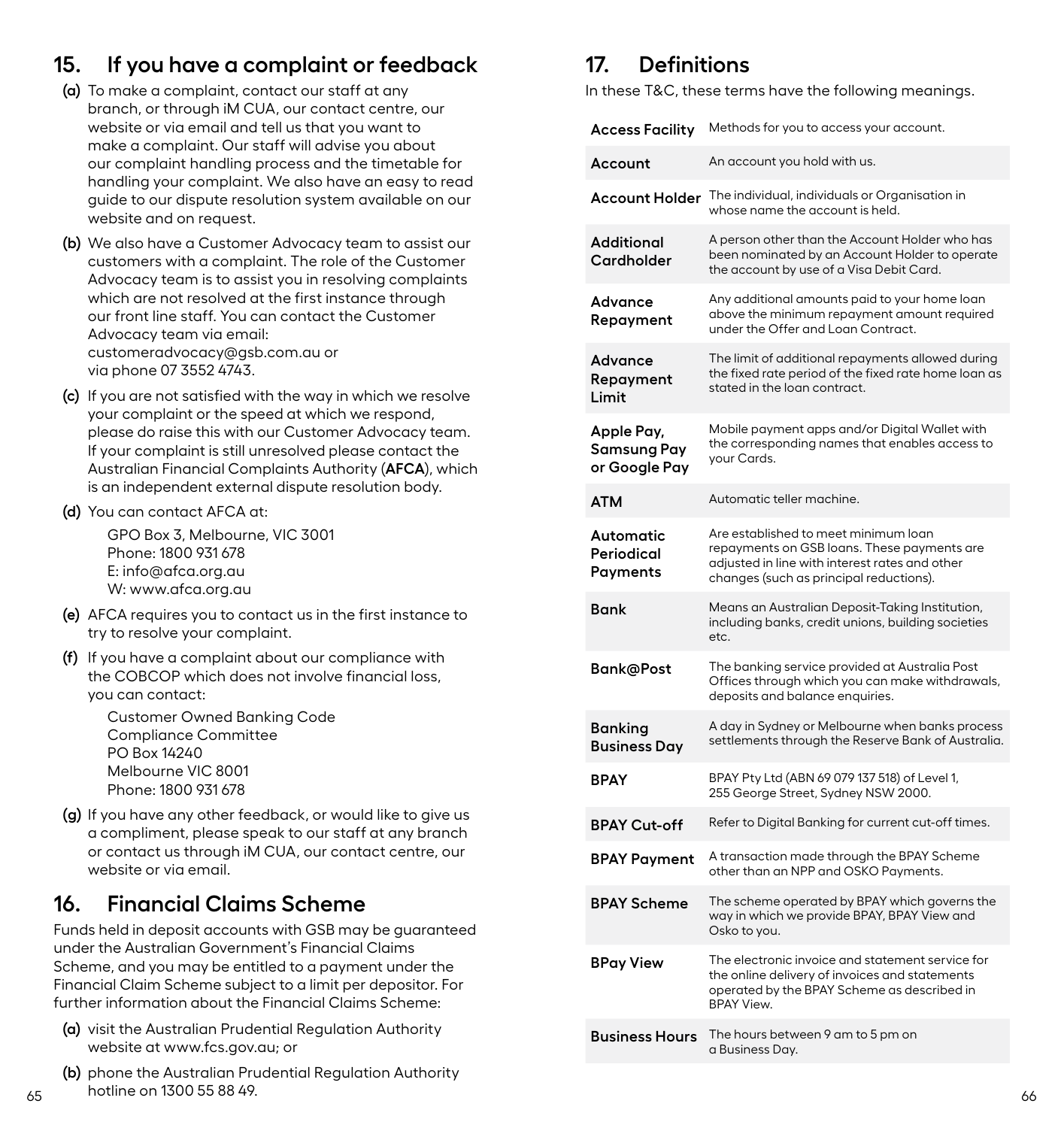## 15. If you have a complaint or feedback

(a) To make a complaint, contact our staff at any branch, or through iM CUA, our contact centre, our website or via email and tell us that you want to make a complaint. Our staff will advise you about our complaint handling process and the timetable for handling your complaint. We also have an easy to read guide to our dispute resolution system available on our website and on request.

(b) We also have a Customer Advocacy team to assist our customers with a complaint. The role of the Customer Advocacy team is to assist you in resolving complaints which are not resolved at the first instance through our front line staff. You can contact the Customer Advocacy team via email: customeradvocacy@gsb.com.au or via phone 07 3552 4743.

(c) If you are not satisfied with the way in which we resolve your complaint or the speed at which we respond, please do raise this with our Customer Advocacy team. If your complaint is still unresolved please contact the Australian Financial Complaints Authority (**AFCA**), which is an independent external dispute resolution body.

(d) You can contact AFCA at:

GPO Box 3, Melbourne, VIC 3001
Phone: 1800 931 678
E: info@afca.org.au
W: www.afca.org.au

(e) AFCA requires you to contact us in the first instance to try to resolve your complaint.

(f) If you have a complaint about our compliance with the COBCOP which does not involve financial loss, you can contact:

Customer Owned Banking Code
Compliance Committee
PO Box 14240
Melbourne VIC 8001
Phone: 1800 931 678

(g) If you have any other feedback, or would like to give us a compliment, please speak to our staff at any branch or contact us through iM CUA, our contact centre, our website or via email.

## 16. Financial Claims Scheme

Funds held in deposit accounts with GSB may be guaranteed under the Australian Government's Financial Claims Scheme, and you may be entitled to a payment under the Financial Claim Scheme subject to a limit per depositor. For further information about the Financial Claims Scheme:

(a) visit the Australian Prudential Regulation Authority website at www.fcs.gov.au; or

(b) phone the Australian Prudential Regulation Authority hotline on 1300 55 88 49.

## 17. Definitions

In these T&C, these terms have the following meanings.

| Term | Meaning |
|---|---|
| **Access Facility** | Methods for you to access your account. |
| **Account** | An account you hold with us. |
| **Account Holder** | The individual, individuals or Organisation in whose name the account is held. |
| **Additional Cardholder** | A person other than the Account Holder who has been nominated by an Account Holder to operate the account by use of a Visa Debit Card. |
| **Advance Repayment** | Any additional amounts paid to your home loan above the minimum repayment amount required under the Offer and Loan Contract. |
| **Advance Repayment Limit** | The limit of additional repayments allowed during the fixed rate period of the fixed rate home loan as stated in the loan contract. |
| **Apple Pay, Samsung Pay or Google Pay** | Mobile payment apps and/or Digital Wallet with the corresponding names that enables access to your Cards. |
| **ATM** | Automatic teller machine. |
| **Automatic Periodical Payments** | Are established to meet minimum loan repayments on GSB loans. These payments are adjusted in line with interest rates and other changes (such as principal reductions). |
| **Bank** | Means an Australian Deposit-Taking Institution, including banks, credit unions, building societies etc. |
| **Bank@Post** | The banking service provided at Australia Post Offices through which you can make withdrawals, deposits and balance enquiries. |
| **Banking Business Day** | A day in Sydney or Melbourne when banks process settlements through the Reserve Bank of Australia. |
| **BPAY** | BPAY Pty Ltd (ABN 69 079 137 518) of Level 1, 255 George Street, Sydney NSW 2000. |
| **BPAY Cut-off** | Refer to Digital Banking for current cut-off times. |
| **BPAY Payment** | A transaction made through the BPAY Scheme other than an NPP and OSKO Payments. |
| **BPAY Scheme** | The scheme operated by BPAY which governs the way in which we provide BPAY, BPAY View and Osko to you. |
| **BPay View** | The electronic invoice and statement service for the online delivery of invoices and statements operated by the BPAY Scheme as described in BPAY View. |
| **Business Hours** | The hours between 9 am to 5 pm on a Business Day. |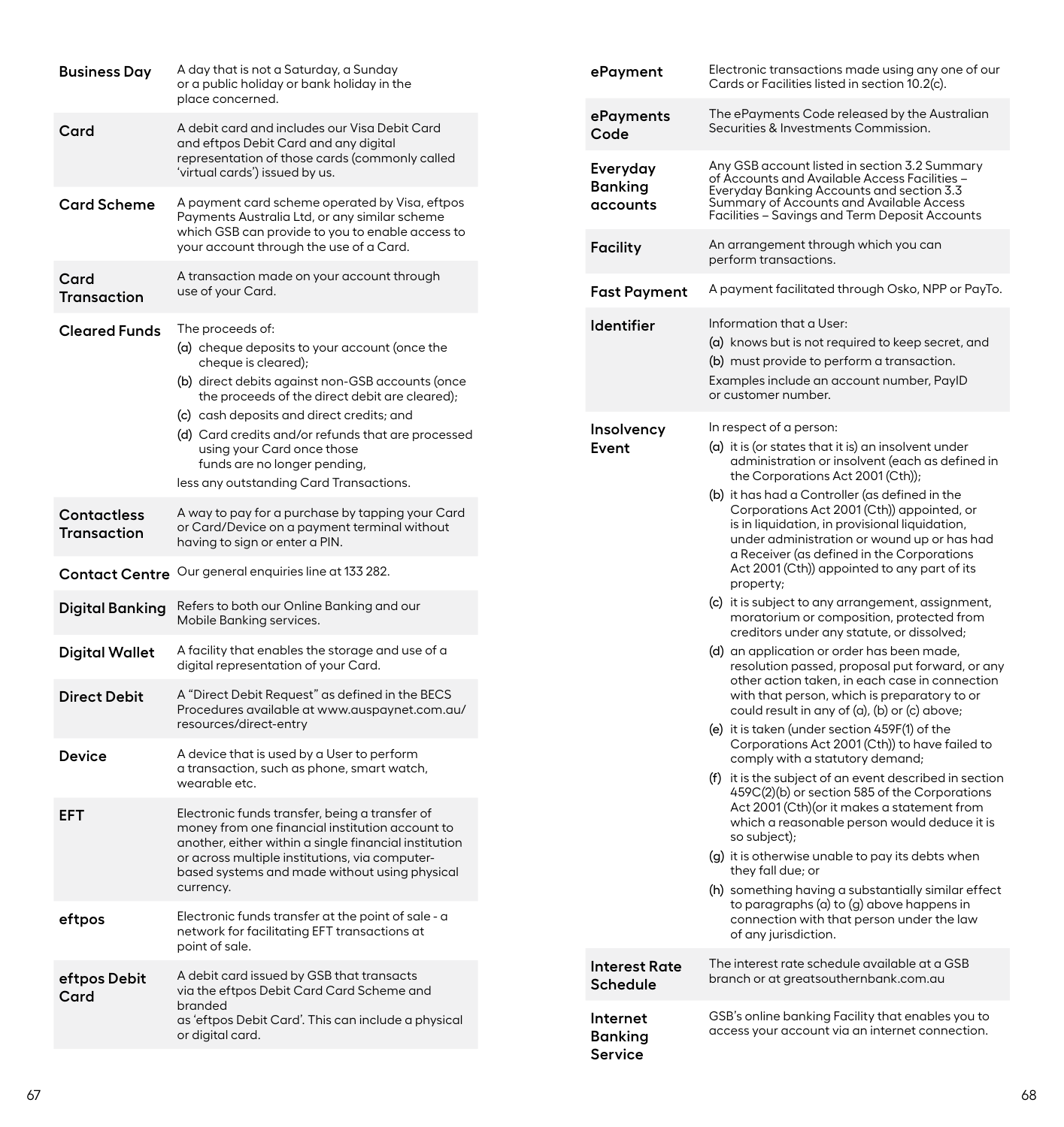| | |
|---|---|
| **Business Day** | A day that is not a Saturday, a Sunday or a public holiday or bank holiday in the place concerned. |
| **Card** | A debit card and includes our Visa Debit Card and eftpos Debit Card and any digital representation of those cards (commonly called 'virtual cards') issued by us. |
| **Card Scheme** | A payment card scheme operated by Visa, eftpos Payments Australia Ltd, or any similar scheme which GSB can provide to you to enable access to your account through the use of a Card. |
| **Card Transaction** | A transaction made on your account through use of your Card. |
| **Cleared Funds** | The proceeds of:<br>(a) cheque deposits to your account (once the cheque is cleared);<br>(b) direct debits against non-GSB accounts (once the proceeds of the direct debit are cleared);<br>(c) cash deposits and direct credits; and<br>(d) Card credits and/or refunds that are processed using your Card once those funds are no longer pending,<br>less any outstanding Card Transactions. |
| **Contactless Transaction** | A way to pay for a purchase by tapping your Card or Card/Device on a payment terminal without having to sign or enter a PIN. |
| **Contact Centre** | Our general enquiries line at 133 282. |
| **Digital Banking** | Refers to both our Online Banking and our Mobile Banking services. |
| **Digital Wallet** | A facility that enables the storage and use of a digital representation of your Card. |
| **Direct Debit** | A "Direct Debit Request" as defined in the BECS Procedures available at www.auspaynet.com.au/resources/direct-entry |
| **Device** | A device that is used by a User to perform a transaction, such as phone, smart watch, wearable etc. |
| **EFT** | Electronic funds transfer, being a transfer of money from one financial institution account to another, either within a single financial institution or across multiple institutions, via computer-based systems and made without using physical currency. |
| **eftpos** | Electronic funds transfer at the point of sale - a network for facilitating EFT transactions at point of sale. |
| **eftpos Debit Card** | A debit card issued by GSB that transacts via the eftpos Debit Card Card Scheme and branded as 'eftpos Debit Card'. This can include a physical or digital card. |
| **ePayment** | Electronic transactions made using any one of our Cards or Facilities listed in section 10.2(c). |
| **ePayments Code** | The ePayments Code released by the Australian Securities & Investments Commission. |
| **Everyday Banking accounts** | Any GSB account listed in section 3.2 Summary of Accounts and Available Access Facilities – Everyday Banking Accounts and section 3.3 Summary of Accounts and Available Access Facilities – Savings and Term Deposit Accounts |
| **Facility** | An arrangement through which you can perform transactions. |
| **Fast Payment** | A payment facilitated through Osko, NPP or PayTo. |
| **Identifier** | Information that a User:<br>(a) knows but is not required to keep secret, and<br>(b) must provide to perform a transaction.<br>Examples include an account number, PayID or customer number. |
| **Insolvency Event** | In respect of a person:<br>(a) it is (or states that it is) an insolvent under administration or insolvent (each as defined in the Corporations Act 2001 (Cth));<br>(b) it has had a Controller (as defined in the Corporations Act 2001 (Cth)) appointed, or is in liquidation, in provisional liquidation, under administration or wound up or has had a Receiver (as defined in the Corporations Act 2001 (Cth)) appointed to any part of its property;<br>(c) it is subject to any arrangement, assignment, moratorium or composition, protected from creditors under any statute, or dissolved;<br>(d) an application or order has been made, resolution passed, proposal put forward, or any other action taken, in each case in connection with that person, which is preparatory to or could result in any of (a), (b) or (c) above;<br>(e) it is taken (under section 459F(1) of the Corporations Act 2001 (Cth)) to have failed to comply with a statutory demand;<br>(f) it is the subject of an event described in section 459C(2)(b) or section 585 of the Corporations Act 2001 (Cth)(or it makes a statement from which a reasonable person would deduce it is so subject);<br>(g) it is otherwise unable to pay its debts when they fall due; or<br>(h) something having a substantially similar effect to paragraphs (a) to (g) above happens in connection with that person under the law of any jurisdiction. |
| **Interest Rate Schedule** | The interest rate schedule available at a GSB branch or at greatsouthernbank.com.au |
| **Internet Banking Service** | GSB's online banking Facility that enables you to access your account via an internet connection. |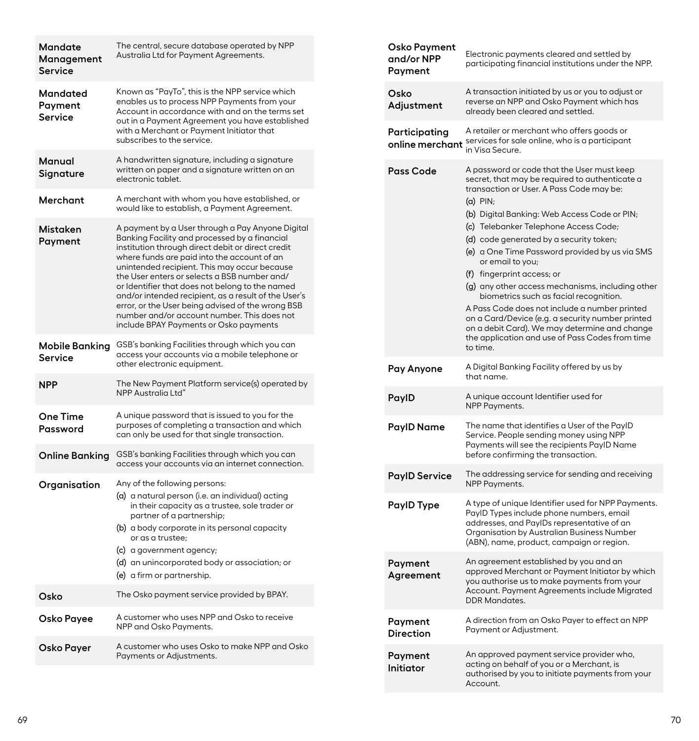| | |
|---|---|
| **Mandate Management Service** | The central, secure database operated by NPP Australia Ltd for Payment Agreements. |
| **Mandated Payment Service** | Known as "PayTo", this is the NPP service which enables us to process NPP Payments from your Account in accordance with and on the terms set out in a Payment Agreement you have established with a Merchant or Payment Initiator that subscribes to the service. |
| **Manual Signature** | A handwritten signature, including a signature written on paper and a signature written on an electronic tablet. |
| **Merchant** | A merchant with whom you have established, or would like to establish, a Payment Agreement. |
| **Mistaken Payment** | A payment by a User through a Pay Anyone Digital Banking Facility and processed by a financial institution through direct debit or direct credit where funds are paid into the account of an unintended recipient. This may occur because the User enters or selects a BSB number and/ or Identifier that does not belong to the named and/or intended recipient, as a result of the User's error, or the User being advised of the wrong BSB number and/or account number. This does not include BPAY Payments or Osko payments |
| **Mobile Banking Service** | GSB's banking Facilities through which you can access your accounts via a mobile telephone or other electronic equipment. |
| **NPP** | The New Payment Platform service(s) operated by NPP Australia Ltd" |
| **One Time Password** | A unique password that is issued to you for the purposes of completing a transaction and which can only be used for that single transaction. |
| **Online Banking** | GSB's banking Facilities through which you can access your accounts via an internet connection. |
| **Organisation** | Any of the following persons:<br>(a) a natural person (i.e. an individual) acting in their capacity as a trustee, sole trader or partner of a partnership;<br>(b) a body corporate in its personal capacity or as a trustee;<br>(c) a government agency;<br>(d) an unincorporated body or association; or<br>(e) a firm or partnership. |
| **Osko** | The Osko payment service provided by BPAY. |
| **Osko Payee** | A customer who uses NPP and Osko to receive NPP and Osko Payments. |
| **Osko Payer** | A customer who uses Osko to make NPP and Osko Payments or Adjustments. |
| **Osko Payment and/or NPP Payment** | Electronic payments cleared and settled by participating financial institutions under the NPP. |
| **Osko Adjustment** | A transaction initiated by us or you to adjust or reverse an NPP and Osko Payment which has already been cleared and settled. |
| **Participating online merchant** | A retailer or merchant who offers goods or services for sale online, who is a participant in Visa Secure. |
| **Pass Code** | A password or code that the User must keep secret, that may be required to authenticate a transaction or User. A Pass Code may be:<br>(a) PIN;<br>(b) Digital Banking: Web Access Code or PIN;<br>(c) Telebanker Telephone Access Code;<br>(d) code generated by a security token;<br>(e) a One Time Password provided by us via SMS or email to you;<br>(f) fingerprint access; or<br>(g) any other access mechanisms, including other biometrics such as facial recognition.<br>A Pass Code does not include a number printed on a Card/Device (e.g. a security number printed on a debit Card). We may determine and change the application and use of Pass Codes from time to time. |
| **Pay Anyone** | A Digital Banking Facility offered by us by that name. |
| **PayID** | A unique account Identifier used for NPP Payments. |
| **PayID Name** | The name that identifies a User of the PayID Service. People sending money using NPP Payments will see the recipients PayID Name before confirming the transaction. |
| **PayID Service** | The addressing service for sending and receiving NPP Payments. |
| **PayID Type** | A type of unique Identifier used for NPP Payments. PayID Types include phone numbers, email addresses, and PayIDs representative of an Organisation by Australian Business Number (ABN), name, product, campaign or region. |
| **Payment Agreement** | An agreement established by you and an approved Merchant or Payment Initiator by which you authorise us to make payments from your Account. Payment Agreements include Migrated DDR Mandates. |
| **Payment Direction** | A direction from an Osko Payer to effect an NPP Payment or Adjustment. |
| **Payment Initiator** | An approved payment service provider who, acting on behalf of you or a Merchant, is authorised by you to initiate payments from your Account. |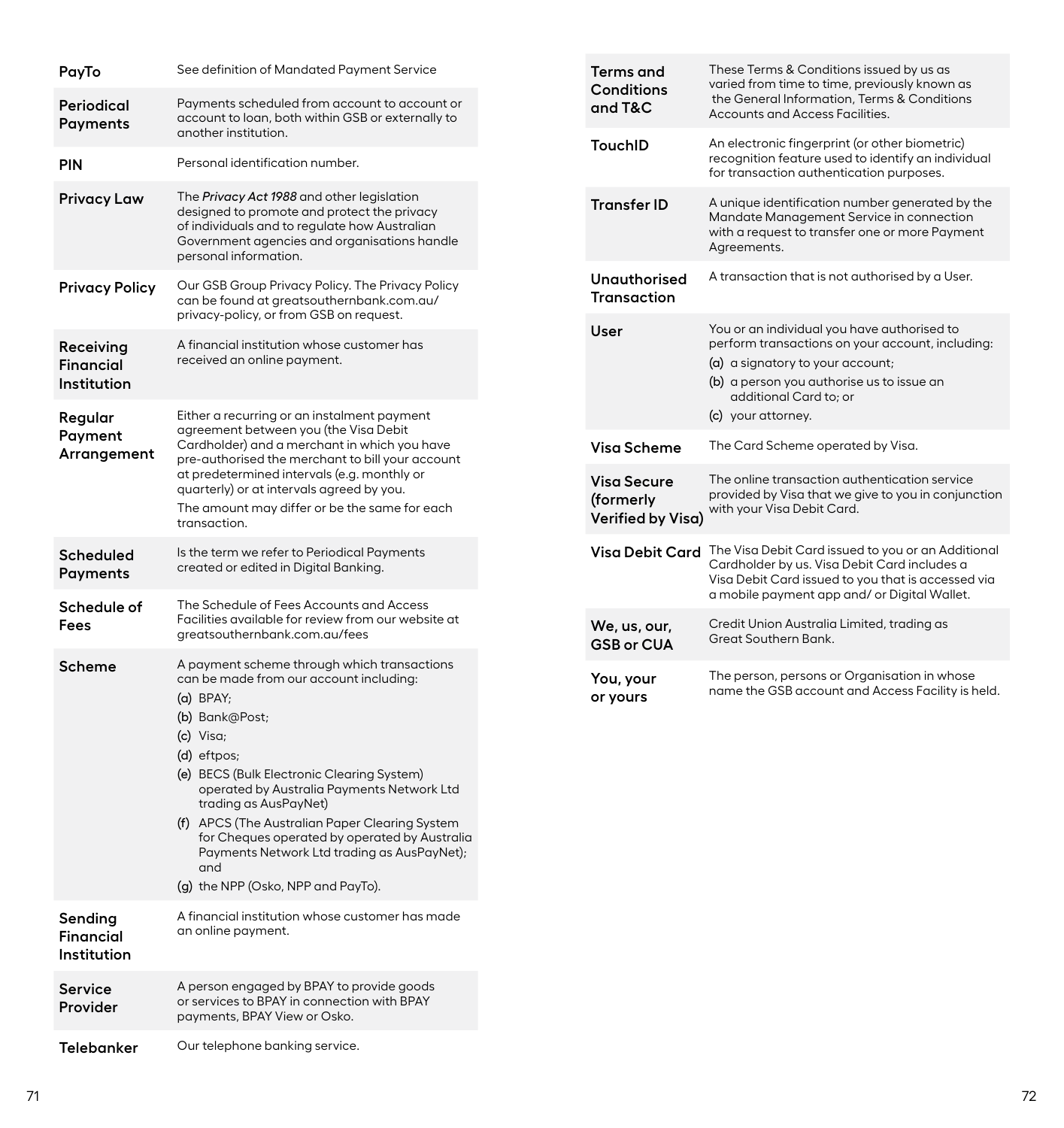| | |
|---|---|
| **PayTo** | See definition of Mandated Payment Service |
| **Periodical Payments** | Payments scheduled from account to account or account to loan, both within GSB or externally to another institution. |
| **PIN** | Personal identification number. |
| **Privacy Law** | The *Privacy Act 1988* and other legislation designed to promote and protect the privacy of individuals and to regulate how Australian Government agencies and organisations handle personal information. |
| **Privacy Policy** | Our GSB Group Privacy Policy. The Privacy Policy can be found at greatsouthernbank.com.au/privacy-policy, or from GSB on request. |
| **Receiving Financial Institution** | A financial institution whose customer has received an online payment. |
| **Regular Payment Arrangement** | Either a recurring or an instalment payment agreement between you (the Visa Debit Cardholder) and a merchant in which you have pre-authorised the merchant to bill your account at predetermined intervals (e.g. monthly or quarterly) or at intervals agreed by you.<br>The amount may differ or be the same for each transaction. |
| **Scheduled Payments** | Is the term we refer to Periodical Payments created or edited in Digital Banking. |
| **Schedule of Fees** | The Schedule of Fees Accounts and Access Facilities available for review from our website at greatsouthernbank.com.au/fees |
| **Scheme** | A payment scheme through which transactions can be made from our account including:<br>(a) BPAY;<br>(b) Bank@Post;<br>(c) Visa;<br>(d) eftpos;<br>(e) BECS (Bulk Electronic Clearing System) operated by Australia Payments Network Ltd trading as AusPayNet)<br>(f) APCS (The Australian Paper Clearing System for Cheques operated by operated by Australia Payments Network Ltd trading as AusPayNet); and<br>(g) the NPP (Osko, NPP and PayTo). |
| **Sending Financial Institution** | A financial institution whose customer has made an online payment. |
| **Service Provider** | A person engaged by BPAY to provide goods or services to BPAY in connection with BPAY payments, BPAY View or Osko. |
| **Telebanker** | Our telephone banking service. |
| **Terms and Conditions and T&C** | These Terms & Conditions issued by us as varied from time to time, previously known as the General Information, Terms & Conditions Accounts and Access Facilities. |
| **TouchID** | An electronic fingerprint (or other biometric) recognition feature used to identify an individual for transaction authentication purposes. |
| **Transfer ID** | A unique identification number generated by the Mandate Management Service in connection with a request to transfer one or more Payment Agreements. |
| **Unauthorised Transaction** | A transaction that is not authorised by a User. |
| **User** | You or an individual you have authorised to perform transactions on your account, including:<br>(a) a signatory to your account;<br>(b) a person you authorise us to issue an additional Card to; or<br>(c) your attorney. |
| **Visa Scheme** | The Card Scheme operated by Visa. |
| **Visa Secure (formerly Verified by Visa)** | The online transaction authentication service provided by Visa that we give to you in conjunction with your Visa Debit Card. |
| **Visa Debit Card** | The Visa Debit Card issued to you or an Additional Cardholder by us. Visa Debit Card includes a Visa Debit Card issued to you that is accessed via a mobile payment app and/ or Digital Wallet. |
| **We, us, our, GSB or CUA** | Credit Union Australia Limited, trading as Great Southern Bank. |
| **You, your or yours** | The person, persons or Organisation in whose name the GSB account and Access Facility is held. |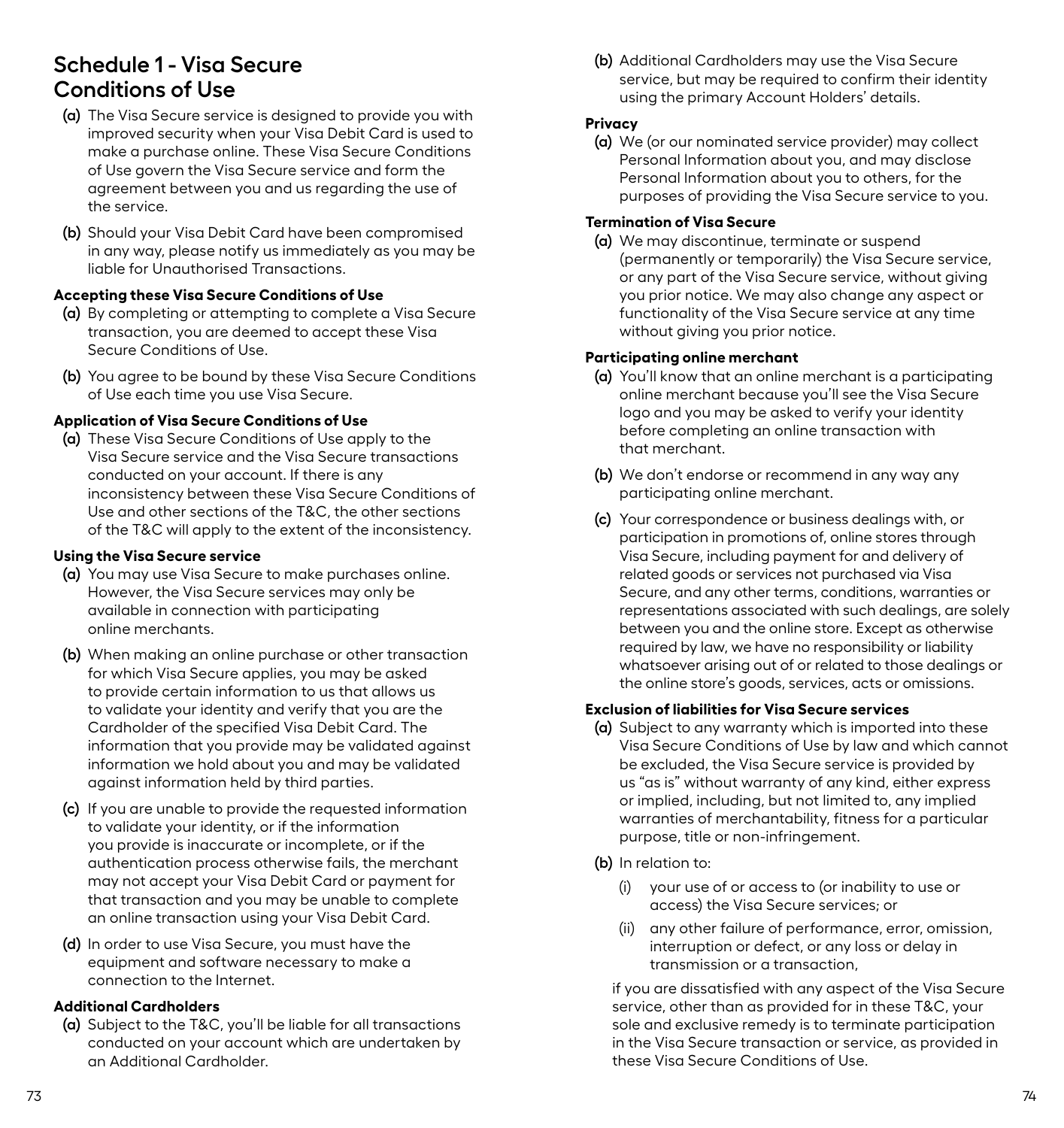# Schedule 1 - Visa Secure Conditions of Use

**(a)** The Visa Secure service is designed to provide you with improved security when your Visa Debit Card is used to make a purchase online. These Visa Secure Conditions of Use govern the Visa Secure service and form the agreement between you and us regarding the use of the service.

**(b)** Should your Visa Debit Card have been compromised in any way, please notify us immediately as you may be liable for Unauthorised Transactions.

### Accepting these Visa Secure Conditions of Use

**(a)** By completing or attempting to complete a Visa Secure transaction, you are deemed to accept these Visa Secure Conditions of Use.

**(b)** You agree to be bound by these Visa Secure Conditions of Use each time you use Visa Secure.

### Application of Visa Secure Conditions of Use

**(a)** These Visa Secure Conditions of Use apply to the Visa Secure service and the Visa Secure transactions conducted on your account. If there is any inconsistency between these Visa Secure Conditions of Use and other sections of the T&C, the other sections of the T&C will apply to the extent of the inconsistency.

### Using the Visa Secure service

**(a)** You may use Visa Secure to make purchases online. However, the Visa Secure services may only be available in connection with participating online merchants.

**(b)** When making an online purchase or other transaction for which Visa Secure applies, you may be asked to provide certain information to us that allows us to validate your identity and verify that you are the Cardholder of the specified Visa Debit Card. The information that you provide may be validated against information we hold about you and may be validated against information held by third parties.

**(c)** If you are unable to provide the requested information to validate your identity, or if the information you provide is inaccurate or incomplete, or if the authentication process otherwise fails, the merchant may not accept your Visa Debit Card or payment for that transaction and you may be unable to complete an online transaction using your Visa Debit Card.

**(d)** In order to use Visa Secure, you must have the equipment and software necessary to make a connection to the Internet.

### Additional Cardholders

**(a)** Subject to the T&C, you'll be liable for all transactions conducted on your account which are undertaken by an Additional Cardholder.

**(b)** Additional Cardholders may use the Visa Secure service, but may be required to confirm their identity using the primary Account Holders' details.

### Privacy

**(a)** We (or our nominated service provider) may collect Personal Information about you, and may disclose Personal Information about you to others, for the purposes of providing the Visa Secure service to you.

### Termination of Visa Secure

**(a)** We may discontinue, terminate or suspend (permanently or temporarily) the Visa Secure service, or any part of the Visa Secure service, without giving you prior notice. We may also change any aspect or functionality of the Visa Secure service at any time without giving you prior notice.

### Participating online merchant

**(a)** You'll know that an online merchant is a participating online merchant because you'll see the Visa Secure logo and you may be asked to verify your identity before completing an online transaction with that merchant.

**(b)** We don't endorse or recommend in any way any participating online merchant.

**(c)** Your correspondence or business dealings with, or participation in promotions of, online stores through Visa Secure, including payment for and delivery of related goods or services not purchased via Visa Secure, and any other terms, conditions, warranties or representations associated with such dealings, are solely between you and the online store. Except as otherwise required by law, we have no responsibility or liability whatsoever arising out of or related to those dealings or the online store's goods, services, acts or omissions.

### Exclusion of liabilities for Visa Secure services

**(a)** Subject to any warranty which is imported into these Visa Secure Conditions of Use by law and which cannot be excluded, the Visa Secure service is provided by us "as is" without warranty of any kind, either express or implied, including, but not limited to, any implied warranties of merchantability, fitness for a particular purpose, title or non-infringement.

**(b)** In relation to:

(i) your use of or access to (or inability to use or access) the Visa Secure services; or

(ii) any other failure of performance, error, omission, interruption or defect, or any loss or delay in transmission or a transaction,

if you are dissatisfied with any aspect of the Visa Secure service, other than as provided for in these T&C, your sole and exclusive remedy is to terminate participation in the Visa Secure transaction or service, as provided in these Visa Secure Conditions of Use.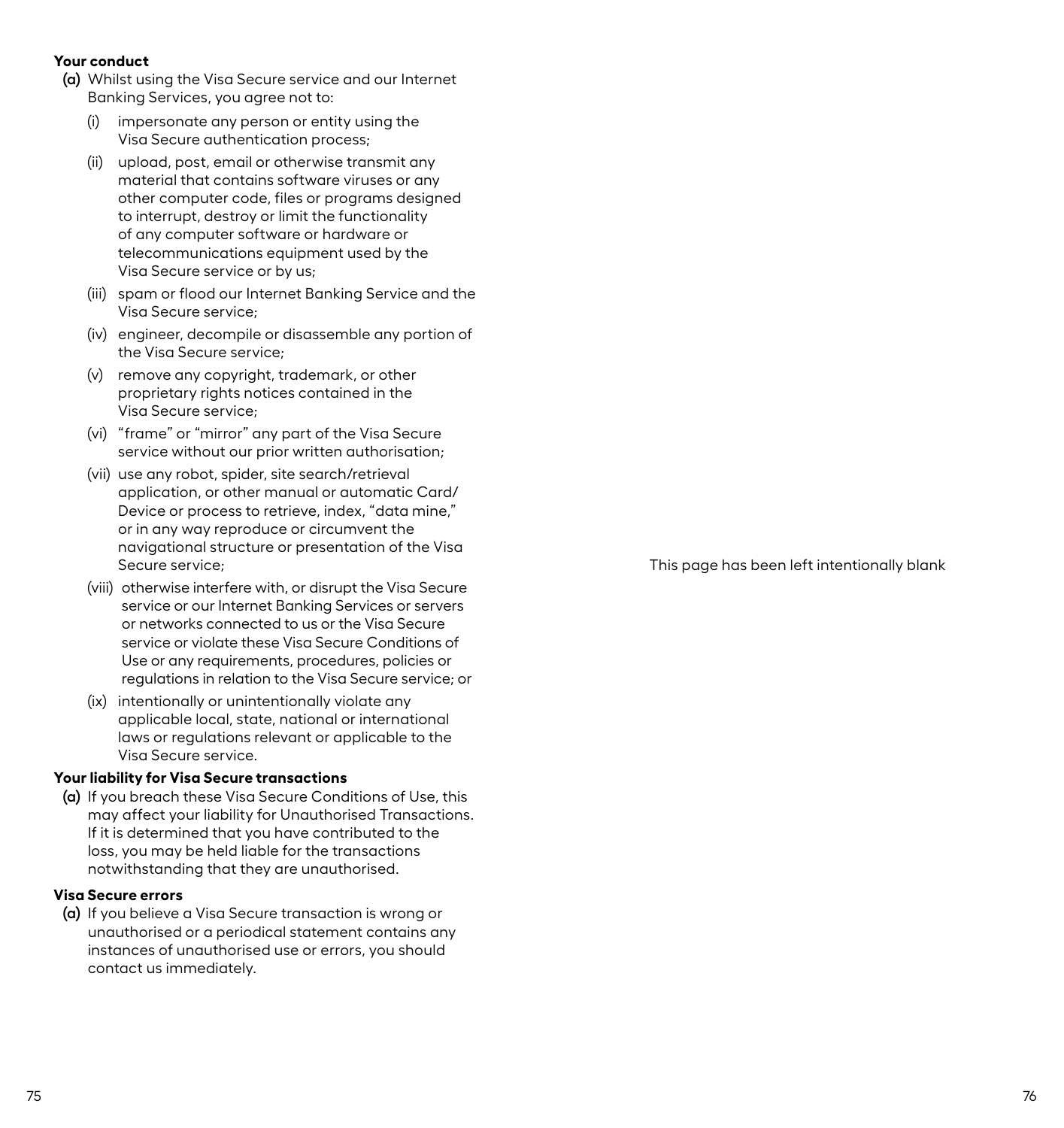**Your conduct**

**(a)** Whilst using the Visa Secure service and our Internet Banking Services, you agree not to:

(i) impersonate any person or entity using the Visa Secure authentication process;

(ii) upload, post, email or otherwise transmit any material that contains software viruses or any other computer code, files or programs designed to interrupt, destroy or limit the functionality of any computer software or hardware or telecommunications equipment used by the Visa Secure service or by us;

(iii) spam or flood our Internet Banking Service and the Visa Secure service;

(iv) engineer, decompile or disassemble any portion of the Visa Secure service;

(v) remove any copyright, trademark, or other proprietary rights notices contained in the Visa Secure service;

(vi) "frame" or "mirror" any part of the Visa Secure service without our prior written authorisation;

(vii) use any robot, spider, site search/retrieval application, or other manual or automatic Card/Device or process to retrieve, index, "data mine," or in any way reproduce or circumvent the navigational structure or presentation of the Visa Secure service;

(viii) otherwise interfere with, or disrupt the Visa Secure service or our Internet Banking Services or servers or networks connected to us or the Visa Secure service or violate these Visa Secure Conditions of Use or any requirements, procedures, policies or regulations in relation to the Visa Secure service; or

(ix) intentionally or unintentionally violate any applicable local, state, national or international laws or regulations relevant or applicable to the Visa Secure service.

**Your liability for Visa Secure transactions**

**(a)** If you breach these Visa Secure Conditions of Use, this may affect your liability for Unauthorised Transactions. If it is determined that you have contributed to the loss, you may be held liable for the transactions notwithstanding that they are unauthorised.

**Visa Secure errors**

**(a)** If you believe a Visa Secure transaction is wrong or unauthorised or a periodical statement contains any instances of unauthorised use or errors, you should contact us immediately.

This page has been left intentionally blank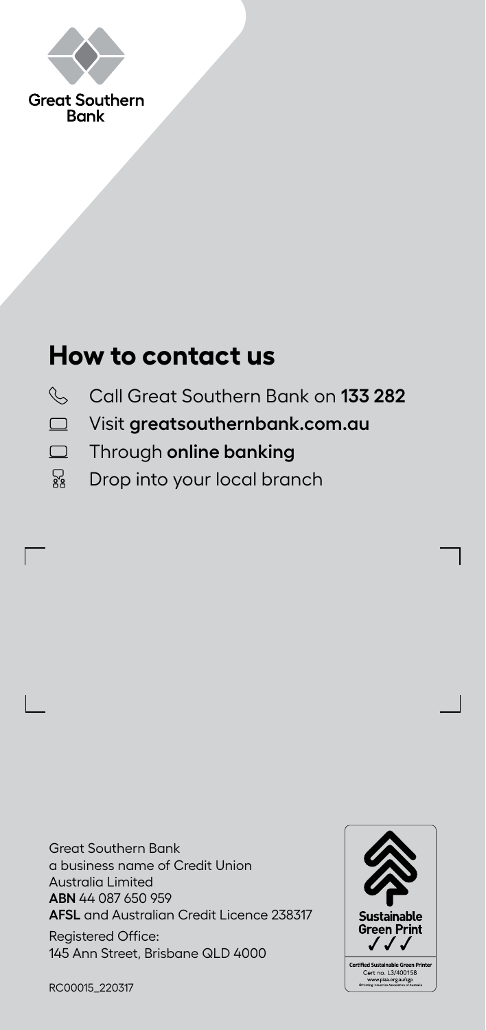Great Southern Bank

## How to contact us

- Call Great Southern Bank on **133 282**
- Visit **greatsouthernbank.com.au**
- Through **online banking**
- Drop into your local branch

Great Southern Bank
a business name of Credit Union Australia Limited
**ABN** 44 087 650 959
**AFSL** and Australian Credit Licence 238317

Registered Office:
145 Ann Street, Brisbane QLD 4000

Sustainable Green Print

Certified Sustainable Green Printer
Cert no. L3/400158
www.piaa.org.au/sgp
©Printing Industries Association of Australia

RC00015_220317